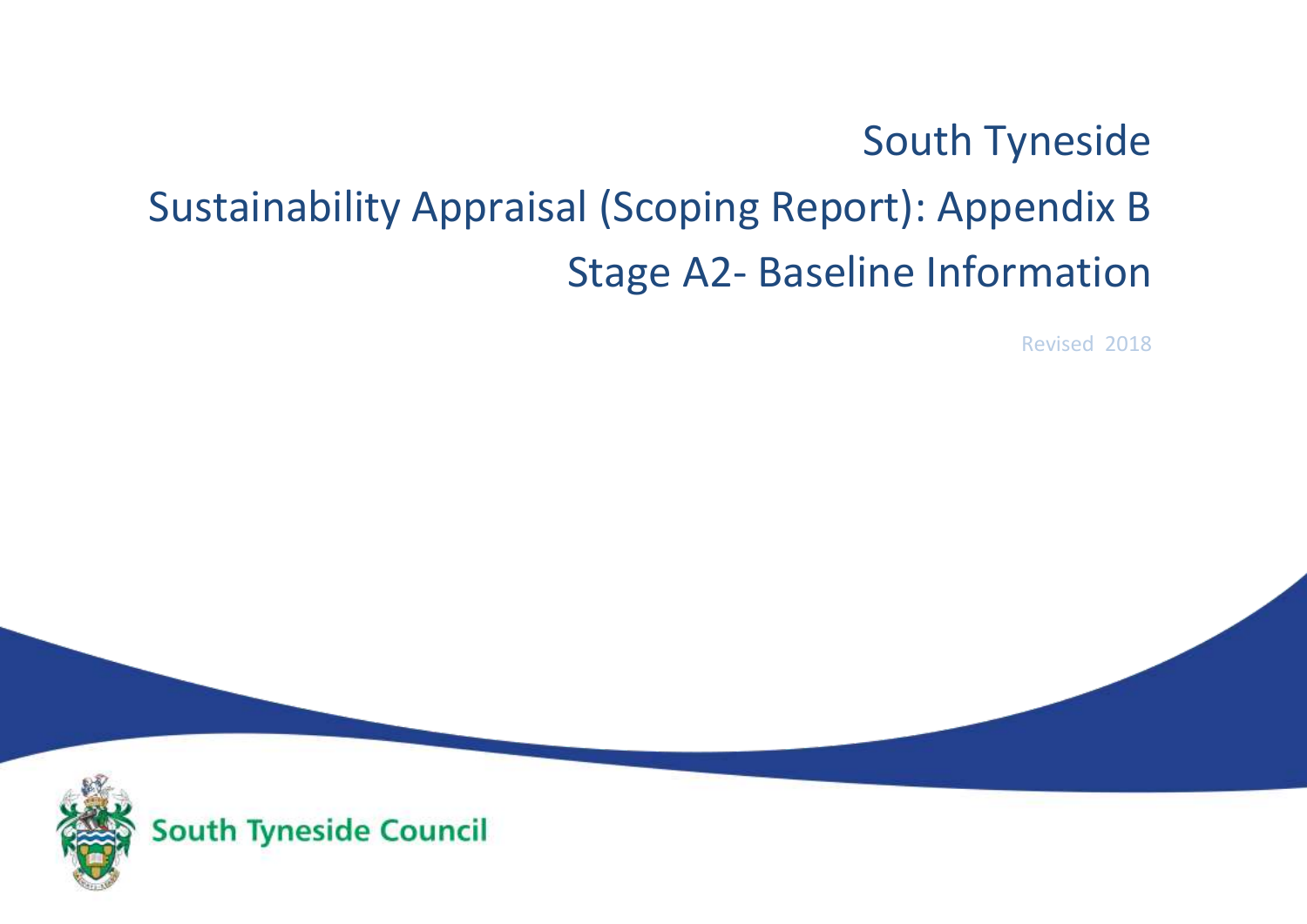# South Tyneside

# Sustainability Appraisal (Scoping Report): Appendix B

# Stage A2- Baseline Information

Revised 2018

South Tyneside Council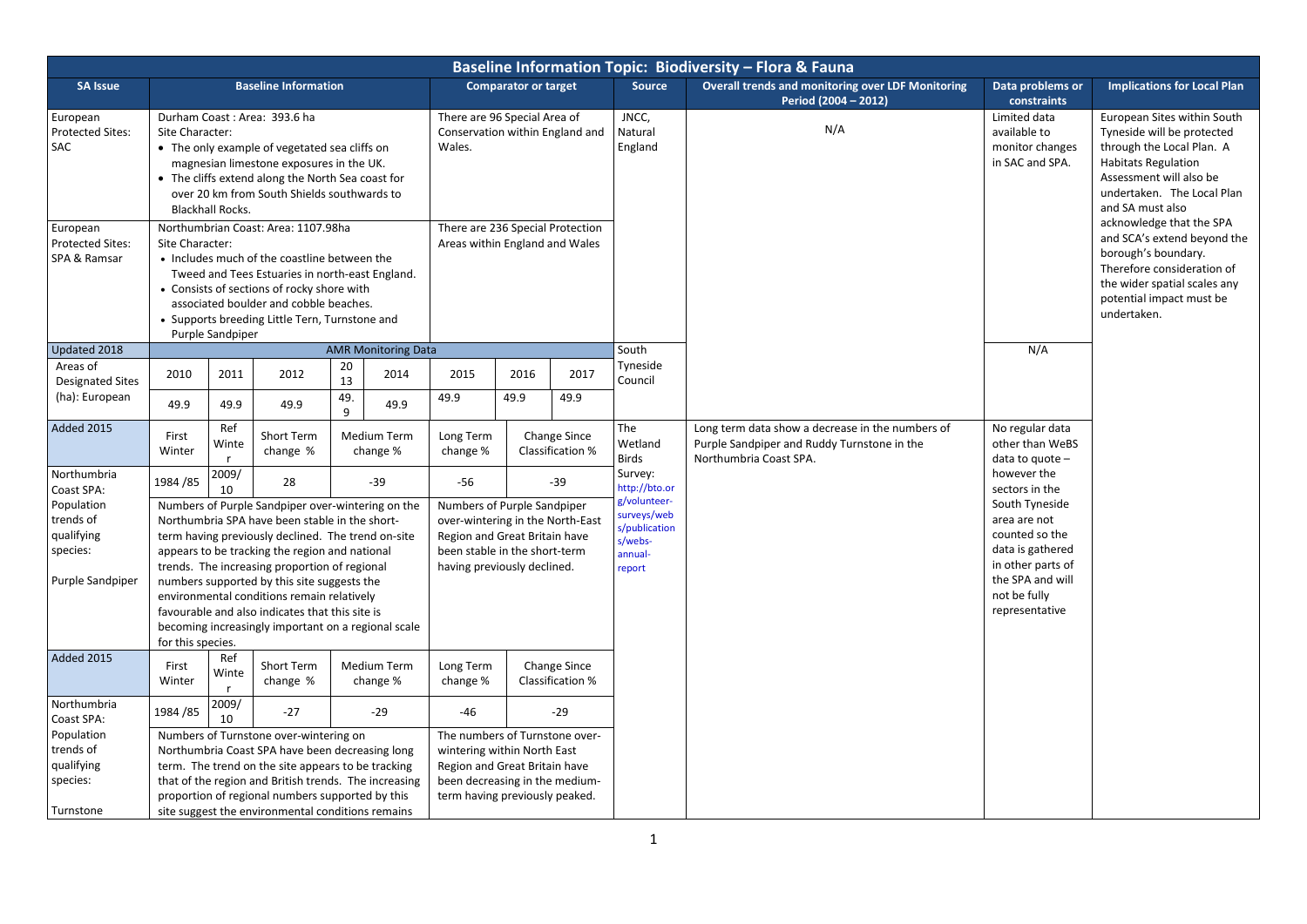## Baseline Information Topic: Biodiversity – Flora & Fauna

| SA Issue | Baseline Information | Comparator or target | Source | Overall trends and monitoring over LDF Monitoring Period (2004 – 2012) | Data problems or constraints | Implications for Local Plan |
|---|---|---|---|---|---|---|
| European Protected Sites: SAC | Durham Coast : Area: 393.6 ha<br>Site Character:<br>• The only example of vegetated sea cliffs on magnesian limestone exposures in the UK.<br>• The cliffs extend along the North Sea coast for over 20 km from South Shields southwards to Blackhall Rocks. | There are 96 Special Area of Conservation within England and Wales. | JNCC, Natural England | N/A | Limited data available to monitor changes in SAC and SPA. | European Sites within South Tyneside will be protected through the Local Plan. A Habitats Regulation Assessment will also be undertaken. The Local Plan and SA must also acknowledge that the SPA and SCA's extend beyond the borough's boundary. Therefore consideration of the wider spatial scales any potential impact must be undertaken. |
| European Protected Sites: SPA & Ramsar | Northumbrian Coast: Area: 1107.98ha<br>Site Character:<br>• Includes much of the coastline between the Tweed and Tees Estuaries in north-east England.<br>• Consists of sections of rocky shore with associated boulder and cobble beaches.<br>• Supports breeding Little Tern, Turnstone and Purple Sandpiper | There are 236 Special Protection Areas within England and Wales | | | | |

| Updated 2018 | AMR Monitoring Data | | | | | | | | Source | | Data problems or constraints |
|---|---|---|---|---|---|---|---|---|---|---|---|
| Areas of Designated Sites (ha): European | 2010 | 2011 | 2012 | 2013 | 2014 | 2015 | 2016 | 2017 | South Tyneside Council | | N/A |
| | 49.9 | 49.9 | 49.9 | 49.9 | 49.9 | 49.9 | 49.9 | 49.9 | | | |

| Added 2015 | First Winter | Ref Winter | Short Term change % | Medium Term change % | Long Term change % | Change Since Classification % | Source | Overall trends and monitoring over LDF Monitoring Period (2004 – 2012) | Data problems or constraints |
|---|---|---|---|---|---|---|---|---|---|
| Northumbria Coast SPA: | 1984 /85 | 2009/10 | 28 | -39 | -56 | -39 | The Wetland Birds Survey: http://bto.org/volunteer-surveys/webs/publications/webs-annual-report | Long term data show a decrease in the numbers of Purple Sandpiper and Ruddy Turnstone in the Northumbria Coast SPA. | No regular data other than WeBS data to quote – however the sectors in the South Tyneside area are not counted so the data is gathered in other parts of the SPA and will not be fully representative |
| Population trends of qualifying species: Purple Sandpiper | Numbers of Purple Sandpiper over-wintering on the Northumbria SPA have been stable in the short-term having previously declined. The trend on-site appears to be tracking the region and national trends. The increasing proportion of regional numbers supported by this site suggests the environmental conditions remain relatively favourable and also indicates that this site is becoming increasingly important on a regional scale for this species. | | | | Numbers of Purple Sandpiper over-wintering in the North-East Region and Great Britain have been stable in the short-term having previously declined. | | | | |
| Added 2015 | First Winter | Ref Winter | Short Term change % | Medium Term change % | Long Term change % | Change Since Classification % | | | |
| Northumbria Coast SPA: | 1984 /85 | 2009/10 | -27 | -29 | -46 | -29 | | | |
| Population trends of qualifying species: Turnstone | Numbers of Turnstone over-wintering on Northumbria Coast SPA have been decreasing long term. The trend on the site appears to be tracking that of the region and British trends. The increasing proportion of regional numbers supported by this site suggest the environmental conditions remains | | | | The numbers of Turnstone over-wintering within North East Region and Great Britain have been decreasing in the medium-term having previously peaked. | | | | |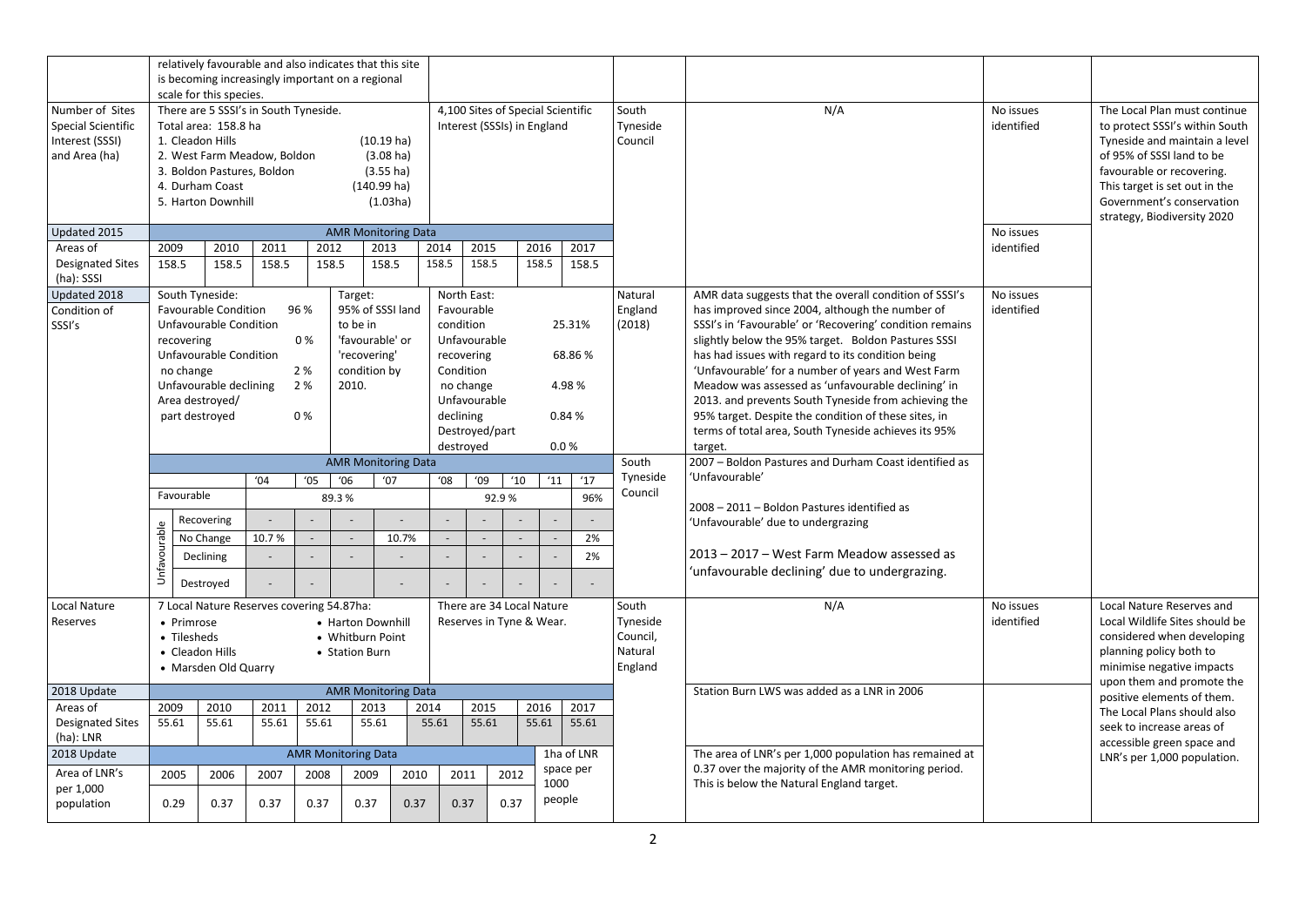| | | | | | | |
|---|---|---|---|---|---|---|
| | relatively favourable and also indicates that this site is becoming increasingly important on a regional scale for this species. | | | | | |
| Number of Sites Special Scientific Interest (SSSI) and Area (ha) | There are 5 SSSI's in South Tyneside.<br>Total area: 158.8 ha<br>1. Cleadon Hills (10.19 ha)<br>2. West Farm Meadow, Boldon (3.08 ha)<br>3. Boldon Pastures, Boldon (3.55 ha)<br>4. Durham Coast (140.99 ha)<br>5. Harton Downhill (1.03ha) | 4,100 Sites of Special Scientific Interest (SSSIs) in England | South Tyneside Council | N/A | No issues identified | The Local Plan must continue to protect SSSI's within South Tyneside and maintain a level of 95% of SSSI land to be favourable or recovering. This target is set out in the Government's conservation strategy, Biodiversity 2020 |
| Updated 2015<br>Areas of Designated Sites (ha): SSSI | AMR Monitoring Data<br>2009: 158.5 · 2010: 158.5 · 2011: 158.5 · 2012: 158.5 · 2013: 158.5 · 2014: 158.5 · 2015: 158.5 · 2016: 158.5 · 2017: 158.5 | | | | No issues identified | |
| Updated 2018<br>Condition of SSSI's | South Tyneside:<br>Favourable Condition 96 %<br>Unfavourable Condition recovering 0 %<br>Unfavourable Condition no change 2 %<br>Unfavourable declining 2 %<br>Area destroyed/ part destroyed 0 %<br><br>Target: 95% of SSSI land to be in 'favourable' or 'recovering' condition by 2010. | North East:<br>Favourable condition 25.31%<br>Unfavourable recovering 68.86 %<br>Condition no change 4.98 %<br>Unfavourable declining 0.84 %<br>Destroyed/part destroyed 0.0 % | Natural England (2018) | AMR data suggests that the overall condition of SSSI's has improved since 2004, although the number of SSSI's in 'Favourable' or 'Recovering' condition remains slightly below the 95% target. Boldon Pastures SSSI has had issues with regard to its condition being 'Unfavourable' for a number of years and West Farm Meadow was assessed as 'unfavourable declining' in 2013. and prevents South Tyneside from achieving the 95% target. Despite the condition of these sites, in terms of total area, South Tyneside achieves its 95% target. | No issues identified | |
| | AMR Monitoring Data (see table below) | | South Tyneside Council | 2007 – Boldon Pastures and Durham Coast identified as 'Unfavourable'<br><br>2008 – 2011 – Boldon Pastures identified as 'Unfavourable' due to undergrazing<br><br>2013 – 2017 – West Farm Meadow assessed as 'unfavourable declining' due to undergrazing. | | |
| Local Nature Reserves | 7 Local Nature Reserves covering 54.87ha:<br>• Primrose<br>• Tilesheds<br>• Cleadon Hills<br>• Marsden Old Quarry<br>• Harton Downhill<br>• Whitburn Point<br>• Station Burn | There are 34 Local Nature Reserves in Tyne & Wear. | South Tyneside Council, Natural England | N/A | No issues identified | Local Nature Reserves and Local Wildlife Sites should be considered when developing planning policy both to minimise negative impacts upon them and promote the positive elements of them. The Local Plans should also seek to increase areas of accessible green space and LNR's per 1,000 population. |
| 2018 Update<br>Areas of Designated Sites (ha): LNR | AMR Monitoring Data<br>2009: 55.61 · 2010: 55.61 · 2011: 55.61 · 2012: 55.61 · 2013: 55.61 · 2014: 55.61 · 2015: 55.61 · 2016: 55.61 · 2017: 55.61 | | | Station Burn LWS was added as a LNR in 2006 | | |
| 2018 Update<br>Area of LNR's per 1,000 population | AMR Monitoring Data<br>2005: 0.29 · 2006: 0.37 · 2007: 0.37 · 2008: 0.37 · 2009: 0.37 · 2010: 0.37 · 2011: 0.37 · 2012: 0.37 | 1ha of LNR space per 1000 people | | The area of LNR's per 1,000 population has remained at 0.37 over the majority of the AMR monitoring period. This is below the Natural England target. | | |

Condition of SSSI's – AMR Monitoring Data (South Tyneside Council):

| | | '04 | '05 | '06 | '07 | '08 | '09 | '10 | '11 | '17 |
|---|---|---|---|---|---|---|---|---|---|---|
| Favourable | | | | 89.3 % | | | 92.9 % | | | 96% |
| Unfavourable | Recovering | - | - | - | - | - | - | - | - | - |
| | No Change | 10.7 % | - | - | 10.7% | - | - | - | - | 2% |
| | Declining | - | - | - | - | - | - | - | - | 2% |
| | Destroyed | - | - | | - | - | - | - | - | - |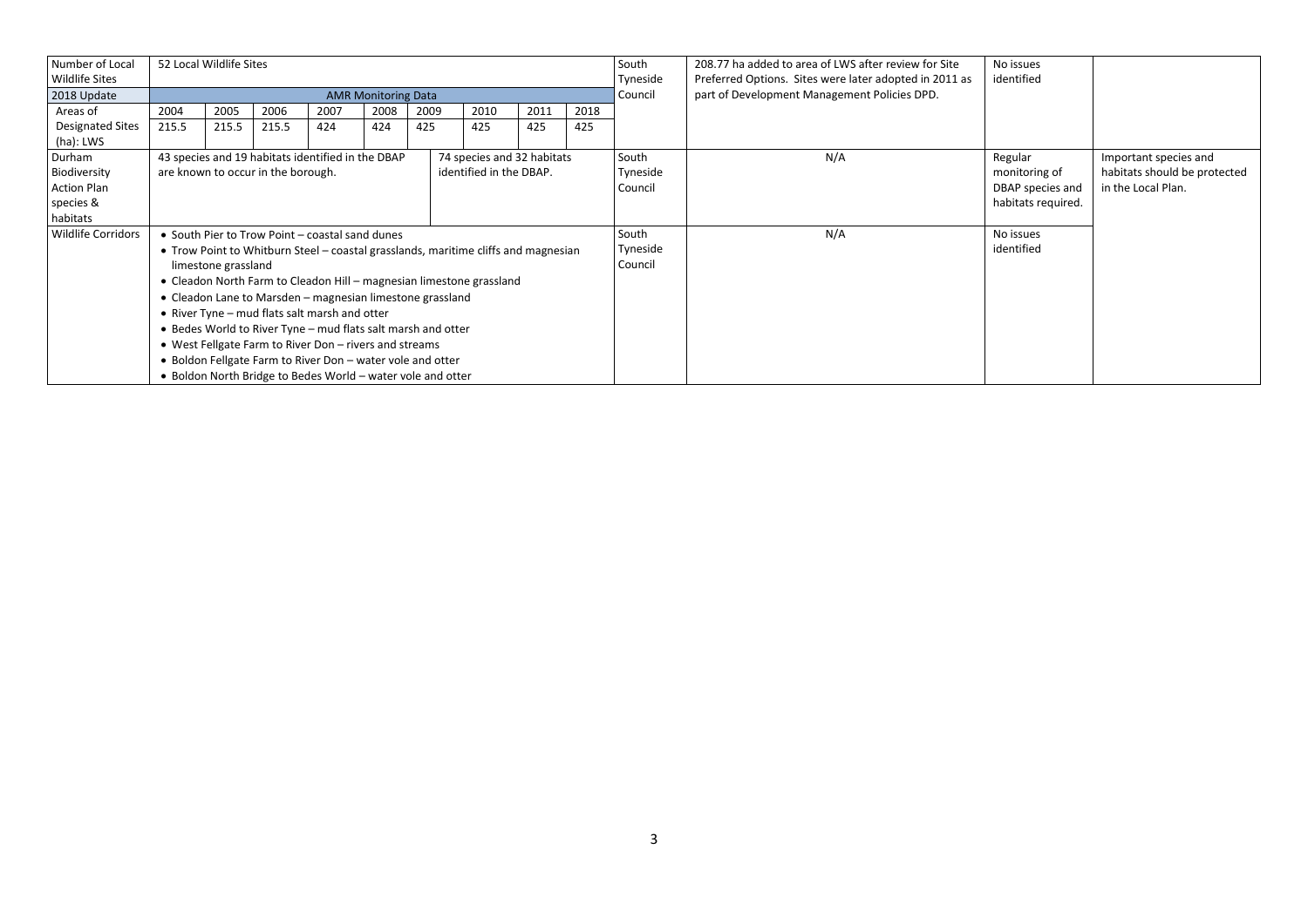| | | | | | | | | | | | | |
|---|---|---|---|---|---|---|---|---|---|---|---|---|
| Number of Local Wildlife Sites | 52 Local Wildlife Sites | | | | | | | | | South Tyneside Council | 208.77 ha added to area of LWS after review for Site Preferred Options. Sites were later adopted in 2011 as part of Development Management Policies DPD. | No issues identified | |
| 2018 Update | AMR Monitoring Data | | | | | | | | | | | | |
| Areas of Designated Sites (ha): LWS | 2004 | 2005 | 2006 | 2007 | 2008 | 2009 | 2010 | 2011 | 2018 | | | | |
| | 215.5 | 215.5 | 215.5 | 424 | 424 | 425 | 425 | 425 | 425 | | | | |
| Durham Biodiversity Action Plan species & habitats | 43 species and 19 habitats identified in the DBAP are known to occur in the borough. | | | | | | 74 species and 32 habitats identified in the DBAP. | | | South Tyneside Council | N/A | Regular monitoring of DBAP species and habitats required. | Important species and habitats should be protected in the Local Plan. |
| Wildlife Corridors | • South Pier to Trow Point – coastal sand dunes<br>• Trow Point to Whitburn Steel – coastal grasslands, maritime cliffs and magnesian limestone grassland<br>• Cleadon North Farm to Cleadon Hill – magnesian limestone grassland<br>• Cleadon Lane to Marsden – magnesian limestone grassland<br>• River Tyne – mud flats salt marsh and otter<br>• Bedes World to River Tyne – mud flats salt marsh and otter<br>• West Fellgate Farm to River Don – rivers and streams<br>• Boldon Fellgate Farm to River Don – water vole and otter<br>• Boldon North Bridge to Bedes World – water vole and otter | | | | | | | | | South Tyneside Council | N/A | No issues identified | |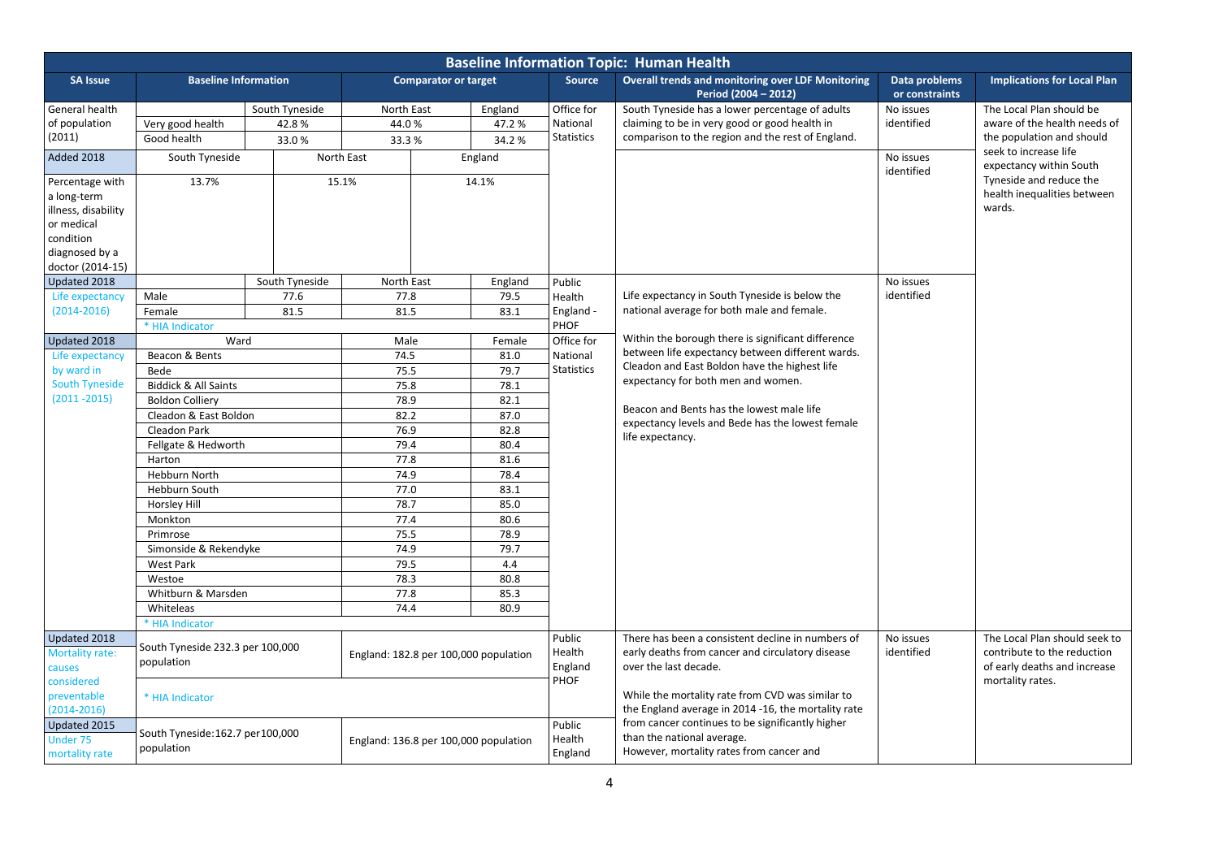## Baseline Information Topic: Human Health

| SA Issue | Baseline Information | | | Comparator or target | | | Source | Overall trends and monitoring over LDF Monitoring Period (2004 – 2012) | Data problems or constraints | Implications for Local Plan |
|---|---|---|---|---|---|---|---|---|---|---|
| General health of population (2011) | | South Tyneside | | North East | | England | Office for National Statistics | South Tyneside has a lower percentage of adults claiming to be in very good or good health in comparison to the region and the rest of England. | No issues identified | The Local Plan should be aware of the health needs of the population and should seek to increase life expectancy within South Tyneside and reduce the health inequalities between wards. |
| | Very good health | 42.8 % | | 44.0 % | | 47.2 % | | | | |
| | Good health | 33.0 % | | 33.3 % | | 34.2 % | | | | |
| Added 2018 | South Tyneside | | | North East | | England | | | No issues identified | |
| Percentage with a long-term illness, disability or medical condition diagnosed by a doctor (2014-15) | 13.7% | | | 15.1% | | 14.1% | | | | |
| Updated 2018 | | South Tyneside | | North East | | England | Public Health England - PHOF | | No issues identified | |
| Life expectancy (2014-2016) | Male | 77.6 | | 77.8 | | 79.5 | | Life expectancy in South Tyneside is below the national average for both male and female. | | |
| | Female | 81.5 | | 81.5 | | 83.1 | | | | |
| | * HIA Indicator | | | | | | | | | |
| Updated 2018 | Ward | | | Male | | Female | Office for National Statistics | Within the borough there is significant difference between life expectancy between different wards. Cleadon and East Boldon have the highest life expectancy for both men and women. Beacon and Bents has the lowest male life expectancy levels and Bede has the lowest female life expectancy. | | |
| Life expectancy by ward in South Tyneside (2011 -2015) | Beacon & Bents | | | 74.5 | | 81.0 | | | | |
| | Bede | | | 75.5 | | 79.7 | | | | |
| | Biddick & All Saints | | | 75.8 | | 78.1 | | | | |
| | Boldon Colliery | | | 78.9 | | 82.1 | | | | |
| | Cleadon & East Boldon | | | 82.2 | | 87.0 | | | | |
| | Cleadon Park | | | 76.9 | | 82.8 | | | | |
| | Fellgate & Hedworth | | | 79.4 | | 80.4 | | | | |
| | Harton | | | 77.8 | | 81.6 | | | | |
| | Hebburn North | | | 74.9 | | 78.4 | | | | |
| | Hebburn South | | | 77.0 | | 83.1 | | | | |
| | Horsley Hill | | | 78.7 | | 85.0 | | | | |
| | Monkton | | | 77.4 | | 80.6 | | | | |
| | Primrose | | | 75.5 | | 78.9 | | | | |
| | Simonside & Rekendyke | | | 74.9 | | 79.7 | | | | |
| | West Park | | | 79.5 | | 4.4 | | | | |
| | Westoe | | | 78.3 | | 80.8 | | | | |
| | Whitburn & Marsden | | | 77.8 | | 85.3 | | | | |
| | Whiteleas | | | 74.4 | | 80.9 | | | | |
| | * HIA Indicator | | | | | | | | | |
| Updated 2018 Mortality rate: causes considered preventable (2014-2016) | South Tyneside 232.3 per 100,000 population | | | England: 182.8 per 100,000 population | | | Public Health England PHOF | There has been a consistent decline in numbers of early deaths from cancer and circulatory disease over the last decade. While the mortality rate from CVD was similar to the England average in 2014 -16, the mortality rate from cancer continues to be significantly higher than the national average. However, mortality rates from cancer and | No issues identified | The Local Plan should seek to contribute to the reduction of early deaths and increase mortality rates. |
| | * HIA Indicator | | | | | | | | | |
| Updated 2015 Under 75 mortality rate | South Tyneside: 162.7 per 100,000 population | | | England: 136.8 per 100,000 population | | | Public Health England | | | |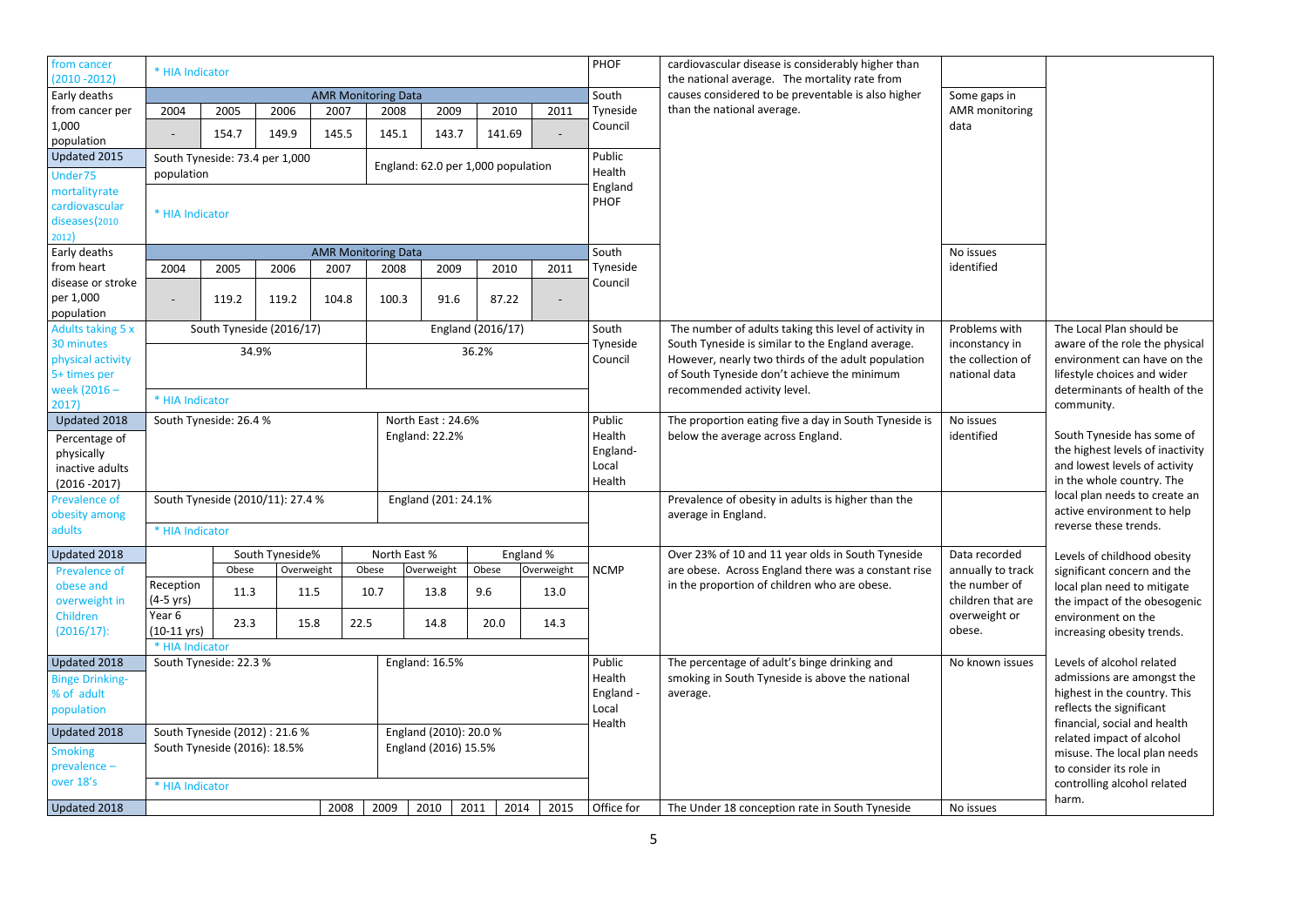| Indicator | Data | | | | | | | | Source | Commentary | Data issues | Implications |
|---|---|---|---|---|---|---|---|---|---|---|---|---|
| from cancer (2010 -2012) | * HIA Indicator | | | | | | | | PHOF | cardiovascular disease is considerably higher than the national average. The mortality rate from causes considered to be preventable is also higher than the national average. | | |
| Early deaths from cancer per 1,000 population | AMR Monitoring Data | | | | | | | | South Tyneside Council | | Some gaps in AMR monitoring data | |
| | 2004 | 2005 | 2006 | 2007 | 2008 | 2009 | 2010 | 2011 | | | | |
| | - | 154.7 | 149.9 | 145.5 | 145.1 | 143.7 | 141.69 | - | | | | |
| Updated 2015<br>Under75 mortalityrate cardiovascular diseases(2010 2012) | South Tyneside: 73.4 per 1,000 population | | | | England: 62.0 per 1,000 population | | | | Public Health England PHOF | | | |
| | * HIA Indicator | | | | | | | | | | | |
| Early deaths from heart disease or stroke per 1,000 population | AMR Monitoring Data | | | | | | | | South Tyneside Council | | No issues identified | |
| | 2004 | 2005 | 2006 | 2007 | 2008 | 2009 | 2010 | 2011 | | | | |
| | - | 119.2 | 119.2 | 104.8 | 100.3 | 91.6 | 87.22 | - | | | | |
| Adults taking 5 x 30 minutes physical activity 5+ times per week (2016 – 2017) | South Tyneside (2016/17)<br>34.9% | | | | England (2016/17)<br>36.2% | | | | South Tyneside Council | The number of adults taking this level of activity in South Tyneside is similar to the England average. However, nearly two thirds of the adult population of South Tyneside don't achieve the minimum recommended activity level. | Problems with inconstancy in the collection of national data | The Local Plan should be aware of the role the physical environment can have on the lifestyle choices and wider determinants of health of the community. |
| | * HIA Indicator | | | | | | | | | | | |
| Updated 2018<br>Percentage of physically inactive adults (2016 -2017) | South Tyneside: 26.4 % | | | | North East : 24.6%<br>England: 22.2% | | | | Public Health England- Local Health | The proportion eating five a day in South Tyneside is below the average across England. | No issues identified | South Tyneside has some of the highest levels of inactivity and lowest levels of activity in the whole country. The local plan needs to create an active environment to help reverse these trends. |
| Prevalence of obesity among adults | South Tyneside (2010/11): 27.4 % | | | | England (201: 24.1% | | | | | Prevalence of obesity in adults is higher than the average in England. | | |
| | * HIA Indicator | | | | | | | | | | | |
| Updated 2018<br>Prevalence of obese and overweight in Children (2016/17): | | South Tyneside% | | North East % | | England % | | | NCMP | Over 23% of 10 and 11 year olds in South Tyneside are obese. Across England there was a constant rise in the proportion of children who are obese. | Data recorded annually to track the number of children that are overweight or obese. | Levels of childhood obesity significant concern and the local plan need to mitigate the impact of the obesogenic environment on the increasing obesity trends. |
| | | Obese | Overweight | Obese | Overweight | Obese | Overweight | | | | | |
| | Reception (4-5 yrs) | 11.3 | 11.5 | 10.7 | 13.8 | 9.6 | 13.0 | | | | | |
| | Year 6 (10-11 yrs) | 23.3 | 15.8 | 22.5 | 14.8 | 20.0 | 14.3 | | | | | |
| | * HIA Indicator | | | | | | | | | | | |
| Updated 2018<br>Binge Drinking- % of adult population | South Tyneside: 22.3 % | | | | England: 16.5% | | | | Public Health England - Local Health | The percentage of adult's binge drinking and smoking in South Tyneside is above the national average. | No known issues | Levels of alcohol related admissions are amongst the highest in the country. This reflects the significant financial, social and health related impact of alcohol misuse. The local plan needs to consider its role in controlling alcohol related harm. |
| Updated 2018<br>Smoking prevalence – over 18's | South Tyneside (2012) : 21.6 %<br>South Tyneside (2016): 18.5% | | | | England (2010): 20.0 %<br>England (2016) 15.5% | | | | | | | |
| | * HIA Indicator | | | | | | | | | | | |
| Updated 2018 | | | 2008 | 2009 | 2010 | 2011 | 2014 | 2015 | Office for | The Under 18 conception rate in South Tyneside | No issues | |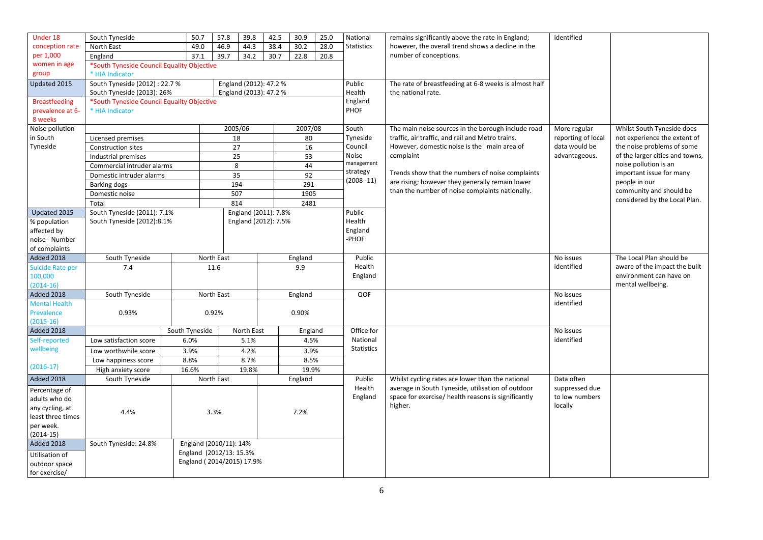| Indicator | Data | | | | | | | | Source | Comment | Issues | Implications for Local Plan |
|---|---|---|---|---|---|---|---|---|---|---|---|---|
| Under 18 conception rate per 1,000 women in age group | South Tyneside | 50.7 | 57.8 | 39.8 | 42.5 | 30.9 | 25.0 | | National Statistics | remains significantly above the rate in England; however, the overall trend shows a decline in the number of conceptions. | identified | |
| | North East | 49.0 | 46.9 | 44.3 | 38.4 | 30.2 | 28.0 | | | | | |
| | England | 37.1 | 39.7 | 34.2 | 30.7 | 22.8 | 20.8 | | | | | |
| | *South Tyneside Council Equality Objective<br>* HIA Indicator | | | | | | | | | | | |
| Updated 2015<br>Breastfeeding prevalence at 6-8 weeks | South Tyneside (2012) : 22.7 %<br>South Tyneside (2013): 26%<br>*South Tyneside Council Equality Objective<br>* HIA Indicator | | England (2012): 47.2 %<br>England (2013): 47.2 % | | | | | | Public Health England PHOF | The rate of breastfeeding at 6-8 weeks is almost half the national rate. | | |
| Noise pollution in South Tyneside | | | 2005/06 | | | 2007/08 | | | South Tyneside Council Noise management strategy (2008 -11) | The main noise sources in the borough include road traffic, air traffic, and rail and Metro trains. However, domestic noise is the main area of complaint<br><br>Trends show that the numbers of noise complaints are rising; however they generally remain lower than the number of noise complaints nationally. | More regular reporting of local data would be advantageous. | Whilst South Tyneside does not experience the extent of the noise problems of some of the larger cities and towns, noise pollution is an important issue for many people in our community and should be considered by the Local Plan. |
| | Licensed premises | | 18 | | | 80 | | | | | | |
| | Construction sites | | 27 | | | 16 | | | | | | |
| | Industrial premises | | 25 | | | 53 | | | | | | |
| | Commercial intruder alarms | | 8 | | | 44 | | | | | | |
| | Domestic intruder alarms | | 35 | | | 92 | | | | | | |
| | Barking dogs | | 194 | | | 291 | | | | | | |
| | Domestic noise | | 507 | | | 1905 | | | | | | |
| | Total | | 814 | | | 2481 | | | | | | |
| Updated 2015<br>% population affected by noise - Number of complaints | South Tyneside (2011): 7.1%<br>South Tyneside (2012):8.1% | | England (2011): 7.8%<br>England (2012): 7.5% | | | | | | Public Health England -PHOF | | | |
| Added 2018 | South Tyneside | | North East | | | England | | | Public Health England | | No issues identified | The Local Plan should be aware of the impact the built environment can have on mental wellbeing. |
| Suicide Rate per 100,000 (2014-16) | 7.4 | | 11.6 | | | 9.9 | | | | | | |
| Added 2018 | South Tyneside | | North East | | | England | | | QOF | | No issues identified | |
| Mental Health Prevalence (2015-16) | 0.93% | | 0.92% | | | 0.90% | | | | | | |
| Added 2018 | | South Tyneside | | North East | | England | | | Office for National Statistics | | No issues identified | |
| Self-reported wellbeing (2016-17) | Low satisfaction score | 6.0% | | 5.1% | | 4.5% | | | | | | |
| | Low worthwhile score | 3.9% | | 4.2% | | 3.9% | | | | | | |
| | Low happiness score | 8.8% | | 8.7% | | 8.5% | | | | | | |
| | High anxiety score | 16.6% | | 19.8% | | 19.9% | | | | | | |
| Added 2018 | South Tyneside | | North East | | | England | | | Public Health England | Whilst cycling rates are lower than the national average in South Tyneside, utilisation of outdoor space for exercise/ health reasons is significantly higher. | Data often suppressed due to low numbers locally | |
| Percentage of adults who do any cycling, at least three times per week. (2014-15) | 4.4% | | 3.3% | | | 7.2% | | | | | | |
| Added 2018<br>Utilisation of outdoor space for exercise/ | South Tyneside: 24.8% | | England (2010/11): 14%<br>England (2012/13: 15.3%<br>England ( 2014/2015) 17.9% | | | | | | | | | |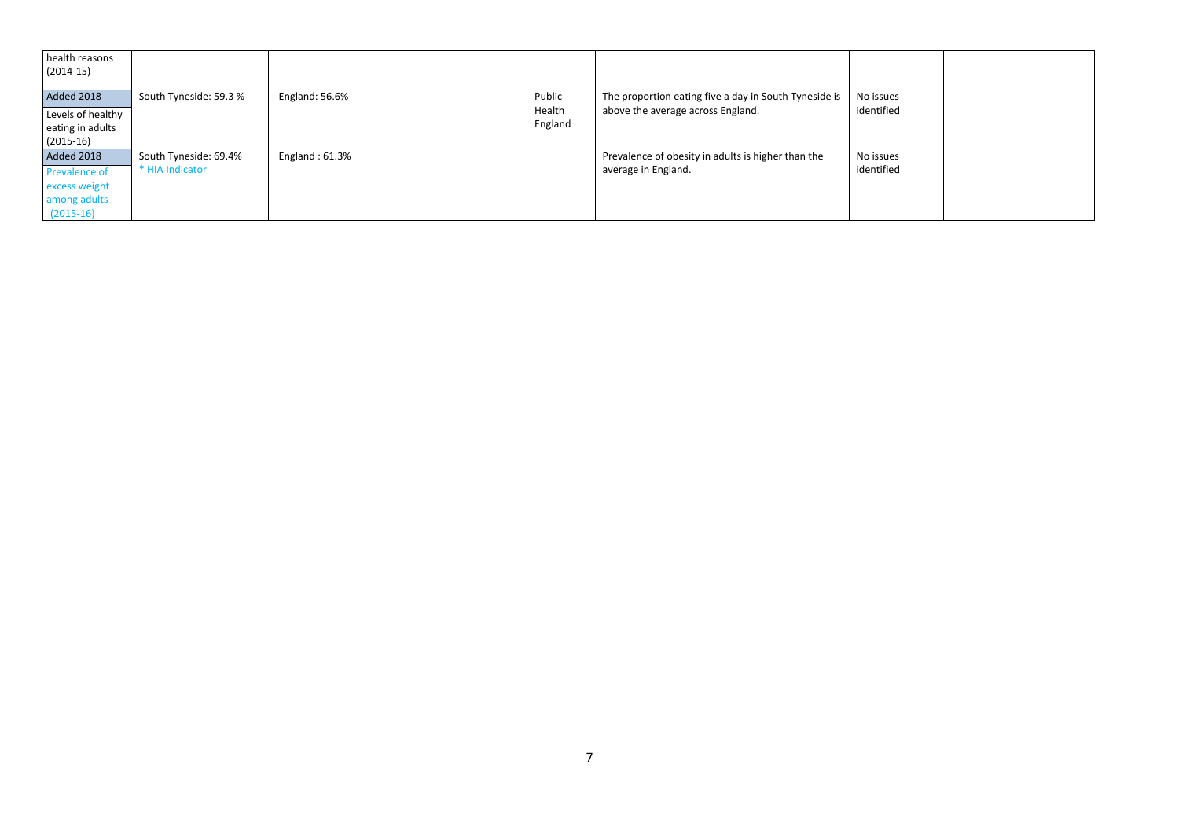| | | | | | | |
|---|---|---|---|---|---|---|
| health reasons (2014-15) | | | | | | |
| Added 2018<br>Levels of healthy eating in adults (2015-16) | South Tyneside: 59.3 % | England: 56.6% | Public Health England | The proportion eating five a day in South Tyneside is above the average across England. | No issues identified | |
| Added 2018<br>Prevalence of excess weight among adults (2015-16) | South Tyneside: 69.4%<br>* HIA Indicator | England : 61.3% | | Prevalence of obesity in adults is higher than the average in England. | No issues identified | |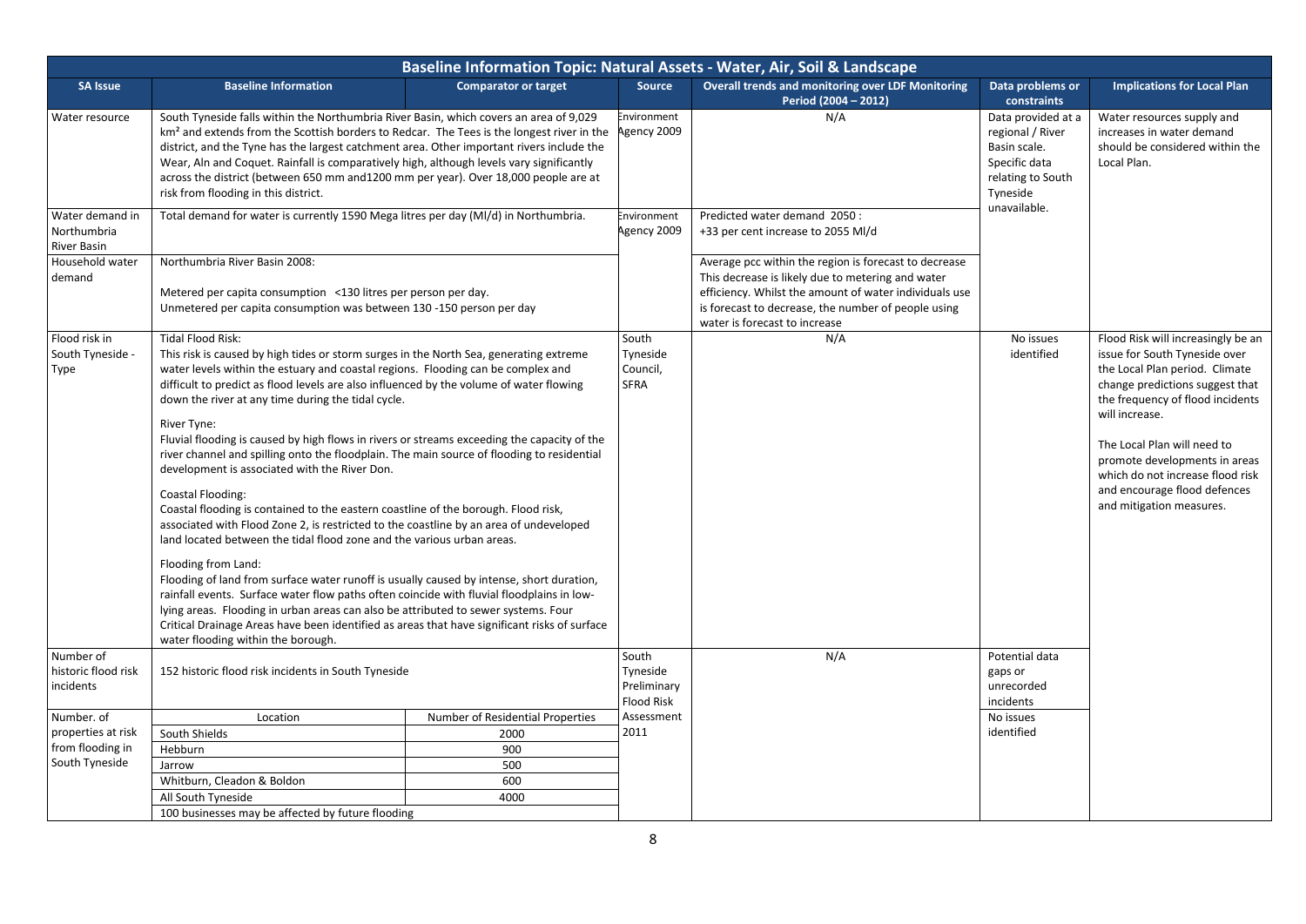| Baseline Information Topic: Natural Assets - Water, Air, Soil & Landscape | | | | | | |
|---|---|---|---|---|---|---|
| **SA Issue** | **Baseline Information** | **Comparator or target** | **Source** | **Overall trends and monitoring over LDF Monitoring Period (2004 – 2012)** | **Data problems or constraints** | **Implications for Local Plan** |
| Water resource | South Tyneside falls within the Northumbria River Basin, which covers an area of 9,029 km² and extends from the Scottish borders to Redcar. The Tees is the longest river in the district, and the Tyne has the largest catchment area. Other important rivers include the Wear, Aln and Coquet. Rainfall is comparatively high, although levels vary significantly across the district (between 650 mm and1200 mm per year). Over 18,000 people are at risk from flooding in this district. | | Environment Agency 2009 | N/A | Data provided at a regional / River Basin scale. Specific data relating to South Tyneside unavailable. | Water resources supply and increases in water demand should be considered within the Local Plan. |
| Water demand in Northumbria River Basin | Total demand for water is currently 1590 Mega litres per day (Ml/d) in Northumbria. | | Environment Agency 2009 | Predicted water demand 2050 : +33 per cent increase to 2055 Ml/d | | |
| Household water demand | Northumbria River Basin 2008: Metered per capita consumption <130 litres per person per day. Unmetered per capita consumption was between 130 -150 person per day | | | Average pcc within the region is forecast to decrease This decrease is likely due to metering and water efficiency. Whilst the amount of water individuals use is forecast to decrease, the number of people using water is forecast to increase | | |
| Flood risk in South Tyneside - Type | Tidal Flood Risk: This risk is caused by high tides or storm surges in the North Sea, generating extreme water levels within the estuary and coastal regions. Flooding can be complex and difficult to predict as flood levels are also influenced by the volume of water flowing down the river at any time during the tidal cycle.<br><br>River Tyne: Fluvial flooding is caused by high flows in rivers or streams exceeding the capacity of the river channel and spilling onto the floodplain. The main source of flooding to residential development is associated with the River Don.<br><br>Coastal Flooding: Coastal flooding is contained to the eastern coastline of the borough. Flood risk, associated with Flood Zone 2, is restricted to the coastline by an area of undeveloped land located between the tidal flood zone and the various urban areas.<br><br>Flooding from Land: Flooding of land from surface water runoff is usually caused by intense, short duration, rainfall events. Surface water flow paths often coincide with fluvial floodplains in low-lying areas. Flooding in urban areas can also be attributed to sewer systems. Four Critical Drainage Areas have been identified as areas that have significant risks of surface water flooding within the borough. | | South Tyneside Council, SFRA | N/A | No issues identified | Flood Risk will increasingly be an issue for South Tyneside over the Local Plan period. Climate change predictions suggest that the frequency of flood incidents will increase.<br><br>The Local Plan will need to promote developments in areas which do not increase flood risk and encourage flood defences and mitigation measures. |
| Number of historic flood risk incidents | 152 historic flood risk incidents in South Tyneside | | South Tyneside Preliminary Flood Risk Assessment 2011 | N/A | Potential data gaps or unrecorded incidents | |
| Number. of properties at risk from flooding in South Tyneside | Location | Number of Residential Properties | | | No issues identified | |
| | South Shields | 2000 | | | | |
| | Hebburn | 900 | | | | |
| | Jarrow | 500 | | | | |
| | Whitburn, Cleadon & Boldon | 600 | | | | |
| | All South Tyneside | 4000 | | | | |
| | 100 businesses may be affected by future flooding | | | | | |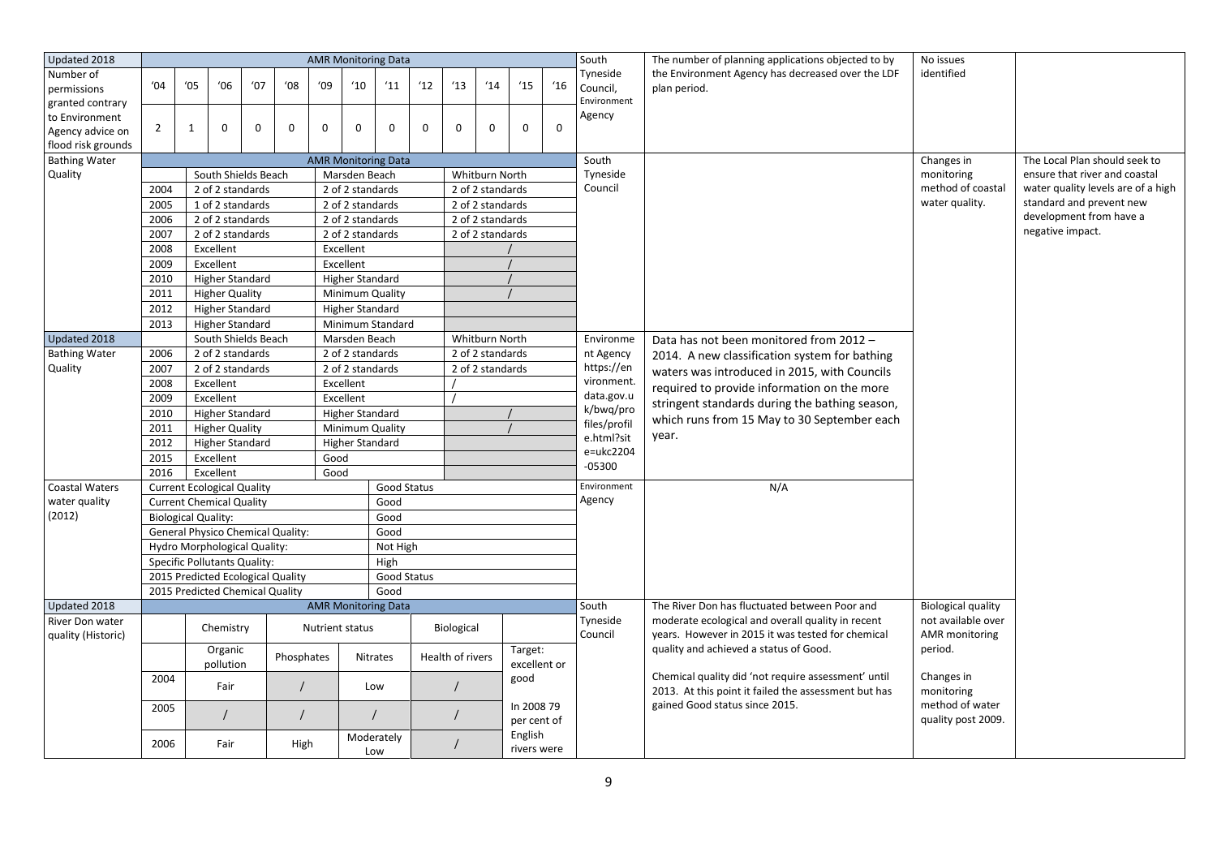| Indicator | AMR Monitoring Data | | | | | | | | | | | | | Source | Commentary | Issues | Action |
|---|---|---|---|---|---|---|---|---|---|---|---|---|---|---|---|---|---|
| Updated 2018 | AMR Monitoring Data | | | | | | | | | | | | | South Tyneside Council, Environment Agency | The number of planning applications objected to by the Environment Agency has decreased over the LDF plan period. | No issues identified | |
| Number of permissions granted contrary to Environment Agency advice on flood risk grounds | '04 | '05 | '06 | '07 | '08 | '09 | '10 | '11 | '12 | '13 | '14 | '15 | '16 | | | | |
| | 2 | 1 | 0 | 0 | 0 | 0 | 0 | 0 | 0 | 0 | 0 | 0 | 0 | | | | |

| Indicator | Year | South Shields Beach | Marsden Beach | Whitburn North | Source | Commentary | Issues | Action |
|---|---|---|---|---|---|---|---|---|
| Bathing Water Quality | | AMR Monitoring Data | | | South Tyneside Council | | Changes in monitoring method of coastal water quality. | The Local Plan should seek to ensure that river and coastal water quality levels are of a high standard and prevent new development from have a negative impact. |
| | 2004 | 2 of 2 standards | 2 of 2 standards | 2 of 2 standards | | | | |
| | 2005 | 1 of 2 standards | 2 of 2 standards | 2 of 2 standards | | | | |
| | 2006 | 2 of 2 standards | 2 of 2 standards | 2 of 2 standards | | | | |
| | 2007 | 2 of 2 standards | 2 of 2 standards | 2 of 2 standards | | | | |
| | 2008 | Excellent | Excellent | / | | | | |
| | 2009 | Excellent | Excellent | / | | | | |
| | 2010 | Higher Standard | Higher Standard | / | | | | |
| | 2011 | Higher Quality | Minimum Quality | / | | | | |
| | 2012 | Higher Standard | Higher Standard | | | | | |
| | 2013 | Higher Standard | Minimum Standard | | | | | |
| Updated 2018 Bathing Water Quality | | South Shields Beach | Marsden Beach | Whitburn North | Environment Agency https://environment.data.gov.uk/bwq/profiles/profile.html?site=ukc2204-05300 | Data has not been monitored from 2012 – 2014. A new classification system for bathing waters was introduced in 2015, with Councils required to provide information on the more stringent standards during the bathing season, which runs from 15 May to 30 September each year. | | |
| | 2006 | 2 of 2 standards | 2 of 2 standards | 2 of 2 standards | | | | |
| | 2007 | 2 of 2 standards | 2 of 2 standards | 2 of 2 standards | | | | |
| | 2008 | Excellent | Excellent | / | | | | |
| | 2009 | Excellent | Excellent | / | | | | |
| | 2010 | Higher Standard | Higher Standard | / | | | | |
| | 2011 | Higher Quality | Minimum Quality | / | | | | |
| | 2012 | Higher Standard | Higher Standard | | | | | |
| | 2015 | Excellent | Good | | | | | |
| | 2016 | Excellent | Good | | | | | |

| Indicator | Measure | Result | Source | Commentary |
|---|---|---|---|---|
| Coastal Waters water quality (2012) | Current Ecological Quality | Good Status | Environment Agency | N/A |
| | Current Chemical Quality | Good | | |
| | Biological Quality: | Good | | |
| | General Physico Chemical Quality: | Good | | |
| | Hydro Morphological Quality: | Not High | | |
| | Specific Pollutants Quality: | High | | |
| | 2015 Predicted Ecological Quality | Good Status | | |
| | 2015 Predicted Chemical Quality | Good | | |

| Indicator | Year | Chemistry | Nutrient status | | Biological | Target | Source | Commentary | Issues |
|---|---|---|---|---|---|---|---|---|---|
| Updated 2018 River Don water quality (Historic) | | AMR Monitoring Data | | | | | South Tyneside Council | The River Don has fluctuated between Poor and moderate ecological and overall quality in recent years. However in 2015 it was tested for chemical quality and achieved a status of Good.<br><br>Chemical quality did 'not require assessment' until 2013. At this point it failed the assessment but has gained Good status since 2015. | Biological quality not available over AMR monitoring period.<br><br>Changes in monitoring method of water quality post 2009. |
| | | Organic pollution | Phosphates | Nitrates | Health of rivers | Target: excellent or good<br><br>In 2008 79 per cent of English rivers were | | | |
| | 2004 | Fair | / | Low | / | | | | |
| | 2005 | / | / | / | / | | | | |
| | 2006 | Fair | High | Moderately Low | / | | | | |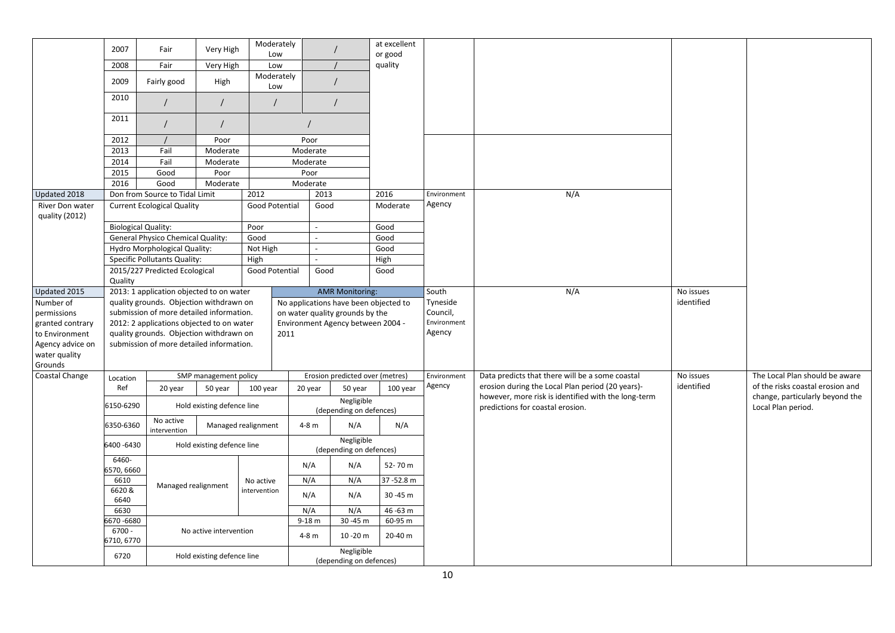| | | | | | | | | | |
|---|---|---|---|---|---|---|---|---|---|
| | 2007 | Fair | Very High | Moderately Low | / | at excellent or good quality | | | | |
| | 2008 | Fair | Very High | Low | / | | | | | |
| | 2009 | Fairly good | High | Moderately Low | / | | | | | |
| | 2010 | / | / | / | / | | | | | |
| | 2011 | / | / | / | | | | | | |
| | 2012 | / | Poor | Poor | | | | | | |
| | 2013 | Fail | Moderate | Moderate | | | | | | |
| | 2014 | Fail | Moderate | Moderate | | | | | | |
| | 2015 | Good | Poor | Poor | | | | | | |
| | 2016 | Good | Moderate | Moderate | | | | | | |
| Updated 2018<br>River Don water quality (2012) | Don from Source to Tidal Limit<br>Current Ecological Quality<br><br>Biological Quality:<br>General Physico Chemical Quality:<br>Hydro Morphological Quality:<br>Specific Pollutants Quality:<br>2015/227 Predicted Ecological Quality | | 2012<br>Good Potential<br><br>Poor<br>Good<br>Not High<br>High<br>Good Potential | 2013<br>Good<br><br>-<br>-<br>-<br>-<br>Good | 2016<br>Moderate<br><br>Good<br>Good<br>Good<br>High<br>Good | | Environment Agency | N/A | | |
| Updated 2015<br>Number of permissions granted contrary to Environment Agency advice on water quality Grounds | 2013: 1 application objected to on water quality grounds. Objection withdrawn on submission of more detailed information.<br>2012: 2 applications objected to on water quality grounds. Objection withdrawn on submission of more detailed information. | | | AMR Monitoring:<br>No applications have been objected to on water quality grounds by the Environment Agency between 2004 - 2011 | | | South Tyneside Council, Environment Agency | N/A | No issues identified | |
| Coastal Change | (see coastal change table below) | | | | | | Environment Agency | Data predicts that there will be a some coastal erosion during the Local Plan period (20 years)- however, more risk is identified with the long-term predictions for coastal erosion. | No issues identified | The Local Plan should be aware of the risks coastal erosion and change, particularly beyond the Local Plan period. |

| Location Ref | SMP management policy 20 year | 50 year | 100 year | Erosion predicted over (metres) 20 year | 50 year | 100 year |
|---|---|---|---|---|---|---|
| 6150-6290 | Hold existing defence line | | | Negligible (depending on defences) | | |
| 6350-6360 | No active intervention | Managed realignment | | 4-8 m | N/A | N/A |
| 6400 -6430 | Hold existing defence line | | | Negligible (depending on defences) | | |
| 6460-6570, 6660 | Managed realignment | | No active intervention | N/A | N/A | 52- 70 m |
| 6610 | Managed realignment | | No active intervention | N/A | N/A | 37 -52.8 m |
| 6620 & 6640 | Managed realignment | | No active intervention | N/A | N/A | 30 -45 m |
| 6630 | Managed realignment | | No active intervention | N/A | N/A | 46 -63 m |
| 6670 -6680 | No active intervention | | | 9-18 m | 30 -45 m | 60-95 m |
| 6700 - 6710, 6770 | No active intervention | | | 4-8 m | 10 -20 m | 20-40 m |
| 6720 | Hold existing defence line | | | Negligible (depending on defences) | | |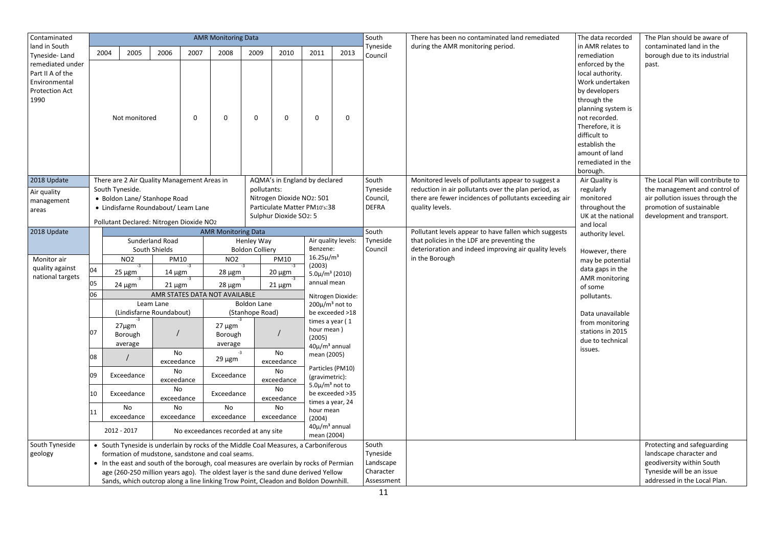| | | | | |
|---|---|---|---|---|
| Contaminated land in South Tyneside- Land remediated under Part II A of the Environmental Protection Act 1990 | **AMR Monitoring Data**<br>2004, 2005, 2006: Not monitored<br>2007: 0<br>2008: 0<br>2009: 0<br>2010: 0<br>2011: 0<br>2013: 0 | South Tyneside Council | There has been no contaminated land remediated during the AMR monitoring period. | The data recorded in AMR relates to remediation enforced by the local authority. Work undertaken by developers through the planning system is not recorded. Therefore, it is difficult to establish the amount of land remediated in the borough. | The Plan should be aware of contaminated land in the borough due to its industrial past. |
| 2018 Update<br>Air quality management areas | There are 2 Air Quality Management Areas in South Tyneside.<br>• Boldon Lane/ Stanhope Road<br>• Lindisfarne Roundabout/ Leam Lane<br>Pollutant Declared: Nitrogen Dioxide $NO_2$<br><br>AQMA's in England by declared pollutants:<br>Nitrogen Dioxide $NO_2$: 501<br>Particulate Matter $PM_{10}$'s:38<br>Sulphur Dioxide $SO_2$: 5 | South Tyneside Council, DEFRA | Monitored levels of pollutants appear to suggest a reduction in air pollutants over the plan period, as there are fewer incidences of pollutants exceeding air quality levels. | Air Quality is regularly monitored throughout the UK at the national and local authority level.<br><br>However, there may be potential data gaps in the AMR monitoring of some pollutants.<br><br>Data unavailable from monitoring stations in 2015 due to technical issues. | The Local Plan will contribute to the management and control of air pollution issues through the promotion of sustainable development and transport. |
| 2018 Update<br><br>Monitor air quality against national targets | **AMR Monitoring Data** (see table below) | South Tyneside Council | Pollutant levels appear to have fallen which suggests that policies in the LDF are preventing the deterioration and indeed improving air quality levels in the Borough | | |
| South Tyneside geology | • South Tyneside is underlain by rocks of the Middle Coal Measures, a Carboniferous formation of mudstone, sandstone and coal seams.<br>• In the east and south of the borough, coal measures are overlain by rocks of Permian age (260-250 million years ago). The oldest layer is the sand dune derived Yellow Sands, which outcrop along a line linking Trow Point, Cleadon and Boldon Downhill. | South Tyneside Landscape Character Assessment | | | Protecting and safeguarding landscape character and geodiversity within South Tyneside will be an issue addressed in the Local Plan. |

**AMR Monitoring Data – Monitor air quality against national targets**

| | Sunderland Road South Shields | | Henley Way Boldon Colliery | |
|---|---|---|---|---|
| | $NO_2$ | PM10 | $NO_2$ | PM10 |
| 04 | 25 $\mu gm^{-3}$ | 14 $\mu gm^{-3}$ | 28 $\mu gm^{-3}$ | 20 $\mu gm^{-3}$ |
| 05 | 24 $\mu gm^{-3}$ | 21 $\mu gm^{-3}$ | 28 $\mu gm^{-3}$ | 21 $\mu gm^{-3}$ |
| 06 | AMR STATES DATA NOT AVAILABLE | | | |
| | Leam Lane (Lindisfarne Roundabout) | | Boldon Lane (Stanhope Road) | |
| 07 | 27$\mu gm^{-3}$ Borough average | / | 27 $\mu gm^{-3}$ Borough average | / |
| 08 | / | No exceedance | 29 $\mu gm^{-3}$ | No exceedance |
| 09 | Exceedance | No exceedance | Exceedance | No exceedance |
| 10 | Exceedance | No exceedance | Exceedance | No exceedance |
| 11 | No exceedance | No exceedance | No exceedance | No exceedance |
| 2012 - 2017 | No exceedances recorded at any site | | | |

Air quality levels:
Benzene: 16.25$\mu$/m³ (2003) 5.0$\mu$/m³ (2010) annual mean

Nitrogen Dioxide: 200$\mu$/m³ not to be exceeded >18 times a year ( 1 hour mean ) (2005) 40$\mu$/m³ annual mean (2005)

Particles (PM10) (gravimetric): 5.0$\mu$/m³ not to be exceeded >35 times a year, 24 hour mean (2004) 40$\mu$/m³ annual mean (2004)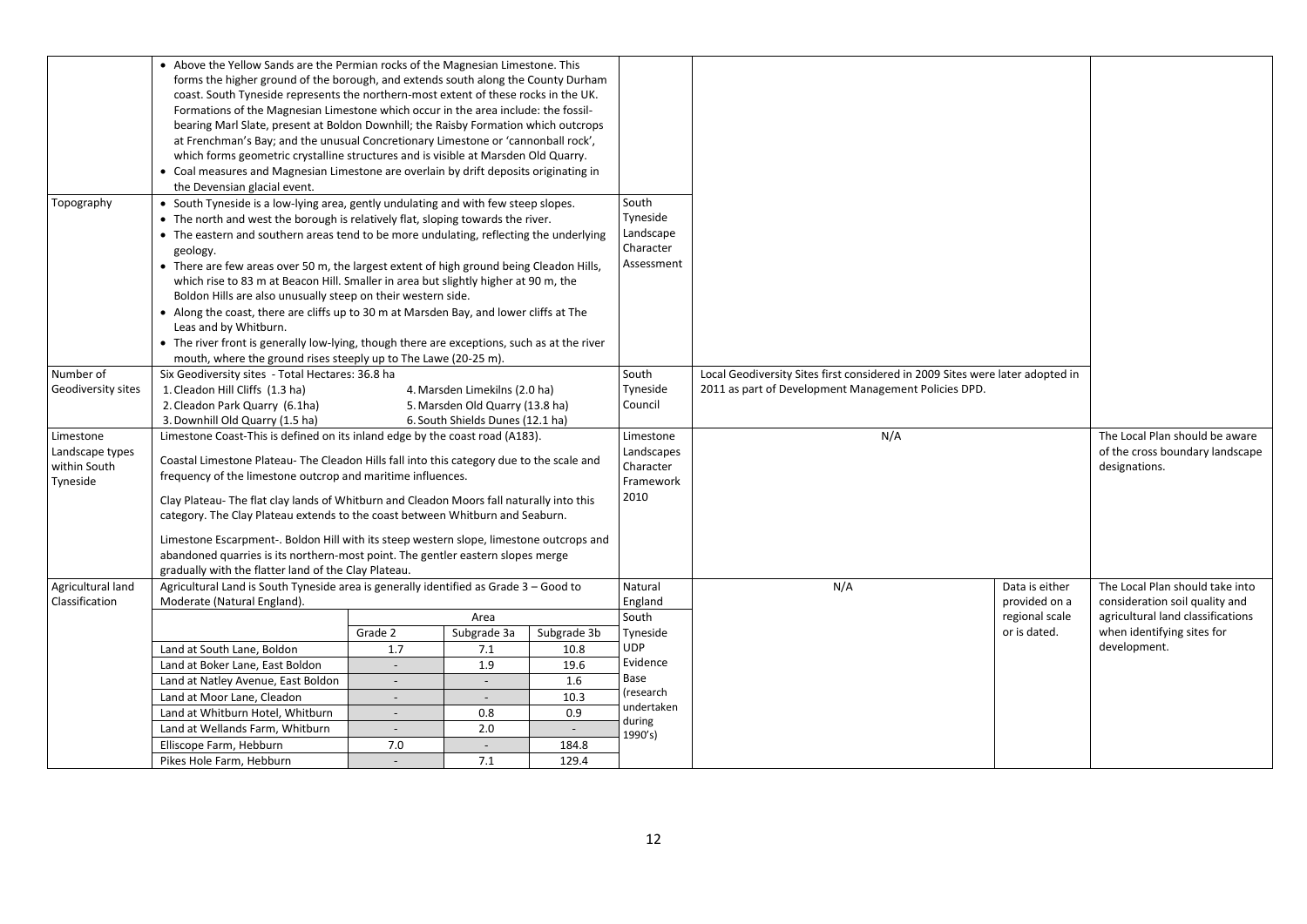| | | | | | |
|---|---|---|---|---|---|
| | • Above the Yellow Sands are the Permian rocks of the Magnesian Limestone. This forms the higher ground of the borough, and extends south along the County Durham coast. South Tyneside represents the northern-most extent of these rocks in the UK. Formations of the Magnesian Limestone which occur in the area include: the fossil-bearing Marl Slate, present at Boldon Downhill; the Raisby Formation which outcrops at Frenchman's Bay; and the unusual Concretionary Limestone or 'cannonball rock', which forms geometric crystalline structures and is visible at Marsden Old Quarry.<br>• Coal measures and Magnesian Limestone are overlain by drift deposits originating in the Devensian glacial event. | | | | |
| Topography | • South Tyneside is a low-lying area, gently undulating and with few steep slopes.<br>• The north and west the borough is relatively flat, sloping towards the river.<br>• The eastern and southern areas tend to be more undulating, reflecting the underlying geology.<br>• There are few areas over 50 m, the largest extent of high ground being Cleadon Hills, which rise to 83 m at Beacon Hill. Smaller in area but slightly higher at 90 m, the Boldon Hills are also unusually steep on their western side.<br>• Along the coast, there are cliffs up to 30 m at Marsden Bay, and lower cliffs at The Leas and by Whitburn.<br>• The river front is generally low-lying, though there are exceptions, such as at the river mouth, where the ground rises steeply up to The Lawe (20-25 m). | South Tyneside Landscape Character Assessment | | | |
| Number of Geodiversity sites | Six Geodiversity sites - Total Hectares: 36.8 ha<br>1. Cleadon Hill Cliffs (1.3 ha)<br>2. Cleadon Park Quarry (6.1ha)<br>3. Downhill Old Quarry (1.5 ha)<br>4. Marsden Limekilns (2.0 ha)<br>5. Marsden Old Quarry (13.8 ha)<br>6. South Shields Dunes (12.1 ha) | South Tyneside Council | Local Geodiversity Sites first considered in 2009 Sites were later adopted in 2011 as part of Development Management Policies DPD. | | |
| Limestone Landscape types within South Tyneside | Limestone Coast-This is defined on its inland edge by the coast road (A183).<br><br>Coastal Limestone Plateau- The Cleadon Hills fall into this category due to the scale and frequency of the limestone outcrop and maritime influences.<br><br>Clay Plateau- The flat clay lands of Whitburn and Cleadon Moors fall naturally into this category. The Clay Plateau extends to the coast between Whitburn and Seaburn.<br><br>Limestone Escarpment-. Boldon Hill with its steep western slope, limestone outcrops and abandoned quarries is its northern-most point. The gentler eastern slopes merge gradually with the flatter land of the Clay Plateau. | Limestone Landscapes Character Framework 2010 | N/A | | The Local Plan should be aware of the cross boundary landscape designations. |
| Agricultural land Classification | Agricultural Land is South Tyneside area is generally identified as Grade 3 – Good to Moderate (Natural England). (see table below) | Natural England<br>South Tyneside UDP Evidence Base (research undertaken during 1990's) | N/A | Data is either provided on a regional scale or is dated. | The Local Plan should take into consideration soil quality and agricultural land classifications when identifying sites for development. |

| | Area | | |
|---|---|---|---|
| | Grade 2 | Subgrade 3a | Subgrade 3b |
| Land at South Lane, Boldon | 1.7 | 7.1 | 10.8 |
| Land at Boker Lane, East Boldon | - | 1.9 | 19.6 |
| Land at Natley Avenue, East Boldon | - | - | 1.6 |
| Land at Moor Lane, Cleadon | - | - | 10.3 |
| Land at Whitburn Hotel, Whitburn | - | 0.8 | 0.9 |
| Land at Wellands Farm, Whitburn | - | 2.0 | - |
| Elliscope Farm, Hebburn | 7.0 | - | 184.8 |
| Pikes Hole Farm, Hebburn | - | 7.1 | 129.4 |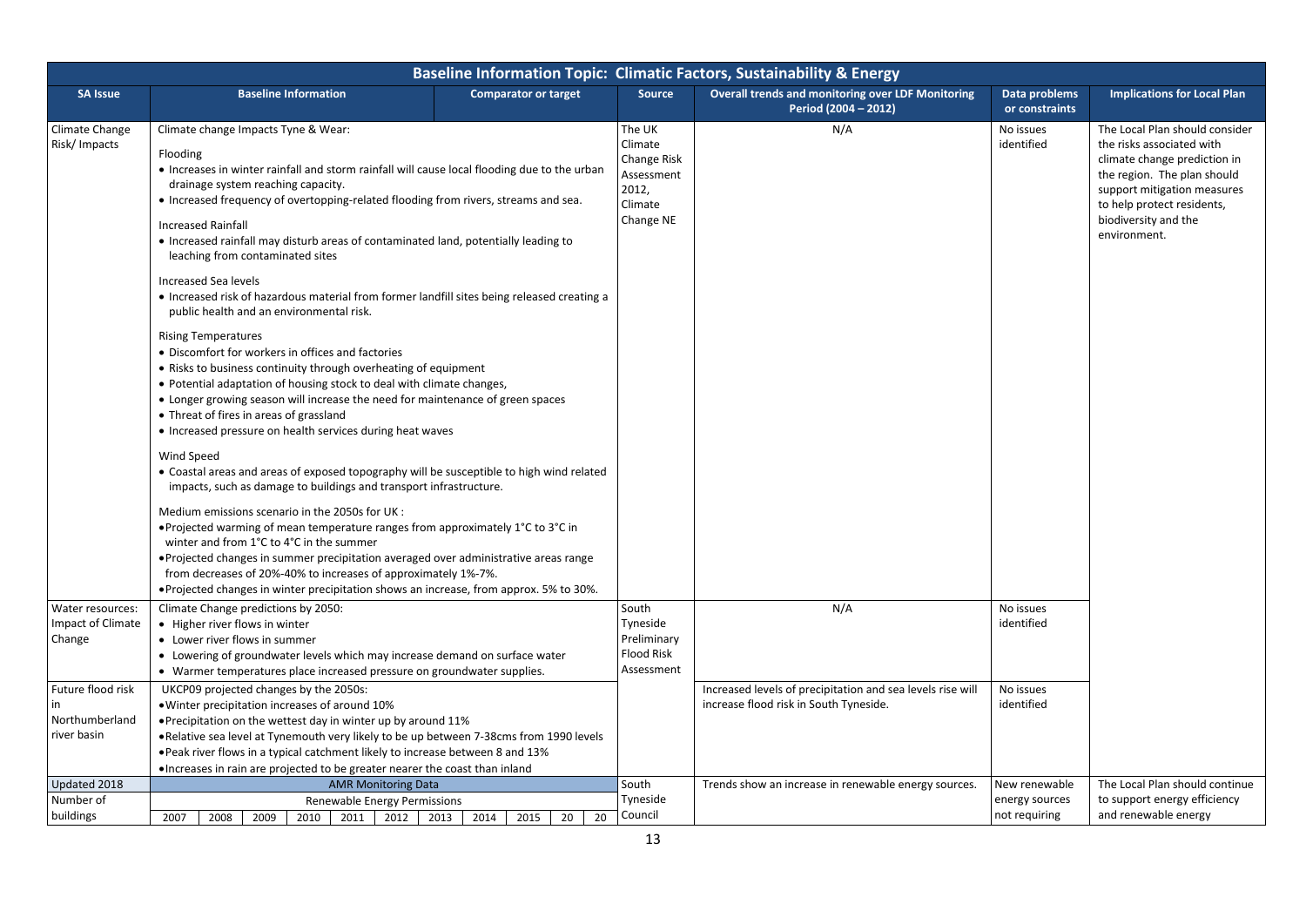| Baseline Information Topic: Climatic Factors, Sustainability & Energy | | | | | | |
|---|---|---|---|---|---|---|
| **SA Issue** | **Baseline Information** | **Comparator or target** | **Source** | **Overall trends and monitoring over LDF Monitoring Period (2004 – 2012)** | **Data problems or constraints** | **Implications for Local Plan** |
| Climate Change Risk/ Impacts | Climate change Impacts Tyne & Wear:<br><br>Flooding<br>• Increases in winter rainfall and storm rainfall will cause local flooding due to the urban drainage system reaching capacity.<br>• Increased frequency of overtopping-related flooding from rivers, streams and sea.<br><br>Increased Rainfall<br>• Increased rainfall may disturb areas of contaminated land, potentially leading to leaching from contaminated sites<br><br>Increased Sea levels<br>• Increased risk of hazardous material from former landfill sites being released creating a public health and an environmental risk.<br><br>Rising Temperatures<br>• Discomfort for workers in offices and factories<br>• Risks to business continuity through overheating of equipment<br>• Potential adaptation of housing stock to deal with climate changes,<br>• Longer growing season will increase the need for maintenance of green spaces<br>• Threat of fires in areas of grassland<br>• Increased pressure on health services during heat waves<br><br>Wind Speed<br>• Coastal areas and areas of exposed topography will be susceptible to high wind related impacts, such as damage to buildings and transport infrastructure.<br><br>Medium emissions scenario in the 2050s for UK :<br>• Projected warming of mean temperature ranges from approximately 1°C to 3°C in winter and from 1°C to 4°C in the summer<br>• Projected changes in summer precipitation averaged over administrative areas range from decreases of 20%-40% to increases of approximately 1%-7%.<br>• Projected changes in winter precipitation shows an increase, from approx. 5% to 30%. | | The UK Climate Change Risk Assessment 2012, Climate Change NE | N/A | No issues identified | The Local Plan should consider the risks associated with climate change prediction in the region. The plan should support mitigation measures to help protect residents, biodiversity and the environment. |
| Water resources: Impact of Climate Change | Climate Change predictions by 2050:<br>• Higher river flows in winter<br>• Lower river flows in summer<br>• Lowering of groundwater levels which may increase demand on surface water<br>• Warmer temperatures place increased pressure on groundwater supplies. | | South Tyneside Preliminary Flood Risk Assessment | N/A | No issues identified | |
| Future flood risk in Northumberland river basin | UKCP09 projected changes by the 2050s:<br>• Winter precipitation increases of around 10%<br>• Precipitation on the wettest day in winter up by around 11%<br>• Relative sea level at Tynemouth very likely to be up between 7-38cms from 1990 levels<br>• Peak river flows in a typical catchment likely to increase between 8 and 13%<br>• Increases in rain are projected to be greater nearer the coast than inland | | | Increased levels of precipitation and sea levels rise will increase flood risk in South Tyneside. | No issues identified | |
| Updated 2018<br>Number of buildings | AMR Monitoring Data<br>Renewable Energy Permissions<br>2007 \| 2008 \| 2009 \| 2010 \| 2011 \| 2012 \| 2013 \| 2014 \| 2015 \| 20 \| 20 | | South Tyneside Council | Trends show an increase in renewable energy sources. | New renewable energy sources not requiring | The Local Plan should continue to support energy efficiency and renewable energy |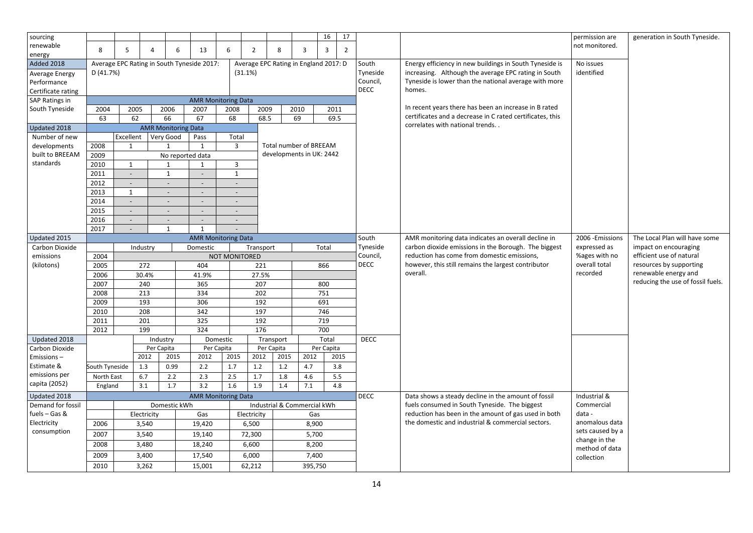| Indicator | AMR Monitoring Data | | | | | | | | | | | | Source | Commentary | Issues | Local Plan impact |
|---|---|---|---|---|---|---|---|---|---|---|---|---|---|---|---|---|
| sourcing renewable energy | | | | | | | | | | 16 | 17 | | | | permission are not monitored. | generation in South Tyneside. |
| | 8 | 5 | 4 | 6 | 13 | 6 | 2 | 8 | 3 | 3 | 2 | | | | | |
| Added 2018 Average Energy Performance Certificate rating | Average EPC Rating in South Tyneside 2017: D (41.7%) | | | | | Average EPC Rating in England 2017: D (31.1%) | | | | | | | South Tyneside Council, DECC | Energy efficiency in new buildings in South Tyneside is increasing. Although the average EPC rating in South Tyneside is lower than the national average with more homes. | No issues identified | |
| SAP Ratings in South Tyneside | AMR Monitoring Data | | | | | | | | | | | | | In recent years there has been an increase in B rated certificates and a decrease in C rated certificates, this correlates with national trends. . | | |
| | 2004 | 2005 | 2006 | 2007 | 2008 | 2009 | 2010 | 2011 | | | | | | | | |
| | 63 | 62 | 66 | 67 | 68 | 68.5 | 69 | 69.5 | | | | | | | | |

| Indicator | AMR Monitoring Data | | | | | |
|---|---|---|---|---|---|---|
| Updated 2018 Number of new developments built to BREEAM standards | | Excellent | Very Good | Pass | Total | Total number of BREEAM developments in UK: 2442 |
| | 2008 | 1 | 1 | 1 | 3 | |
| | 2009 | No reported data | | | | |
| | 2010 | 1 | 1 | 1 | 3 | |
| | 2011 | - | 1 | - | 1 | |
| | 2012 | - | - | - | - | |
| | 2013 | 1 | - | - | - | |
| | 2014 | - | - | - | - | |
| | 2015 | - | - | - | - | |
| | 2016 | - | - | - | - | |
| | 2017 | - | 1 | 1 | - | |

| Indicator | AMR Monitoring Data | | | | | Source | Commentary | Issues | Local Plan impact |
|---|---|---|---|---|---|---|---|---|---|
| Updated 2015 Carbon Dioxide emissions (kilotons) | | Industry | Domestic | Transport | Total | South Tyneside Council, DECC | AMR monitoring data indicates an overall decline in carbon dioxide emissions in the Borough. The biggest reduction has come from domestic emissions, however, this still remains the largest contributor overall. | 2006 -Emissions expressed as %ages with no overall total recorded | The Local Plan will have some impact on encouraging efficient use of natural resources by supporting renewable energy and reducing the use of fossil fuels. |
| | 2004 | NOT MONITORED | | | | | | | |
| | 2005 | 272 | 404 | 221 | 866 | | | | |
| | 2006 | 30.4% | 41.9% | 27.5% | | | | | |
| | 2007 | 240 | 365 | 207 | 800 | | | | |
| | 2008 | 213 | 334 | 202 | 751 | | | | |
| | 2009 | 193 | 306 | 192 | 691 | | | | |
| | 2010 | 208 | 342 | 197 | 746 | | | | |
| | 2011 | 201 | 325 | 192 | 719 | | | | |
| | 2012 | 199 | 324 | 176 | 700 | | | | |

| Indicator | | Industry Per Capita | | Domestic Per Capita | | Transport Per Capita | | Total Per Capita | | Source |
|---|---|---|---|---|---|---|---|---|---|---|
| Updated 2018 Carbon Dioxide Emissions – Estimate & emissions per capita (2052) | | 2012 | 2015 | 2012 | 2015 | 2012 | 2015 | 2012 | 2015 | DECC |
| | South Tyneside | 1.3 | 0.99 | 2.2 | 1.7 | 1.2 | 1.2 | 4.7 | 3.8 | |
| | North East | 6.7 | 2.2 | 2.3 | 2.5 | 1.7 | 1.8 | 4.6 | 5.5 | |
| | England | 3.1 | 1.7 | 3.2 | 1.6 | 1.9 | 1.4 | 7.1 | 4.8 | |

| Indicator | AMR Monitoring Data | | | | | Source | Commentary | Issues |
|---|---|---|---|---|---|---|---|---|
| Updated 2018 Demand for fossil fuels – Gas & Electricity consumption | | Domestic kWh | | Industrial & Commercial kWh | | DECC | Data shows a steady decline in the amount of fossil fuels consumed in South Tyneside. The biggest reduction has been in the amount of gas used in both the domestic and industrial & commercial sectors. | Industrial & Commercial data - anomalous data sets caused by a change in the method of data collection |
| | | Electricity | Gas | Electricity | Gas | | | |
| | 2006 | 3,540 | 19,420 | 6,500 | 8,900 | | | |
| | 2007 | 3,540 | 19,140 | 72,300 | 5,700 | | | |
| | 2008 | 3,480 | 18,240 | 6,600 | 8,200 | | | |
| | 2009 | 3,400 | 17,540 | 6,000 | 7,400 | | | |
| | 2010 | 3,262 | 15,001 | 62,212 | 395,750 | | | |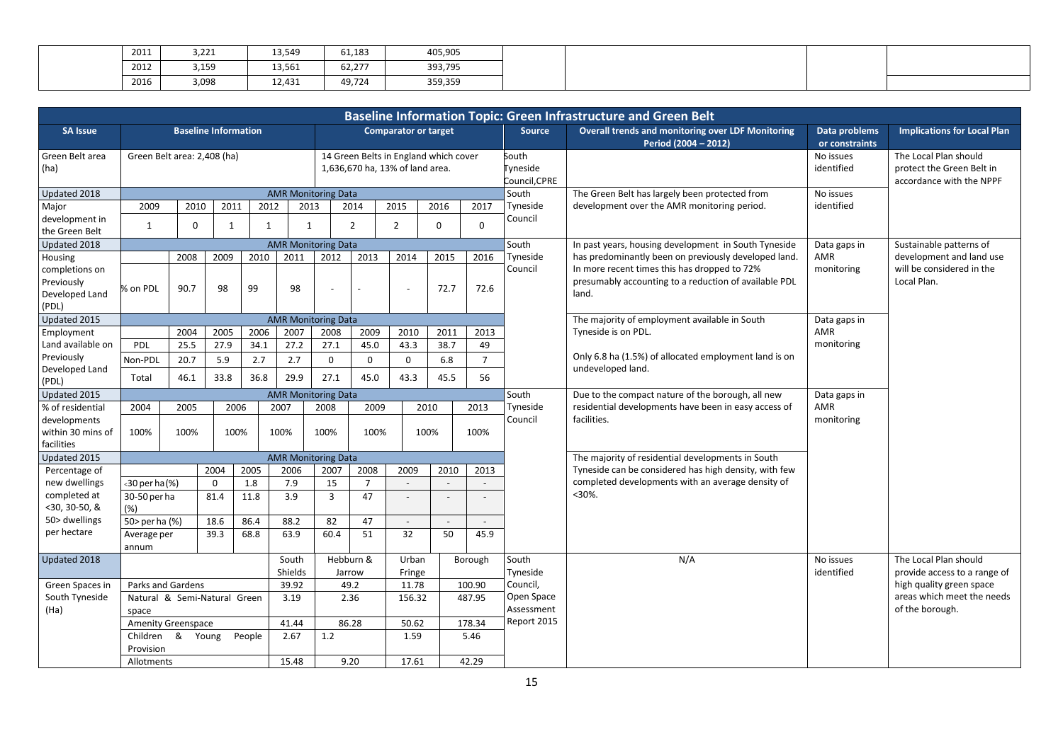| | 2011 | 3,221 | 13,549 | 61,183 | 405,905 | | | | |
|---|---|---|---|---|---|---|---|---|---|
| | 2012 | 3,159 | 13,561 | 62,277 | 393,795 | | | | |
| | 2016 | 3,098 | 12,431 | 49,724 | 359,359 | | | | |

## Baseline Information Topic: Green Infrastructure and Green Belt

| SA Issue | Baseline Information | Comparator or target | Source | Overall trends and monitoring over LDF Monitoring Period (2004 – 2012) | Data problems or constraints | Implications for Local Plan |
|---|---|---|---|---|---|---|
| Green Belt area (ha) | Green Belt area: 2,408 (ha) | 14 Green Belts in England which cover 1,636,670 ha, 13% of land area. | South Tyneside Council,CPRE | | No issues identified | The Local Plan should protect the Green Belt in accordance with the NPPF |
| Updated 2018 / Major development in the Green Belt | AMR Monitoring Data: 2009: 1; 2010: 0; 2011: 1; 2012: 1; 2013: 1; 2014: 2; 2015: 2; 2016: 0; 2017: 0 | | South Tyneside Council | The Green Belt has largely been protected from development over the AMR monitoring period. | No issues identified | |
| Updated 2018 / Housing completions on Previously Developed Land (PDL) | AMR Monitoring Data: % on PDL — 2008: 90.7; 2009: 98; 2010: 99; 2011: 98; 2012: -; 2013: -; 2014: -; 2015: 72.7; 2016: 72.6 | | South Tyneside Council | In past years, housing development in South Tyneside has predominantly been on previously developed land. In more recent times this has dropped to 72% presumably accounting to a reduction of available PDL land. | Data gaps in AMR monitoring | Sustainable patterns of development and land use will be considered in the Local Plan. |
| Updated 2015 / Employment Land available on Previously Developed Land (PDL) | AMR Monitoring Data (see table below) | | | The majority of employment available in South Tyneside is on PDL. Only 6.8 ha (1.5%) of allocated employment land is on undeveloped land. | Data gaps in AMR monitoring | |
| Updated 2015 / % of residential developments within 30 mins of facilities | AMR Monitoring Data: 2004: 100%; 2005: 100%; 2006: 100%; 2007: 100%; 2008: 100%; 2009: 100%; 2010: 100%; 2013: 100% | | South Tyneside Council | Due to the compact nature of the borough, all new residential developments have been in easy access of facilities. | Data gaps in AMR monitoring | |
| Updated 2015 / Percentage of new dwellings completed at <30, 30-50, & 50> dwellings per hectare | AMR Monitoring Data (see table below) | | | The majority of residential developments in South Tyneside can be considered has high density, with few completed developments with an average density of <30%. | | |
| Updated 2018 / Green Spaces in South Tyneside (Ha) | Green space data (see table below) | | South Tyneside Council, Open Space Assessment Report 2015 | N/A | No issues identified | The Local Plan should provide access to a range of high quality green space areas which meet the needs of the borough. |

Employment Land available on Previously Developed Land (PDL) – AMR Monitoring Data (Updated 2015):

| | 2004 | 2005 | 2006 | 2007 | 2008 | 2009 | 2010 | 2011 | 2013 |
|---|---|---|---|---|---|---|---|---|---|
| PDL | 25.5 | 27.9 | 34.1 | 27.2 | 27.1 | 45.0 | 43.3 | 38.7 | 49 |
| Non-PDL | 20.7 | 5.9 | 2.7 | 2.7 | 0 | 0 | 0 | 6.8 | 7 |
| Total | 46.1 | 33.8 | 36.8 | 29.9 | 27.1 | 45.0 | 43.3 | 45.5 | 56 |

Percentage of new dwellings completed at <30, 30-50, & 50> dwellings per hectare – AMR Monitoring Data (Updated 2015):

| | 2004 | 2005 | 2006 | 2007 | 2008 | 2009 | 2010 | 2013 |
|---|---|---|---|---|---|---|---|---|
| <30 per ha (%) | 0 | 1.8 | 7.9 | 15 | 7 | - | - | - |
| 30-50 per ha (%) | 81.4 | 11.8 | 3.9 | 3 | 47 | - | - | - |
| 50> per ha (%) | 18.6 | 86.4 | 88.2 | 82 | 47 | - | - | - |
| Average per annum | 39.3 | 68.8 | 63.9 | 60.4 | 51 | 32 | 50 | 45.9 |

Green Spaces in South Tyneside (Ha) (Updated 2018):

| | South Shields | Hebburn & Jarrow | Urban Fringe | Borough |
|---|---|---|---|---|
| Parks and Gardens | 39.92 | 49.2 | 11.78 | 100.90 |
| Natural & Semi-Natural Green space | 3.19 | 2.36 | 156.32 | 487.95 |
| Amenity Greenspace | 41.44 | 86.28 | 50.62 | 178.34 |
| Children & Young People Provision | 2.67 | 1.2 | 1.59 | 5.46 |
| Allotments | 15.48 | 9.20 | 17.61 | 42.29 |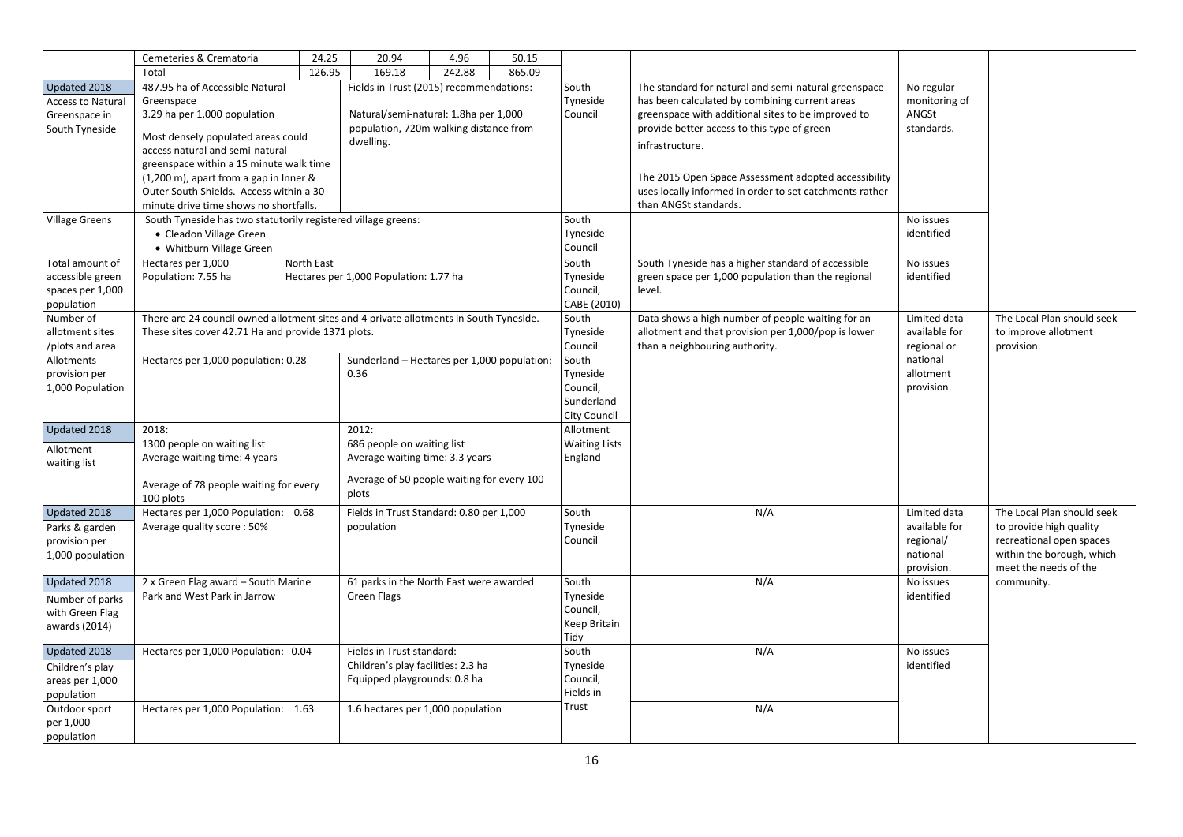| | | | | | | | | | | |
|---|---|---|---|---|---|---|---|---|---|---|
| | Cemeteries & Crematoria | 24.25 | 20.94 | 4.96 | 50.15 | | | | | |
| | Total | 126.95 | 169.18 | 242.88 | 865.09 | | | | | |
| Updated 2018 Access to Natural Greenspace in South Tyneside | 487.95 ha of Accessible Natural Greenspace<br>3.29 ha per 1,000 population<br><br>Most densely populated areas could access natural and semi-natural greenspace within a 15 minute walk time (1,200 m), apart from a gap in Inner & Outer South Shields. Access within a 30 minute drive time shows no shortfalls. | | Fields in Trust (2015) recommendations:<br><br>Natural/semi-natural: 1.8ha per 1,000 population, 720m walking distance from dwelling. | | | South Tyneside Council | The standard for natural and semi-natural greenspace has been calculated by combining current areas greenspace with additional sites to be improved to provide better access to this type of green infrastructure.<br><br>The 2015 Open Space Assessment adopted accessibility uses locally informed in order to set catchments rather than ANGSt standards. | | No regular monitoring of ANGSt standards. | |
| Village Greens | South Tyneside has two statutorily registered village greens:<br>• Cleadon Village Green<br>• Whitburn Village Green | | | | | South Tyneside Council | | | No issues identified | |
| Total amount of accessible green spaces per 1,000 population | Hectares per 1,000 Population: 7.55 ha | North East<br>Hectares per 1,000 Population: 1.77 ha | | | | South Tyneside Council, CABE (2010) | South Tyneside has a higher standard of accessible green space per 1,000 population than the regional level. | | No issues identified | |
| Number of allotment sites /plots and area | There are 24 council owned allotment sites and 4 private allotments in South Tyneside. These sites cover 42.71 Ha and provide 1371 plots. | | | | | South Tyneside Council | Data shows a high number of people waiting for an allotment and that provision per 1,000/pop is lower than a neighbouring authority. | | Limited data available for regional or national allotment provision. | The Local Plan should seek to improve allotment provision. |
| Allotments provision per 1,000 Population | Hectares per 1,000 population: 0.28 | | Sunderland – Hectares per 1,000 population: 0.36 | | | South Tyneside Council, Sunderland City Council | | | | |
| Updated 2018 Allotment waiting list | 2018:<br>1300 people on waiting list<br>Average waiting time: 4 years<br><br>Average of 78 people waiting for every 100 plots | | 2012:<br>686 people on waiting list<br>Average waiting time: 3.3 years<br><br>Average of 50 people waiting for every 100 plots | | | Allotment Waiting Lists England | | | | |
| Updated 2018 Parks & garden provision per 1,000 population | Hectares per 1,000 Population: 0.68<br>Average quality score : 50% | | Fields in Trust Standard: 0.80 per 1,000 population | | | South Tyneside Council | N/A | | Limited data available for regional/ national provision. | The Local Plan should seek to provide high quality recreational open spaces within the borough, which meet the needs of the community. |
| Updated 2018 Number of parks with Green Flag awards (2014) | 2 x Green Flag award – South Marine Park and West Park in Jarrow | | 61 parks in the North East were awarded Green Flags | | | South Tyneside Council, Keep Britain Tidy | N/A | | No issues identified | |
| Updated 2018 Children's play areas per 1,000 population | Hectares per 1,000 Population: 0.04 | | Fields in Trust standard:<br>Children's play facilities: 2.3 ha<br>Equipped playgrounds: 0.8 ha | | | South Tyneside Council, Fields in Trust | N/A | | No issues identified | |
| Outdoor sport per 1,000 population | Hectares per 1,000 Population: 1.63 | | 1.6 hectares per 1,000 population | | | | N/A | | | |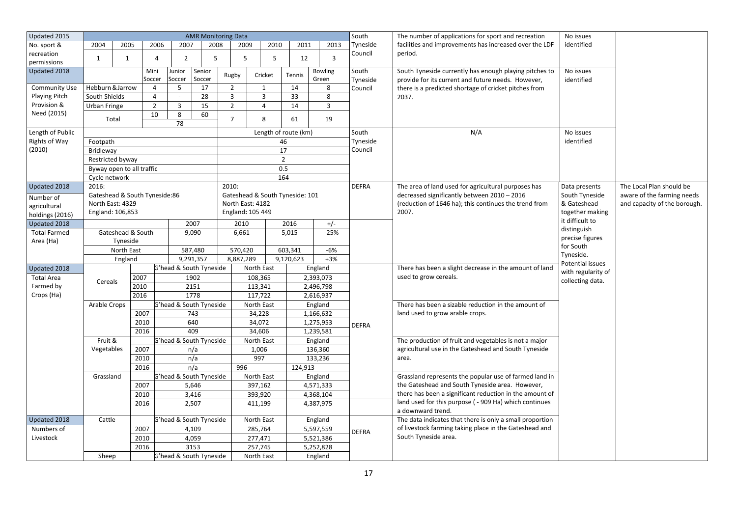| | | | | | | | | | | | | | | | | |
|---|---|---|---|---|---|---|---|---|---|---|---|---|---|---|---|---|
| Updated 2015 | AMR Monitoring Data | | | | | | | | | | | | South Tyneside Council | The number of applications for sport and recreation facilities and improvements has increased over the LDF period. | No issues identified | |
| No. sport & recreation permissions | 2004 | 2005 | 2006 | 2007 | 2008 | 2009 | 2010 | 2011 | 2013 | | | | | | | |
| | 1 | 1 | 4 | 2 | 5 | 5 | 5 | 12 | 3 | | | | | | | |
| Updated 2018 | | | Mini Soccer | Junior Soccer | Senior Soccer | Rugby | Cricket | Tennis | Bowling Green | | | | South Tyneside Council | South Tyneside currently has enough playing pitches to provide for its current and future needs. However, there is a predicted shortage of cricket pitches from 2037. | No issues identified | |
| Community Use Playing Pitch Provision & Need (2015) | Hebburn & Jarrow | | 4 | 5 | 17 | 2 | 1 | 14 | 8 | | | | | | | |
| | South Shields | | 4 | - | 28 | 3 | 3 | 33 | 8 | | | | | | | |
| | Urban Fringe | | 2 | 3 | 15 | 2 | 4 | 14 | 3 | | | | | | | |
| | Total | | 10 | 8 | 60 | 7 | 8 | 61 | 19 | | | | | | | |
| | | | 78 | | | | | | | | | | | | | |
| Length of Public Rights of Way (2010) | | | | | | Length of route (km) | | | | | | | South Tyneside Council | N/A | No issues identified | |
| | Footpath | | | | | 46 | | | | | | | | | | |
| | Bridleway | | | | | 17 | | | | | | | | | | |
| | Restricted byway | | | | | 2 | | | | | | | | | | |
| | Byway open to all traffic | | | | | 0.5 | | | | | | | | | | |
| | Cycle network | | | | | 164 | | | | | | | | | | |
| Updated 2018 Number of agricultural holdings (2016) | 2016: Gateshead & South Tyneside:86 North East: 4329 England: 106,853 | | | | | 2010: Gateshead & South Tyneside: 101 North East: 4182 England: 105 449 | | | | | | | DEFRA | The area of land used for agricultural purposes has decreased significantly between 2010 – 2016 (reduction of 1646 ha); this continues the trend from 2007. | Data presents South Tyneside & Gateshead together making it difficult to distinguish precise figures for South Tyneside. Potential issues with regularity of collecting data. | The Local Plan should be aware of the farming needs and capacity of the borough. |
| Updated 2018 | | | | 2007 | | 2010 | 2016 | | +/- | | | | | | | |
| Total Farmed Area (Ha) | Gateshead & South Tyneside | | | 9,090 | | 6,661 | 5,015 | | -25% | | | | | | | |
| | North East | | | 587,480 | | 570,420 | 603,341 | | -6% | | | | | | | |
| | England | | | 9,291,357 | | 8,887,289 | 9,120,623 | | +3% | | | | | | | |
| Updated 2018 | | | | G'head & South Tyneside | | North East | | England | | | | | DEFRA | There has been a slight decrease in the amount of land used to grow cereals. | | |
| Total Area Farmed by Crops (Ha) | Cereals | 2007 | | 1902 | | 108,365 | | 2,393,073 | | | | | | | | |
| | | 2010 | | 2151 | | 113,341 | | 2,496,798 | | | | | | | | |
| | | 2016 | | 1778 | | 117,722 | | 2,616,937 | | | | | | | | |
| | Arable Crops | | | G'head & South Tyneside | | North East | | England | | | | | | There has been a sizable reduction in the amount of land used to grow arable crops. | | |
| | | 2007 | | 743 | | 34,228 | | 1,166,632 | | | | | | | | |
| | | 2010 | | 640 | | 34,072 | | 1,275,953 | | | | | | | | |
| | | 2016 | | 409 | | 34,606 | | 1,239,581 | | | | | | | | |
| | Fruit & Vegetables | | | G'head & South Tyneside | | North East | | England | | | | | | The production of fruit and vegetables is not a major agricultural use in the Gateshead and South Tyneside area. | | |
| | | 2007 | | n/a | | 1,006 | | 136,360 | | | | | | | | |
| | | 2010 | | n/a | | 997 | | 133,236 | | | | | | | | |
| | | 2016 | | n/a | | 996 | | 124,913 | | | | | | | | |
| | Grassland | | | G'head & South Tyneside | | North East | | England | | | | | | Grassland represents the popular use of farmed land in the Gateshead and South Tyneside area. However, there has been a significant reduction in the amount of land used for this purpose ( - 909 Ha) which continues a downward trend. | | |
| | | 2007 | | 5,646 | | 397,162 | | 4,571,333 | | | | | | | | |
| | | 2010 | | 3,416 | | 393,920 | | 4,368,104 | | | | | | | | |
| | | 2016 | | 2,507 | | 411,199 | | 4,387,975 | | | | | | | | |
| Updated 2018 | Cattle | | | G'head & South Tyneside | | North East | | England | | | | | DEFRA | The data indicates that there is only a small proportion of livestock farming taking place in the Gateshead and South Tyneside area. | | |
| Numbers of Livestock | | 2007 | | 4,109 | | 285,764 | | 5,597,559 | | | | | | | | |
| | | 2010 | | 4,059 | | 277,471 | | 5,521,386 | | | | | | | | |
| | | 2016 | | 3153 | | 257,745 | | 5,252,828 | | | | | | | | |
| | Sheep | | | G'head & South Tyneside | | North East | | England | | | | | | | | |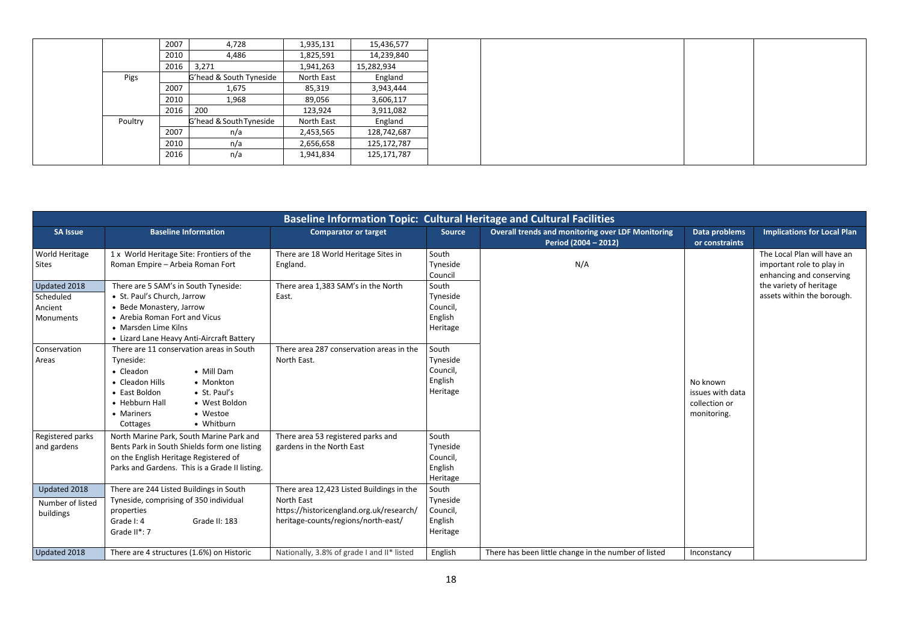| | | | | | | | | |
|---|---|---|---|---|---|---|---|---|
| | 2007 | 4,728 | 1,935,131 | 15,436,577 | | | | |
| | 2010 | 4,486 | 1,825,591 | 14,239,840 | | | | |
| | 2016 | 3,271 | 1,941,263 | 15,282,934 | | | | |
| Pigs | | G'head & South Tyneside | North East | England | | | | |
| | 2007 | 1,675 | 85,319 | 3,943,444 | | | | |
| | 2010 | 1,968 | 89,056 | 3,606,117 | | | | |
| | 2016 | 200 | 123,924 | 3,911,082 | | | | |
| Poultry | | G'head & South Tyneside | North East | England | | | | |
| | 2007 | n/a | 2,453,565 | 128,742,687 | | | | |
| | 2010 | n/a | 2,656,658 | 125,172,787 | | | | |
| | 2016 | n/a | 1,941,834 | 125,171,787 | | | | |

| Baseline Information Topic: Cultural Heritage and Cultural Facilities | | | | | | |
|---|---|---|---|---|---|---|
| **SA Issue** | **Baseline Information** | **Comparator or target** | **Source** | **Overall trends and monitoring over LDF Monitoring Period (2004 – 2012)** | **Data problems or constraints** | **Implications for Local Plan** |
| World Heritage Sites | 1 x World Heritage Site: Frontiers of the Roman Empire – Arbeia Roman Fort | There are 18 World Heritage Sites in England. | South Tyneside Council | N/A | No known issues with data collection or monitoring. | The Local Plan will have an important role to play in enhancing and conserving the variety of heritage assets within the borough. |
| Updated 2018<br>Scheduled Ancient Monuments | There are 5 SAM's in South Tyneside:<br>• St. Paul's Church, Jarrow<br>• Bede Monastery, Jarrow<br>• Arebia Roman Fort and Vicus<br>• Marsden Lime Kilns<br>• Lizard Lane Heavy Anti-Aircraft Battery | There area 1,383 SAM's in the North East. | South Tyneside Council, English Heritage | | | |
| Conservation Areas | There are 11 conservation areas in South Tyneside:<br>• Cleadon<br>• Cleadon Hills<br>• East Boldon<br>• Hebburn Hall<br>• Mariners Cottages<br>• Mill Dam<br>• Monkton<br>• St. Paul's<br>• West Boldon<br>• Westoe<br>• Whitburn | There area 287 conservation areas in the North East. | South Tyneside Council, English Heritage | | | |
| Registered parks and gardens | North Marine Park, South Marine Park and Bents Park in South Shields form one listing on the English Heritage Registered of Parks and Gardens. This is a Grade II listing. | There area 53 registered parks and gardens in the North East | South Tyneside Council, English Heritage | | | |
| Updated 2018<br>Number of listed buildings | There are 244 Listed Buildings in South Tyneside, comprising of 350 individual properties<br>Grade I: 4<br>Grade II*: 7<br>Grade II: 183 | There area 12,423 Listed Buildings in the North East<br>https://historicengland.org.uk/research/heritage-counts/regions/north-east/ | South Tyneside Council, English Heritage | | | |
| Updated 2018 | There are 4 structures (1.6%) on Historic | Nationally, 3.8% of grade I and II* listed | English | There has been little change in the number of listed | Inconstancy | |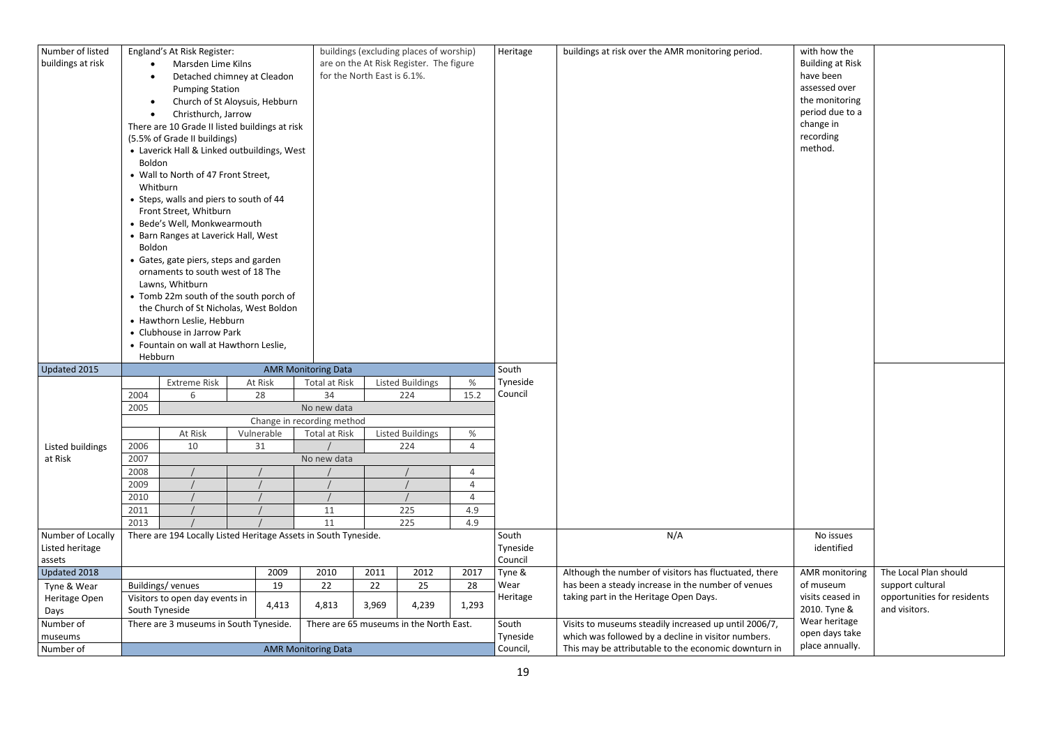| Number of listed buildings at risk | England's At Risk Register: • Marsden Lime Kilns • Detached chimney at Cleadon Pumping Station • Church of St Aloysuis, Hebburn • Christhurch, Jarrow There are 10 Grade II listed buildings at risk (5.5% of Grade II buildings) • Laverick Hall & Linked outbuildings, West Boldon • Wall to North of 47 Front Street, Whitburn • Steps, walls and piers to south of 44 Front Street, Whitburn • Bede's Well, Monkwearmouth • Barn Ranges at Laverick Hall, West Boldon • Gates, gate piers, steps and garden ornaments to south west of 18 The Lawns, Whitburn • Tomb 22m south of the south porch of the Church of St Nicholas, West Boldon • Hawthorn Leslie, Hebburn • Clubhouse in Jarrow Park • Fountain on wall at Hawthorn Leslie, Hebburn | buildings (excluding places of worship) are on the At Risk Register. The figure for the North East is 6.1%. | Heritage | buildings at risk over the AMR monitoring period. | with how the Building at Risk have been assessed over the monitoring period due to a change in recording method. | |
|---|---|---|---|---|---|

| Updated 2015 | AMR Monitoring Data | | | | | | South Tyneside Council |
|---|---|---|---|---|---|---|---|
| | | Extreme Risk | At Risk | Total at Risk | Listed Buildings | % | |
| | 2004 | 6 | 28 | 34 | 224 | 15.2 | |
| | 2005 | No new data | | | | | |
| | | Change in recording method | | | | | |
| | | At Risk | Vulnerable | Total at Risk | Listed Buildings | % | |
| Listed buildings at Risk | 2006 | 10 | 31 | / | 224 | 4 | |
| | 2007 | No new data | | | | | |
| | 2008 | / | / | / | / | 4 | |
| | 2009 | / | / | / | / | 4 | |
| | 2010 | / | / | / | / | 4 | |
| | 2011 | / | / | 11 | 225 | 4.9 | |
| | 2013 | / | / | 11 | 225 | 4.9 | |

| Number of Locally Listed heritage assets | There are 194 Locally Listed Heritage Assets in South Tyneside. | South Tyneside Council | N/A | No issues identified | |
|---|---|---|---|---|---|

| Updated 2018 | | 2009 | 2010 | 2011 | 2012 | 2017 | Tyne & Wear Heritage | Although the number of visitors has fluctuated, there has been a steady increase in the number of venues taking part in the Heritage Open Days. | AMR monitoring of museum visits ceased in 2010. Tyne & Wear heritage open days take place annually. | The Local Plan should support cultural opportunities for residents and visitors. |
|---|---|---|---|---|---|---|---|---|---|---|
| Tyne & Wear Heritage Open Days | Buildings/ venues | 19 | 22 | 22 | 25 | 28 | | | | |
| | Visitors to open day events in South Tyneside | 4,413 | 4,813 | 3,969 | 4,239 | 1,293 | | | | |
| Number of museums | There are 3 museums in South Tyneside. | There are 65 museums in the North East. | | | | | South Tyneside Council, | Visits to museums steadily increased up until 2006/7, which was followed by a decline in visitor numbers. This may be attributable to the economic downturn in | | |
| Number of | AMR Monitoring Data | | | | | | | | | |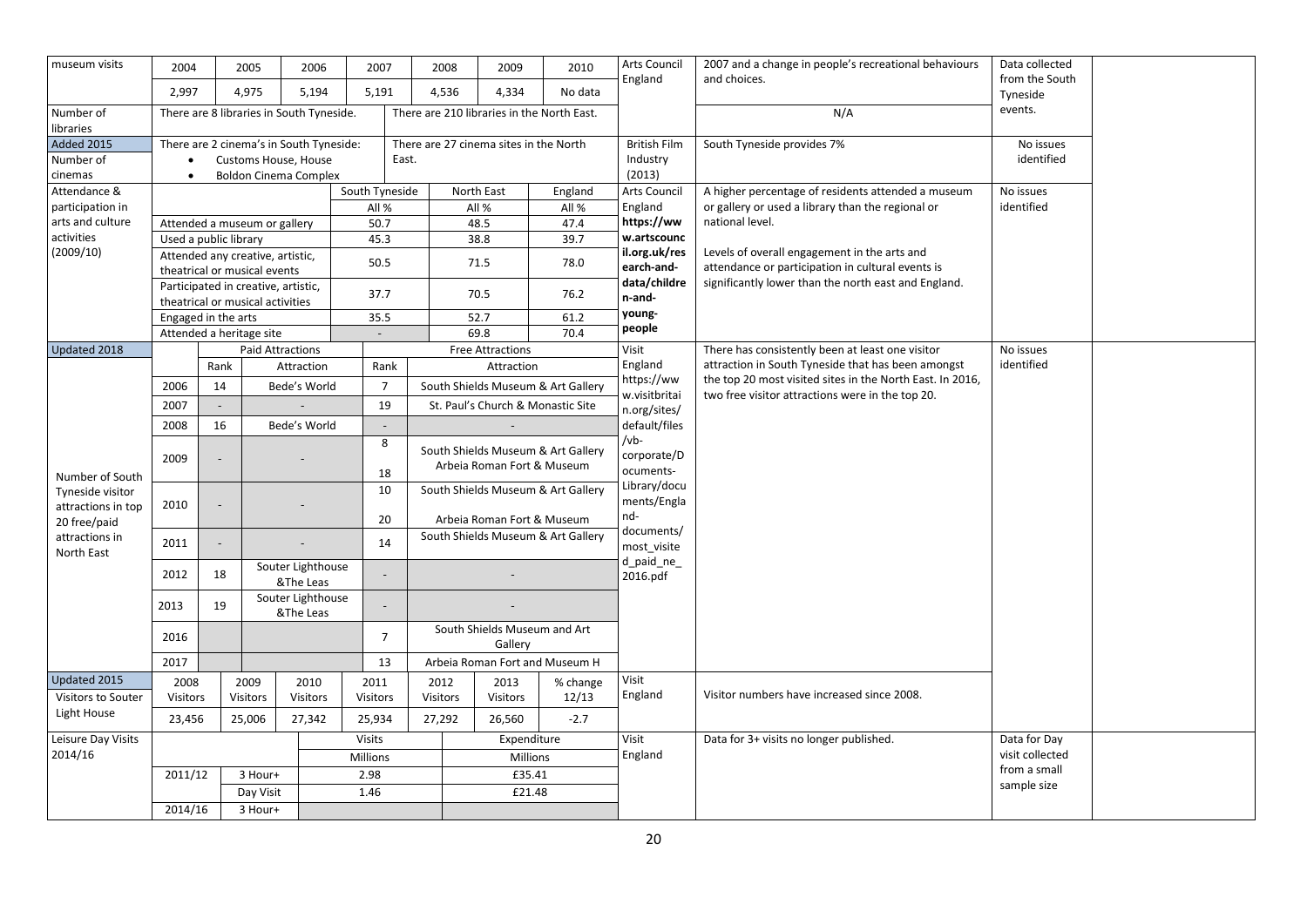| | | | | | | | | | | |
|---|---|---|---|---|---|---|---|---|---|---|
| museum visits | 2004: 2,997 | 2005: 4,975 | 2006: 5,194 | 2007: 5,191 | 2008: 4,536 | 2009: 4,334 | 2010: No data | Arts Council England | 2007 and a change in people's recreational behaviours and choices. | Data collected from the South Tyneside events. |
| Number of libraries | There are 8 libraries in South Tyneside. | | | | There are 210 libraries in the North East. | | | | N/A | |
| Added 2015 Number of cinemas | There are 2 cinema's in South Tyneside: • Customs House, House • Boldon Cinema Complex | | | | There are 27 cinema sites in the North East. | | | British Film Industry (2013) | South Tyneside provides 7% | No issues identified |

**Attendance & participation in arts and culture activities (2009/10)**

| | South Tyneside All % | North East All % | England All % |
|---|---|---|---|
| Attended a museum or gallery | 50.7 | 48.5 | 47.4 |
| Used a public library | 45.3 | 38.8 | 39.7 |
| Attended any creative, artistic, theatrical or musical events | 50.5 | 71.5 | 78.0 |
| Participated in creative, artistic, theatrical or musical activities | 37.7 | 70.5 | 76.2 |
| Engaged in the arts | 35.5 | 52.7 | 61.2 |
| Attended a heritage site | - | 69.8 | 70.4 |

Source: Arts Council England **https://www.artscouncil.org.uk/research-and-data/children-and-young-people**

A higher percentage of residents attended a museum or gallery or used a library than the regional or national level.

Levels of overall engagement in the arts and attendance or participation in cultural events is significantly lower than the north east and England.

No issues identified

**Updated 2018 — Number of South Tyneside visitor attractions in top 20 free/paid attractions in North East**

| | Paid Attractions Rank | Paid Attractions Attraction | Free Attractions Rank | Free Attractions Attraction |
|---|---|---|---|---|
| 2006 | 14 | Bede's World | 7 | South Shields Museum & Art Gallery |
| 2007 | - | - | 19 | St. Paul's Church & Monastic Site |
| 2008 | 16 | Bede's World | - | - |
| 2009 | - | - | 8 / 18 | South Shields Museum & Art Gallery / Arbeia Roman Fort & Museum |
| 2010 | - | - | 10 / 20 | South Shields Museum & Art Gallery / Arbeia Roman Fort & Museum |
| 2011 | - | - | 14 | South Shields Museum & Art Gallery |
| 2012 | 18 | Souter Lighthouse &The Leas | - | - |
| 2013 | 19 | Souter Lighthouse &The Leas | - | - |
| 2016 | | | 7 | South Shields Museum and Art Gallery |
| 2017 | | | 13 | Arbeia Roman Fort and Museum H |

Source: Visit England https://www.visitbritain.org/sites/default/files/vb-corporate/Documents-Library/documents/England-documents/most_visited_paid_ne_2016.pdf

There has consistently been at least one visitor attraction in South Tyneside that has been amongst the top 20 most visited sites in the North East. In 2016, two free visitor attractions were in the top 20.

No issues identified

**Updated 2015 — Visitors to Souter Light House**

| 2008 Visitors | 2009 Visitors | 2010 Visitors | 2011 Visitors | 2012 Visitors | 2013 Visitors | % change 12/13 |
|---|---|---|---|---|---|---|
| 23,456 | 25,006 | 27,342 | 25,934 | 27,292 | 26,560 | -2.7 |

Source: Visit England. Visitor numbers have increased since 2008.

**Leisure Day Visits 2014/16**

| | | Visits Millions | Expenditure Millions |
|---|---|---|---|
| 2011/12 | 3 Hour+ | 2.98 | £35.41 |
| | Day Visit | 1.46 | £21.48 |
| 2014/16 | 3 Hour+ | | |

Source: Visit England. Data for 3+ visits no longer published.

Data for Day visit collected from a small sample size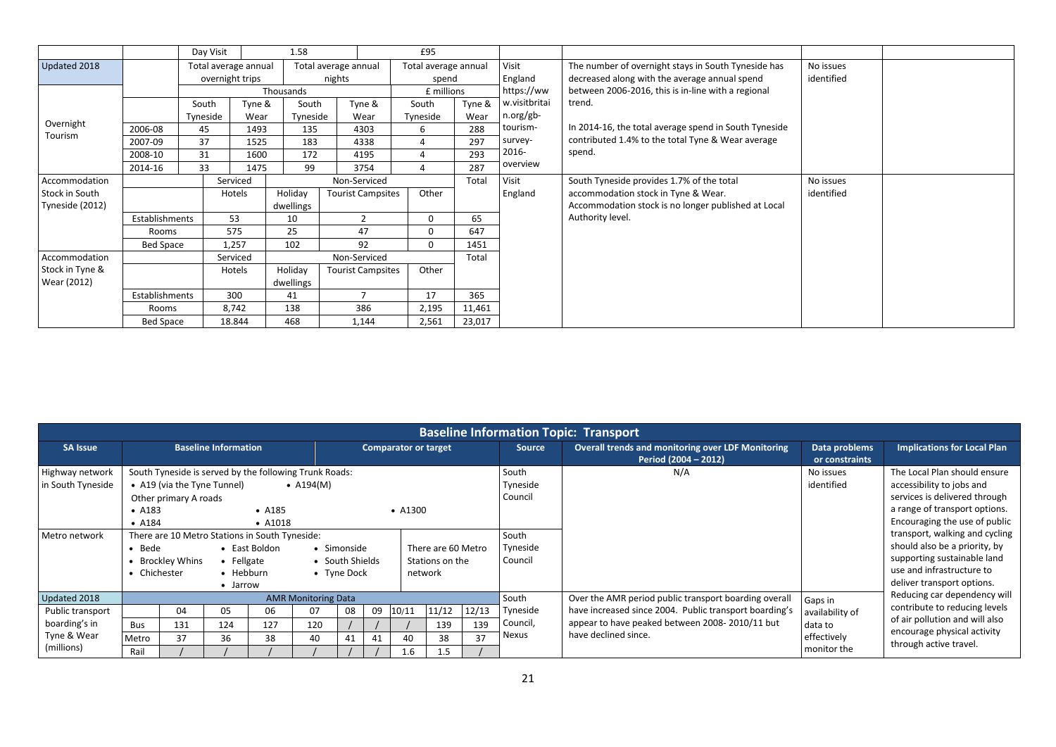| | | | | | | | | | | | |
|---|---|---|---|---|---|---|---|---|---|---|---|
| | | Day Visit | | 1.58 | | £95 | | | | | |
| Updated 2018 | | Total average annual overnight trips | | Total average annual nights | | Total average annual spend | | Visit England https://www.visitbritain.org/gb-tourism-survey-2016-overview | The number of overnight stays in South Tyneside has decreased along with the average annual spend between 2006-2016, this is in-line with a regional trend.<br><br>In 2014-16, the total average spend in South Tyneside contributed 1.4% to the total Tyne & Wear average spend. | No issues identified | |
| Overnight Tourism | | Thousands | | | | £ millions | | | | | |
| | | South Tyneside | Tyne & Wear | South Tyneside | Tyne & Wear | South Tyneside | Tyne & Wear | | | | |
| | 2006-08 | 45 | 1493 | 135 | 4303 | 6 | 288 | | | | |
| | 2007-09 | 37 | 1525 | 183 | 4338 | 4 | 297 | | | | |
| | 2008-10 | 31 | 1600 | 172 | 4195 | 4 | 293 | | | | |
| | 2014-16 | 33 | 1475 | 99 | 3754 | 4 | 287 | | | | |

| | | | | | | | | | | |
|---|---|---|---|---|---|---|---|---|---|---|
| Accommodation Stock in South Tyneside (2012) | | Serviced | Non-Serviced | | | Total | Visit England | South Tyneside provides 1.7% of the total accommodation stock in Tyne & Wear. Accommodation stock is no longer published at Local Authority level. | No issues identified | |
| | | Hotels | Holiday dwellings | Tourist Campsites | Other | | | | | |
| | Establishments | 53 | 10 | 2 | 0 | 65 | | | | |
| | Rooms | 575 | 25 | 47 | 0 | 647 | | | | |
| | Bed Space | 1,257 | 102 | 92 | 0 | 1451 | | | | |
| Accommodation Stock in Tyne & Wear (2012) | | Serviced | Non-Serviced | | | Total | | | | |
| | | Hotels | Holiday dwellings | Tourist Campsites | Other | | | | | |
| | Establishments | 300 | 41 | 7 | 17 | 365 | | | | |
| | Rooms | 8,742 | 138 | 386 | 2,195 | 11,461 | | | | |
| | Bed Space | 18.844 | 468 | 1,144 | 2,561 | 23,017 | | | | |

## Baseline Information Topic: Transport

| SA Issue | Baseline Information | Comparator or target | Source | Overall trends and monitoring over LDF Monitoring Period (2004 – 2012) | Data problems or constraints | Implications for Local Plan |
|---|---|---|---|---|---|---|
| Highway network in South Tyneside | South Tyneside is served by the following Trunk Roads:<br>• A19 (via the Tyne Tunnel) • A194(M)<br>Other primary A roads<br>• A183 • A185 • A1300<br>• A184 • A1018 | | South Tyneside Council | N/A | No issues identified | The Local Plan should ensure accessibility to jobs and services is delivered through a range of transport options. Encouraging the use of public transport, walking and cycling should also be a priority, by supporting sustainable land use and infrastructure to deliver transport options. Reducing car dependency will contribute to reducing levels of air pollution and will also encourage physical activity through active travel. |
| Metro network | There are 10 Metro Stations in South Tyneside:<br>• Bede • East Boldon • Simonside<br>• Brockley Whins • Fellgate • South Shields<br>• Chichester • Hebburn • Tyne Dock<br>• Jarrow | There are 60 Metro Stations on the network | South Tyneside Council | | | |

| Updated 2018 | AMR Monitoring Data | | | | | | | | | | | Source | Overall trends | Data problems | |
|---|---|---|---|---|---|---|---|---|---|---|---|---|---|---|---|
| Public transport boarding's in Tyne & Wear (millions) | | 04 | 05 | 06 | 07 | 08 | 09 | 10/11 | 11/12 | 12/13 | | South Tyneside Council, Nexus | Over the AMR period public transport boarding overall have increased since 2004. Public transport boarding's appear to have peaked between 2008- 2010/11 but have declined since. | Gaps in availability of data to effectively monitor the | |
| | Bus | 131 | 124 | 127 | 120 | / | / | / | 139 | 139 | | | | | |
| | Metro | 37 | 36 | 38 | 40 | 41 | 41 | 40 | 38 | 37 | | | | | |
| | Rail | / | / | / | / | / | / | 1.6 | 1.5 | / | | | | | |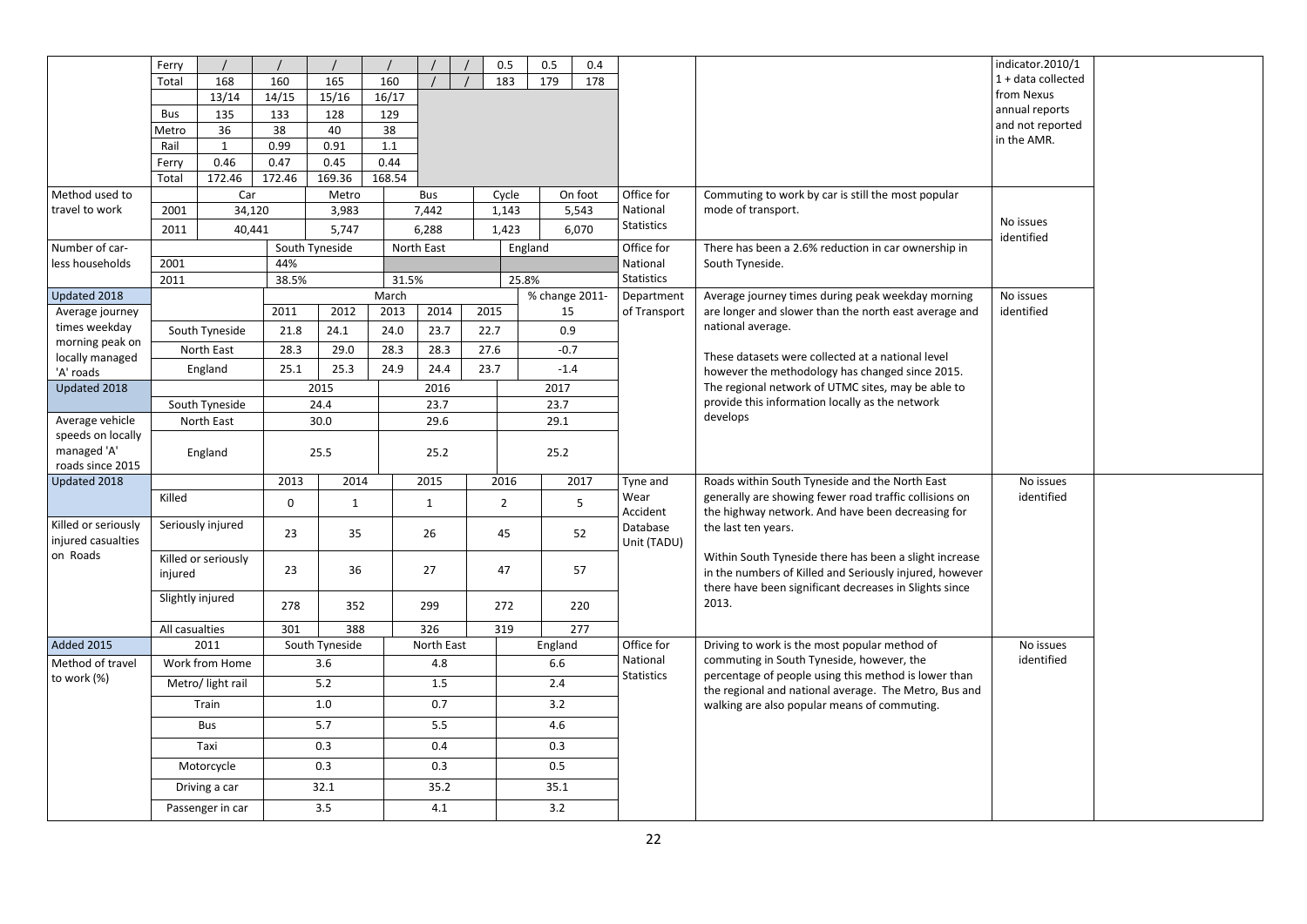| | | | | | | | | | | | | | | |
|---|---|---|---|---|---|---|---|---|---|---|---|---|---|---|
| | Ferry | / | / | / | / | / | / | 0.5 | 0.5 | 0.4 | | | indicator.2010/1 1 + data collected from Nexus annual reports and not reported in the AMR. | |
| | Total | 168 | 160 | 165 | 160 | / | / | 183 | 179 | 178 | | | | |
| | | 13/14 | 14/15 | 15/16 | 16/17 | | | | | | | | | |
| | Bus | 135 | 133 | 128 | 129 | | | | | | | | | |
| | Metro | 36 | 38 | 40 | 38 | | | | | | | | | |
| | Rail | 1 | 0.99 | 0.91 | 1.1 | | | | | | | | | |
| | Ferry | 0.46 | 0.47 | 0.45 | 0.44 | | | | | | | | | |
| | Total | 172.46 | 172.46 | 169.36 | 168.54 | | | | | | | | | |

| Indicator | | Car | Metro | Bus | Cycle | On foot | Source | Comment | Issues | |
|---|---|---|---|---|---|---|---|---|---|---|
| Method used to travel to work | 2001 | 34,120 | 3,983 | 7,442 | 1,143 | 5,543 | Office for National Statistics | Commuting to work by car is still the most popular mode of transport. | No issues identified | |
| | 2011 | 40,441 | 5,747 | 6,288 | 1,423 | 6,070 | | | | |

| Indicator | | South Tyneside | North East | England | Source | Comment | Issues | |
|---|---|---|---|---|---|---|---|---|
| Number of car-less households | 2001 | 44% | | | Office for National Statistics | There has been a 2.6% reduction in car ownership in South Tyneside. | | |
| | 2011 | 38.5% | 31.5% | 25.8% | | | | |

| Updated 2018 Average journey times weekday morning peak on locally managed 'A' roads | March | 2011 | 2012 | 2013 | 2014 | 2015 | % change 2011-15 | Source | Comment | Issues | |
|---|---|---|---|---|---|---|---|---|---|---|---|
| | South Tyneside | 21.8 | 24.1 | 24.0 | 23.7 | 22.7 | 0.9 | Department of Transport | Average journey times during peak weekday morning are longer and slower than the north east average and national average. These datasets were collected at a national level however the methodology has changed since 2015. The regional network of UTMC sites, may be able to provide this information locally as the network develops | No issues identified | |
| | North East | 28.3 | 29.0 | 28.3 | 28.3 | 27.6 | -0.7 | | | | |
| | England | 25.1 | 25.3 | 24.9 | 24.4 | 23.7 | -1.4 | | | | |

| Updated 2018 Average vehicle speeds on locally managed 'A' roads since 2015 | | 2015 | 2016 | 2017 |
|---|---|---|---|---|
| | South Tyneside | 24.4 | 23.7 | 23.7 |
| | North East | 30.0 | 29.6 | 29.1 |
| | England | 25.5 | 25.2 | 25.2 |

| Updated 2018 Killed or seriously injured casualties on Roads | | 2013 | 2014 | 2015 | 2016 | 2017 | Source | Comment | Issues | |
|---|---|---|---|---|---|---|---|---|---|---|
| | Killed | 0 | 1 | 1 | 2 | 5 | Tyne and Wear Accident Database Unit (TADU) | Roads within South Tyneside and the North East generally are showing fewer road traffic collisions on the highway network. And have been decreasing for the last ten years. Within South Tyneside there has been a slight increase in the numbers of Killed and Seriously injured, however there have been significant decreases in Slights since 2013. | No issues identified | |
| | Seriously injured | 23 | 35 | 26 | 45 | 52 | | | | |
| | Killed or seriously injured | 23 | 36 | 27 | 47 | 57 | | | | |
| | Slightly injured | 278 | 352 | 299 | 272 | 220 | | | | |
| | All casualties | 301 | 388 | 326 | 319 | 277 | | | | |

| Added 2015 Method of travel to work (%) | 2011 | South Tyneside | North East | England | Source | Comment | Issues | |
|---|---|---|---|---|---|---|---|---|
| | Work from Home | 3.6 | 4.8 | 6.6 | Office for National Statistics | Driving to work is the most popular method of commuting in South Tyneside, however, the percentage of people using this method is lower than the regional and national average. The Metro, Bus and walking are also popular means of commuting. | No issues identified | |
| | Metro/ light rail | 5.2 | 1.5 | 2.4 | | | | |
| | Train | 1.0 | 0.7 | 3.2 | | | | |
| | Bus | 5.7 | 5.5 | 4.6 | | | | |
| | Taxi | 0.3 | 0.4 | 0.3 | | | | |
| | Motorcycle | 0.3 | 0.3 | 0.5 | | | | |
| | Driving a car | 32.1 | 35.2 | 35.1 | | | | |
| | Passenger in car | 3.5 | 4.1 | 3.2 | | | | |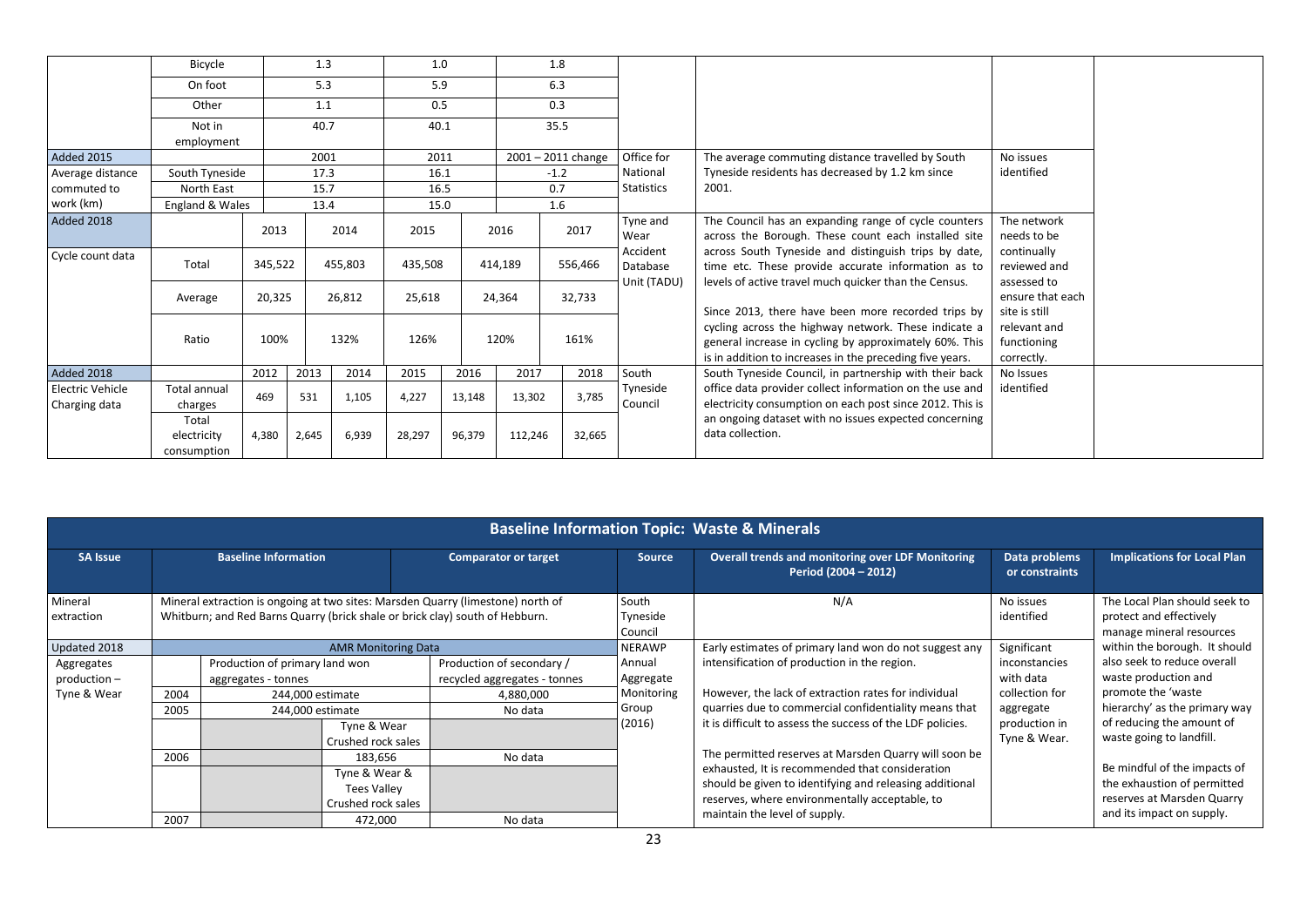| | | | | | | | | | | |
|---|---|---|---|---|---|---|---|---|---|---|
| | Bicycle | 1.3 | 1.0 | 1.8 | | | | | | |
| | On foot | 5.3 | 5.9 | 6.3 | | | | | | |
| | Other | 1.1 | 0.5 | 0.3 | | | | | | |
| | Not in employment | 40.7 | 40.1 | 35.5 | | | | | | |
| Added 2015 | | 2001 | 2011 | 2001 – 2011 change | | | Office for National Statistics | The average commuting distance travelled by South Tyneside residents has decreased by 1.2 km since 2001. | No issues identified | |
| Average distance commuted to work (km) | South Tyneside | 17.3 | 16.1 | -1.2 | | | | | | |
| | North East | 15.7 | 16.5 | 0.7 | | | | | | |
| | England & Wales | 13.4 | 15.0 | 1.6 | | | | | | |

| | | | | | | | | | | |
|---|---|---|---|---|---|---|---|---|---|---|
| Added 2018 | | 2013 | 2014 | 2015 | 2016 | 2017 | Tyne and Wear Accident Database Unit (TADU) | The Council has an expanding range of cycle counters across the Borough. These count each installed site across South Tyneside and distinguish trips by date, time etc. These provide accurate information as to levels of active travel much quicker than the Census.<br><br>Since 2013, there have been more recorded trips by cycling across the highway network. These indicate a general increase in cycling by approximately 60%. This is in addition to increases in the preceding five years. | The network needs to be continually reviewed and assessed to ensure that each site is still relevant and functioning correctly. | |
| Cycle count data | Total | 345,522 | 455,803 | 435,508 | 414,189 | 556,466 | | | | |
| | Average | 20,325 | 26,812 | 25,618 | 24,364 | 32,733 | | | | |
| | Ratio | 100% | 132% | 126% | 120% | 161% | | | | |

| | | | | | | | | | | | | |
|---|---|---|---|---|---|---|---|---|---|---|---|---|
| Added 2018 | | 2012 | 2013 | 2014 | 2015 | 2016 | 2017 | 2018 | South Tyneside Council | South Tyneside Council, in partnership with their back office data provider collect information on the use and electricity consumption on each post since 2012. This is an ongoing dataset with no issues expected concerning data collection. | No Issues identified | |
| Electric Vehicle Charging data | Total annual charges | 469 | 531 | 1,105 | 4,227 | 13,148 | 13,302 | 3,785 | | | | |
| | Total electricity consumption | 4,380 | 2,645 | 6,939 | 28,297 | 96,379 | 112,246 | 32,665 | | | | |

## Baseline Information Topic: Waste & Minerals

| SA Issue | Baseline Information | | | Comparator or target | Source | Overall trends and monitoring over LDF Monitoring Period (2004 – 2012) | Data problems or constraints | Implications for Local Plan |
|---|---|---|---|---|---|---|---|---|
| Mineral extraction | Mineral extraction is ongoing at two sites: Marsden Quarry (limestone) north of Whitburn; and Red Barns Quarry (brick shale or brick clay) south of Hebburn. | | | | South Tyneside Council | N/A | No issues identified | The Local Plan should seek to protect and effectively manage mineral resources within the borough. It should also seek to reduce overall waste production and promote the 'waste hierarchy' as the primary way of reducing the amount of waste going to landfill.<br><br>Be mindful of the impacts of the exhaustion of permitted reserves at Marsden Quarry and its impact on supply. |
| Updated 2018 | AMR Monitoring Data | | | | NERAWP Annual Aggregate Monitoring Group (2016) | Early estimates of primary land won do not suggest any intensification of production in the region.<br><br>However, the lack of extraction rates for individual quarries due to commercial confidentiality means that it is difficult to assess the success of the LDF policies.<br><br>The permitted reserves at Marsden Quarry will soon be exhausted, It is recommended that consideration should be given to identifying and releasing additional reserves, where environmentally acceptable, to maintain the level of supply. | Significant inconstancies with data collection for aggregate production in Tyne & Wear. | |
| Aggregates production – Tyne & Wear | | Production of primary land won aggregates - tonnes | | Production of secondary / recycled aggregates - tonnes | | | | |
| | 2004 | 244,000 estimate | | 4,880,000 | | | | |
| | 2005 | 244,000 estimate | | No data | | | | |
| | | | Tyne & Wear Crushed rock sales | | | | | |
| | 2006 | | 183,656 | No data | | | | |
| | | | Tyne & Wear & Tees Valley Crushed rock sales | | | | | |
| | 2007 | | 472,000 | No data | | | | |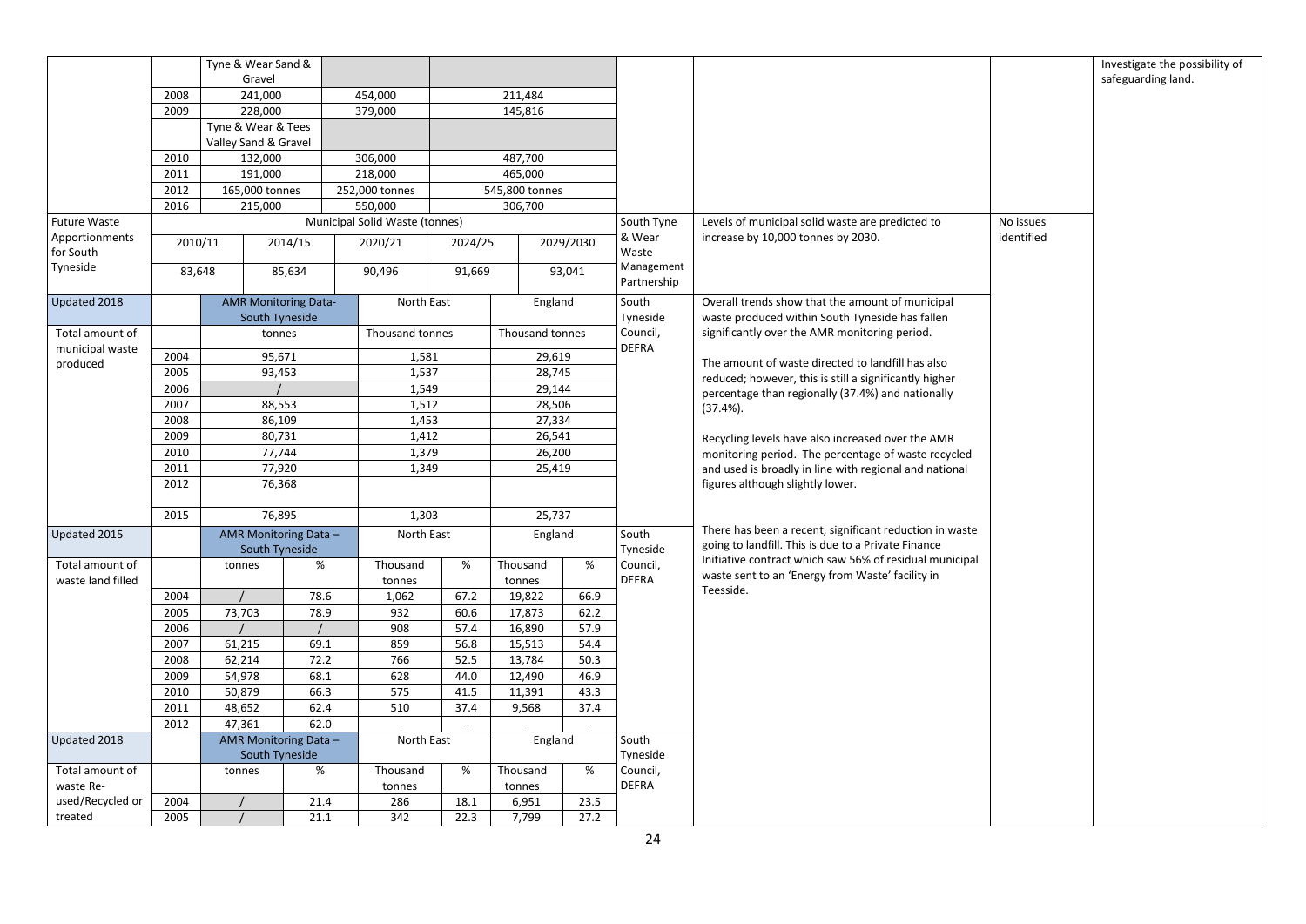| | | | | | | | | | | | | |
|---|---|---|---|---|---|---|---|---|---|---|---|---|
| | | Tyne & Wear Sand & Gravel | | | | | | | | | | Investigate the possibility of safeguarding land. |
| | 2008 | 241,000 | | 454,000 | | 211,484 | | | | | | |
| | 2009 | 228,000 | | 379,000 | | 145,816 | | | | | | |
| | | Tyne & Wear & Tees Valley Sand & Gravel | | | | | | | | | | |
| | 2010 | 132,000 | | 306,000 | | 487,700 | | | | | | |
| | 2011 | 191,000 | | 218,000 | | 465,000 | | | | | | |
| | 2012 | 165,000 tonnes | | 252,000 tonnes | | 545,800 tonnes | | | | | | |
| | 2016 | 215,000 | | 550,000 | | 306,700 | | | | | | |
| Future Waste Apportionments for South Tyneside | Municipal Solid Waste (tonnes) | | | | | | | South Tyne & Wear Waste Management Partnership | Levels of municipal solid waste are predicted to increase by 10,000 tonnes by 2030. | No issues identified | | |
| | 2010/11 | 2014/15 | | 2020/21 | 2024/25 | 2029/2030 | | | | | | |
| | 83,648 | 85,634 | | 90,496 | 91,669 | 93,041 | | | | | | |
| Updated 2018 | | AMR Monitoring Data- South Tyneside | | North East | | England | | South Tyneside Council, DEFRA | Overall trends show that the amount of municipal waste produced within South Tyneside has fallen significantly over the AMR monitoring period.<br><br>The amount of waste directed to landfill has also reduced; however, this is still a significantly higher percentage than regionally (37.4%) and nationally (37.4%).<br><br>Recycling levels have also increased over the AMR monitoring period. The percentage of waste recycled and used is broadly in line with regional and national figures although slightly lower.<br><br>There has been a recent, significant reduction in waste going to landfill. This is due to a Private Finance Initiative contract which saw 56% of residual municipal waste sent to an 'Energy from Waste' facility in Teesside. | | | |
| Total amount of municipal waste produced | | tonnes | | Thousand tonnes | | Thousand tonnes | | | | | | |
| | 2004 | 95,671 | | 1,581 | | 29,619 | | | | | | |
| | 2005 | 93,453 | | 1,537 | | 28,745 | | | | | | |
| | 2006 | / | | 1,549 | | 29,144 | | | | | | |
| | 2007 | 88,553 | | 1,512 | | 28,506 | | | | | | |
| | 2008 | 86,109 | | 1,453 | | 27,334 | | | | | | |
| | 2009 | 80,731 | | 1,412 | | 26,541 | | | | | | |
| | 2010 | 77,744 | | 1,379 | | 26,200 | | | | | | |
| | 2011 | 77,920 | | 1,349 | | 25,419 | | | | | | |
| | 2012 | 76,368 | | | | | | | | | | |
| | 2015 | 76,895 | | 1,303 | | 25,737 | | | | | | |
| Updated 2015 | | AMR Monitoring Data – South Tyneside | | North East | | England | | South Tyneside Council, DEFRA | | | | |
| Total amount of waste land filled | | tonnes | % | Thousand tonnes | % | Thousand tonnes | % | | | | | |
| | 2004 | / | 78.6 | 1,062 | 67.2 | 19,822 | 66.9 | | | | | |
| | 2005 | 73,703 | 78.9 | 932 | 60.6 | 17,873 | 62.2 | | | | | |
| | 2006 | / | / | 908 | 57.4 | 16,890 | 57.9 | | | | | |
| | 2007 | 61,215 | 69.1 | 859 | 56.8 | 15,513 | 54.4 | | | | | |
| | 2008 | 62,214 | 72.2 | 766 | 52.5 | 13,784 | 50.3 | | | | | |
| | 2009 | 54,978 | 68.1 | 628 | 44.0 | 12,490 | 46.9 | | | | | |
| | 2010 | 50,879 | 66.3 | 575 | 41.5 | 11,391 | 43.3 | | | | | |
| | 2011 | 48,652 | 62.4 | 510 | 37.4 | 9,568 | 37.4 | | | | | |
| | 2012 | 47,361 | 62.0 | - | - | - | - | | | | | |
| Updated 2018 | | AMR Monitoring Data – South Tyneside | | North East | | England | | South Tyneside Council, DEFRA | | | | |
| Total amount of waste Re-used/Recycled or treated | | tonnes | % | Thousand tonnes | % | Thousand tonnes | % | | | | | |
| | 2004 | / | 21.4 | 286 | 18.1 | 6,951 | 23.5 | | | | | |
| | 2005 | / | 21.1 | 342 | 22.3 | 7,799 | 27.2 | | | | | |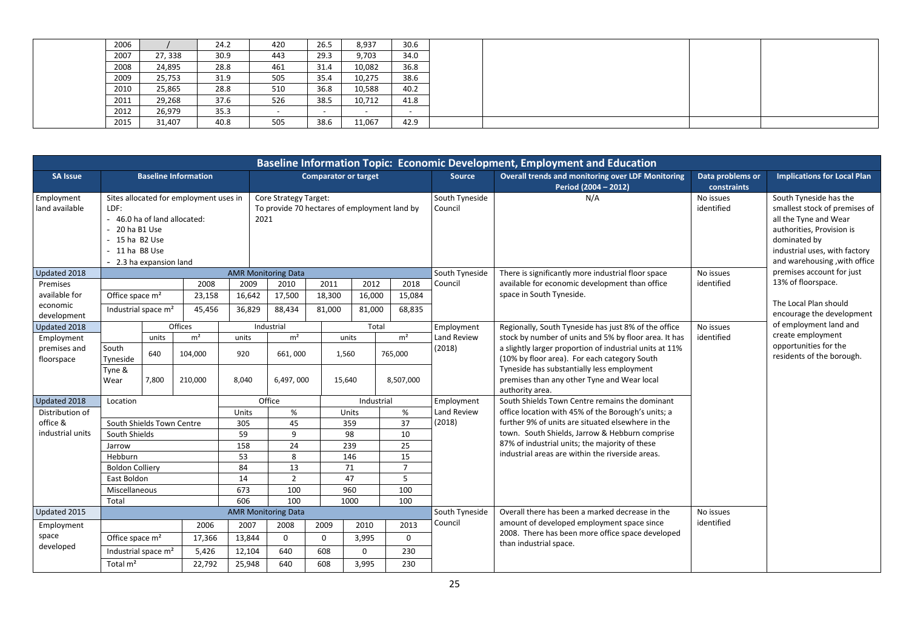| | | | | | | | | | | |
|---|---|---|---|---|---|---|---|---|---|---|
| | 2006 | / | 24.2 | 420 | 26.5 | 8,937 | 30.6 | | | |
| | 2007 | 27, 338 | 30.9 | 443 | 29.3 | 9,703 | 34.0 | | | |
| | 2008 | 24,895 | 28.8 | 461 | 31.4 | 10,082 | 36.8 | | | |
| | 2009 | 25,753 | 31.9 | 505 | 35.4 | 10,275 | 38.6 | | | |
| | 2010 | 25,865 | 28.8 | 510 | 36.8 | 10,588 | 40.2 | | | |
| | 2011 | 29,268 | 37.6 | 526 | 38.5 | 10,712 | 41.8 | | | |
| | 2012 | 26,979 | 35.3 | - | - | - | - | | | |
| | 2015 | 31,407 | 40.8 | 505 | 38.6 | 11,067 | 42.9 | | | |

## Baseline Information Topic: Economic Development, Employment and Education

| SA Issue | Baseline Information | Comparator or target | Source | Overall trends and monitoring over LDF Monitoring Period (2004 – 2012) | Data problems or constraints | Implications for Local Plan |
|---|---|---|---|---|---|---|
| Employment land available | Sites allocated for employment uses in LDF:<br>- 46.0 ha of land allocated:<br>- 20 ha B1 Use<br>- 15 ha B2 Use<br>- 11 ha B8 Use<br>- 2.3 ha expansion land | Core Strategy Target:<br>To provide 70 hectares of employment land by 2021 | South Tyneside Council | N/A | No issues identified | South Tyneside has the smallest stock of premises of all the Tyne and Wear authorities, Provision is dominated by industrial uses, with factory and warehousing ,with office premises account for just 13% of floorspace.<br><br>The Local Plan should encourage the development of employment land and create employment opportunities for the residents of the borough. |

| Updated 2018 | AMR Monitoring Data | | | | | | | Source | Overall trends | Data problems or constraints |
|---|---|---|---|---|---|---|---|---|---|---|
| Premises available for economic development | | 2008 | 2009 | 2010 | 2011 | 2012 | 2018 | South Tyneside Council | There is significantly more industrial floor space available for economic development than office space in South Tyneside. | No issues identified |
| | Office space m² | 23,158 | 16,642 | 17,500 | 18,300 | 16,000 | 15,084 | | | |
| | Industrial space m² | 45,456 | 36,829 | 88,434 | 81,000 | 81,000 | 68,835 | | | |

| Updated 2018 | | Offices | | Industrial | | Total | | Source | Overall trends | Data problems or constraints |
|---|---|---|---|---|---|---|---|---|---|---|
| Employment premises and floorspace | | units | m² | units | m² | units | m² | Employment Land Review (2018) | Regionally, South Tyneside has just 8% of the office stock by number of units and 5% by floor area. It has a slightly larger proportion of industrial units at 11% (10% by floor area). For each category South Tyneside has substantially less employment premises than any other Tyne and Wear local authority area. | No issues identified |
| | South Tyneside | 640 | 104,000 | 920 | 661, 000 | 1,560 | 765,000 | | | |
| | Tyne & Wear | 7,800 | 210,000 | 8,040 | 6,497, 000 | 15,640 | 8,507,000 | | | |

| Updated 2018 | Location | Office | | Industrial | | Source | Overall trends |
|---|---|---|---|---|---|---|---|
| Distribution of office & industrial units | | Units | % | Units | % | Employment Land Review (2018) | South Shields Town Centre remains the dominant office location with 45% of the Borough's units; a further 9% of units are situated elsewhere in the town. South Shields, Jarrow & Hebburn comprise 87% of industrial units; the majority of these industrial areas are within the riverside areas. |
| | South Shields Town Centre | 305 | 45 | 359 | 37 | | |
| | South Shields | 59 | 9 | 98 | 10 | | |
| | Jarrow | 158 | 24 | 239 | 25 | | |
| | Hebburn | 53 | 8 | 146 | 15 | | |
| | Boldon Colliery | 84 | 13 | 71 | 7 | | |
| | East Boldon | 14 | 2 | 47 | 5 | | |
| | Miscellaneous | 673 | 100 | 960 | 100 | | |
| | Total | 606 | 100 | 1000 | 100 | | |

| Updated 2015 | AMR Monitoring Data | | | | | | | Source | Overall trends | Data problems or constraints |
|---|---|---|---|---|---|---|---|---|---|---|
| Employment space developed | | 2006 | 2007 | 2008 | 2009 | 2010 | 2013 | South Tyneside Council | Overall there has been a marked decrease in the amount of developed employment space since 2008. There has been more office space developed than industrial space. | No issues identified |
| | Office space m² | 17,366 | 13,844 | 0 | 0 | 3,995 | 0 | | | |
| | Industrial space m² | 5,426 | 12,104 | 640 | 608 | 0 | 230 | | | |
| | Total m² | 22,792 | 25,948 | 640 | 608 | 3,995 | 230 | | | |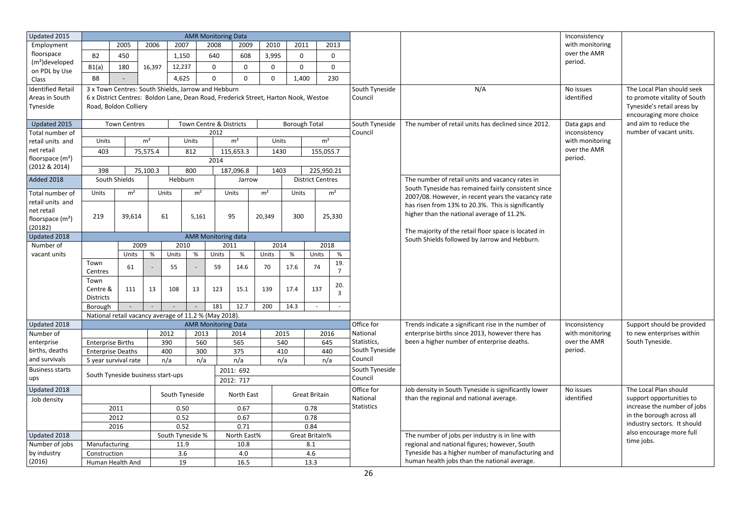| Indicator | Data | Source | Trend / Comments | Issues | Implications for Local Plan |
|---|---|---|---|---|---|
| Updated 2015 Employment floorspace (m²) developed on PDL by Use Class | **AMR Monitoring Data** | | | Inconsistency with monitoring over the AMR period. | |
| Identified Retail Areas in South Tyneside | 3 x Town Centres: South Shields, Jarrow and Hebburn<br>6 x District Centres: Boldon Lane, Dean Road, Frederick Street, Harton Nook, Westoe Road, Boldon Colliery | South Tyneside Council | N/A | No issues identified | The Local Plan should seek to promote vitality of South Tyneside's retail areas by encouraging more choice and aim to reduce the number of vacant units. |
| Updated 2015 Total number of retail units and net retail floorspace (m²) (2012 & 2014) | | South Tyneside Council | The number of retail units has declined since 2012. | Data gaps and inconsistency with monitoring over the AMR period. | |
| Added 2018 Total number of retail units and net retail floorspace (m²) (20182) | | | The number of retail units and vacancy rates in South Tyneside has remained fairly consistent since 2007/08. However, in recent years the vacancy rate has risen from 13% to 20.3%. This is significantly higher than the national average of 11.2%.<br><br>The majority of the retail floor space is located in South Shields followed by Jarrow and Hebburn. | | |
| Updated 2018 Number of vacant units | **AMR Monitoring data** | | | | |
| Updated 2018 Number of enterprise births, deaths and survivals | **AMR Monitoring Data** | Office for National Statistics, South Tyneside Council | Trends indicate a significant rise in the number of enterprise births since 2013, however there has been a higher number of enterprise deaths. | Inconsistency with monitoring over the AMR period. | Support should be provided to new enterprises within South Tyneside. |
| Business starts ups | South Tyneside business start-ups: 2011: 692; 2012: 717 | South Tyneside Council | | | |
| Updated 2018 Job density | | Office for National Statistics | Job density in South Tyneside is significantly lower than the regional and national average. | No issues identified | The Local Plan should support opportunities to increase the number of jobs in the borough across all industry sectors. It should also encourage more full time jobs. |
| Updated 2018 Number of jobs by industry (2016) | | | The number of jobs per industry is in line with regional and national figures; however, South Tyneside has a higher number of manufacturing and human health jobs than the national average. | | |

**Employment floorspace (m²) developed on PDL by Use Class – AMR Monitoring Data**

| | 2005 | 2006 | 2007 | 2008 | 2009 | 2010 | 2011 | 2013 |
|---|---|---|---|---|---|---|---|---|
| B2 | 450 | 16,397 | 1,150 | 640 | 608 | 3,995 | 0 | 0 |
| B1(a) | 180 | | 12,237 | 0 | 0 | 0 | 0 | 0 |
| B8 | - | | 4,625 | 0 | 0 | 0 | 1,400 | 230 |

**Total number of retail units and net retail floorspace (m²) (2012 & 2014)**

| | Town Centres | | Town Centre & Districts | | Borough Total | |
|---|---|---|---|---|---|---|
| | Units | m² | Units | m² | Units | m² |
| 2012 | 403 | 75,575.4 | 812 | 115,653.3 | 1430 | 155,055.7 |
| 2014 | 398 | 75,100.3 | 800 | 187,096.8 | 1403 | 225,950.21 |

**Total number of retail units and net retail floorspace (m²) (20182)**

| South Shields | | Hebburn | | Jarrow | | District Centres | |
|---|---|---|---|---|---|---|---|
| Units | m² | Units | m² | Units | m² | Units | m² |
| 219 | 39,614 | 61 | 5,161 | 95 | 20,349 | 300 | 25,330 |

**Number of vacant units – AMR Monitoring data**

| | 2009 | | 2010 | | 2011 | | 2014 | | 2018 | |
|---|---|---|---|---|---|---|---|---|---|---|
| | Units | % | Units | % | Units | % | Units | % | Units | % |
| Town Centres | 61 | - | 55 | - | 59 | 14.6 | 70 | 17.6 | 74 | 19.7 |
| Town Centre & Districts | 111 | 13 | 108 | 13 | 123 | 15.1 | 139 | 17.4 | 137 | 20.3 |
| Borough | - | - | - | - | 181 | 12.7 | 200 | 14.3 | - | - |

National retail vacancy average of 11.2 % (May 2018).

**Number of enterprise births, deaths and survivals – AMR Monitoring Data**

| | 2012 | 2013 | 2014 | 2015 | 2016 |
|---|---|---|---|---|---|
| Enterprise Births | 390 | 560 | 565 | 540 | 645 |
| Enterprise Deaths | 400 | 300 | 375 | 410 | 440 |
| 5 year survival rate | n/a | n/a | n/a | n/a | n/a |

**Job density**

| | South Tyneside | North East | Great Britain |
|---|---|---|---|
| 2011 | 0.50 | 0.67 | 0.78 |
| 2012 | 0.52 | 0.67 | 0.78 |
| 2016 | 0.52 | 0.71 | 0.84 |

**Number of jobs by industry (2016)**

| | South Tyneside % | North East% | Great Britain% |
|---|---|---|---|
| Manufacturing | 11.9 | 10.8 | 8.1 |
| Construction | 3.6 | 4.0 | 4.6 |
| Human Health And | 19 | 16.5 | 13.3 |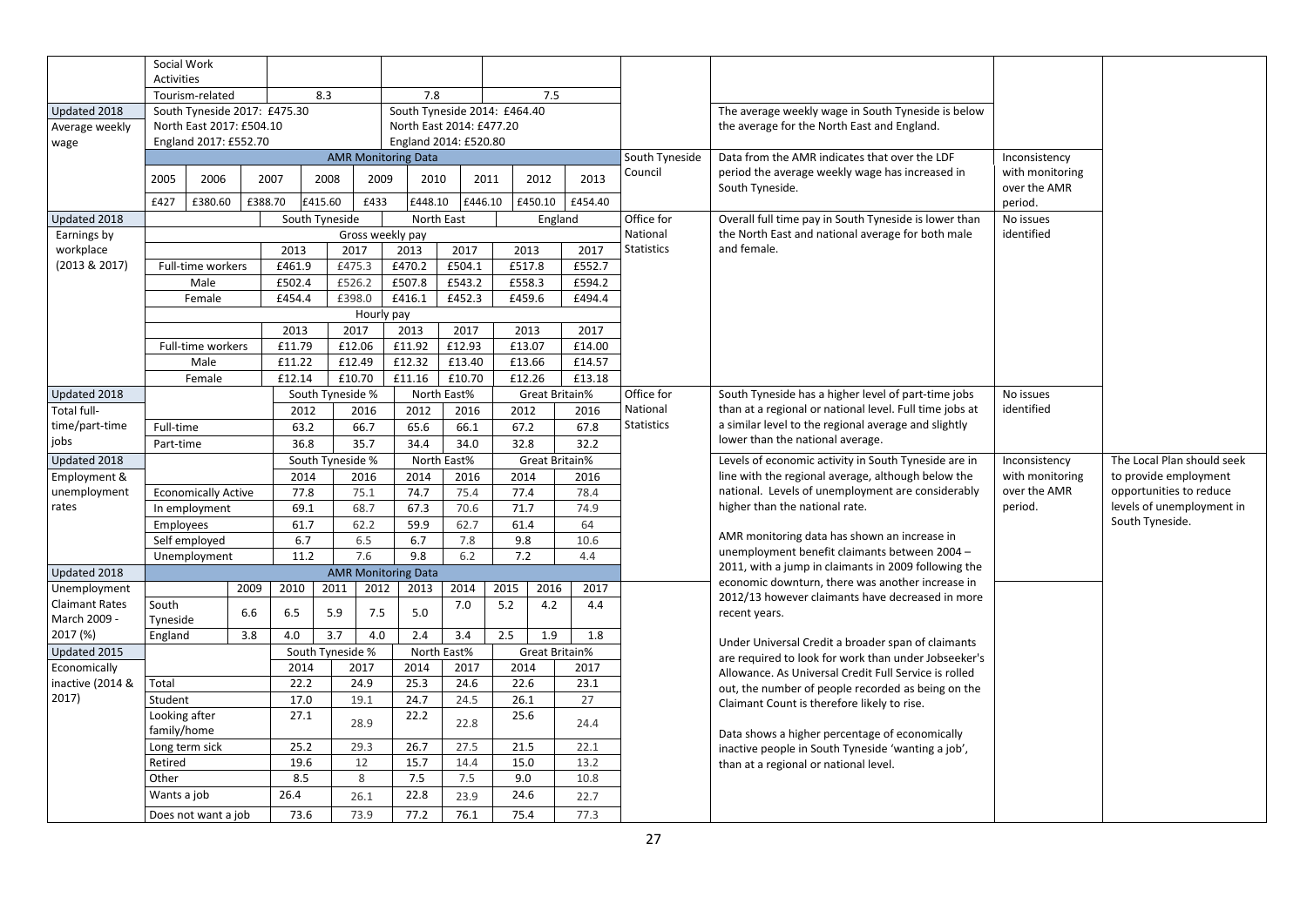| | | | | | | | |
|---|---|---|---|---|---|---|---|
| | **Social Work Activities** | | | | | | |
| | Tourism-related: 8.3 / 7.8 / 7.5 | | | | | | |
| Updated 2018 Average weekly wage | South Tyneside 2017: £475.30<br>North East 2017: £504.10<br>England 2017: £552.70 | South Tyneside 2014: £464.40<br>North East 2014: £477.20<br>England 2014: £520.80 | | | The average weekly wage in South Tyneside is below the average for the North East and England. | | |
| | AMR Monitoring Data<br>2005: £427; 2006: £380.60; 2007: £388.70; 2008: £415.60; 2009: £433; 2010: £448.10; 2011: £446.10; 2012: £450.10; 2013: £454.40 | | | South Tyneside Council | Data from the AMR indicates that over the LDF period the average weekly wage has increased in South Tyneside. | Inconsistency with monitoring over the AMR period. | |
| Updated 2018 Earnings by workplace (2013 & 2017) | See table A below | | | Office for National Statistics | Overall full time pay in South Tyneside is lower than the North East and national average for both male and female. | No issues identified | |
| Updated 2018 Total full-time/part-time jobs | See table B below | | | Office for National Statistics | South Tyneside has a higher level of part-time jobs than at a regional or national level. Full time jobs at a similar level to the regional average and slightly lower than the national average. | No issues identified | |
| Updated 2018 Employment & unemployment rates | See table C below | | | | Levels of economic activity in South Tyneside are in line with the regional average, although below the national. Levels of unemployment are considerably higher than the national rate.<br><br>AMR monitoring data has shown an increase in unemployment benefit claimants between 2004 – 2011, with a jump in claimants in 2009 following the economic downturn, there was another increase in 2012/13 however claimants have decreased in more recent years.<br><br>Under Universal Credit a broader span of claimants are required to look for work than under Jobseeker's Allowance. As Universal Credit Full Service is rolled out, the number of people recorded as being on the Claimant Count is therefore likely to rise.<br><br>Data shows a higher percentage of economically inactive people in South Tyneside 'wanting a job', than at a regional or national level. | Inconsistency with monitoring over the AMR period. | The Local Plan should seek to provide employment opportunities to reduce levels of unemployment in South Tyneside. |
| Updated 2018 Unemployment Claimant Rates March 2009 - 2017 (%) | See table D below | | | | | | |
| Updated 2015 Economically inactive (2014 & 2017) | See table E below | | | | | | |

**Table A – Earnings by workplace (2013 & 2017)**

| | South Tyneside | | North East | | England | |
|---|---|---|---|---|---|---|
| **Gross weekly pay** | 2013 | 2017 | 2013 | 2017 | 2013 | 2017 |
| Full-time workers | £461.9 | £475.3 | £470.2 | £504.1 | £517.8 | £552.7 |
| Male | £502.4 | £526.2 | £507.8 | £543.2 | £558.3 | £594.2 |
| Female | £454.4 | £398.0 | £416.1 | £452.3 | £459.6 | £494.4 |
| **Hourly pay** | 2013 | 2017 | 2013 | 2017 | 2013 | 2017 |
| Full-time workers | £11.79 | £12.06 | £11.92 | £12.93 | £13.07 | £14.00 |
| Male | £11.22 | £12.49 | £12.32 | £13.40 | £13.66 | £14.57 |
| Female | £12.14 | £10.70 | £11.16 | £10.70 | £12.26 | £13.18 |

**Table B – Total full-time/part-time jobs**

| | South Tyneside % | | North East% | | Great Britain% | |
|---|---|---|---|---|---|---|
| | 2012 | 2016 | 2012 | 2016 | 2012 | 2016 |
| Full-time | 63.2 | 66.7 | 65.6 | 66.1 | 67.2 | 67.8 |
| Part-time | 36.8 | 35.7 | 34.4 | 34.0 | 32.8 | 32.2 |

**Table C – Employment & unemployment rates**

| | South Tyneside % | | North East% | | Great Britain% | |
|---|---|---|---|---|---|---|
| | 2014 | 2016 | 2014 | 2016 | 2014 | 2016 |
| Economically Active | 77.8 | 75.1 | 74.7 | 75.4 | 77.4 | 78.4 |
| In employment | 69.1 | 68.7 | 67.3 | 70.6 | 71.7 | 74.9 |
| Employees | 61.7 | 62.2 | 59.9 | 62.7 | 61.4 | 64 |
| Self employed | 6.7 | 6.5 | 6.7 | 7.8 | 9.8 | 10.6 |
| Unemployment | 11.2 | 7.6 | 9.8 | 6.2 | 7.2 | 4.4 |

**Table D – Unemployment Claimant Rates March 2009 - 2017 (%) (AMR Monitoring Data)**

| | 2009 | 2010 | 2011 | 2012 | 2013 | 2014 | 2015 | 2016 | 2017 |
|---|---|---|---|---|---|---|---|---|---|
| South Tyneside | 6.6 | 6.5 | 5.9 | 7.5 | 5.0 | 7.0 | 5.2 | 4.2 | 4.4 |
| England | 3.8 | 4.0 | 3.7 | 4.0 | 2.4 | 3.4 | 2.5 | 1.9 | 1.8 |

**Table E – Economically inactive (2014 & 2017)**

| | South Tyneside % | | North East% | | Great Britain% | |
|---|---|---|---|---|---|---|
| | 2014 | 2017 | 2014 | 2017 | 2014 | 2017 |
| Total | 22.2 | 24.9 | 25.3 | 24.6 | 22.6 | 23.1 |
| Student | 17.0 | 19.1 | 24.7 | 24.5 | 26.1 | 27 |
| Looking after family/home | 27.1 | 28.9 | 22.2 | 22.8 | 25.6 | 24.4 |
| Long term sick | 25.2 | 29.3 | 26.7 | 27.5 | 21.5 | 22.1 |
| Retired | 19.6 | 12 | 15.7 | 14.4 | 15.0 | 13.2 |
| Other | 8.5 | 8 | 7.5 | 7.5 | 9.0 | 10.8 |
| Wants a job | 26.4 | 26.1 | 22.8 | 23.9 | 24.6 | 22.7 |
| Does not want a job | 73.6 | 73.9 | 77.2 | 76.1 | 75.4 | 77.3 |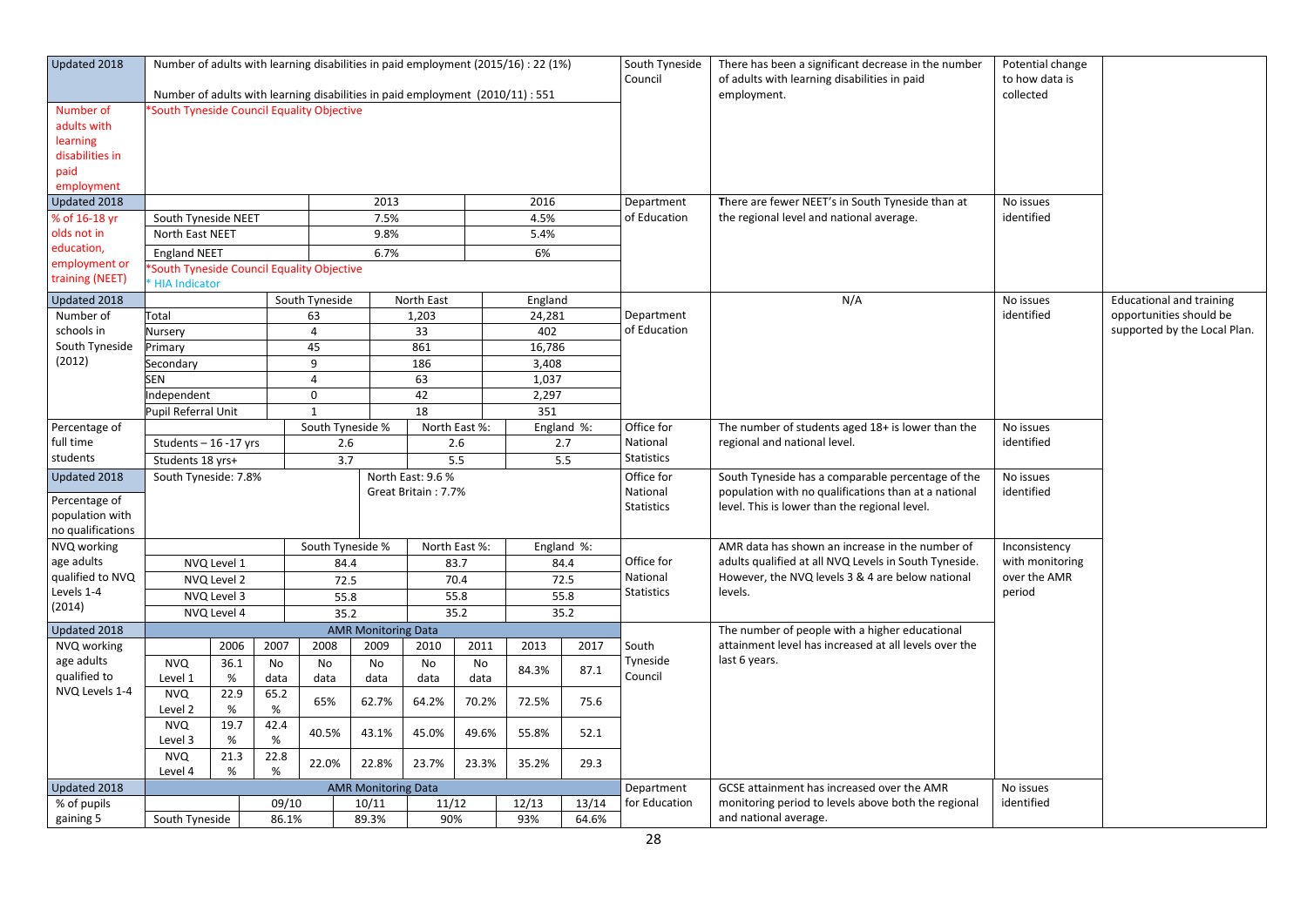| | | | | | |
|---|---|---|---|---|---|
| Updated 2018<br><br>Number of adults with learning disabilities in paid employment | Number of adults with learning disabilities in paid employment (2015/16) : 22 (1%)<br><br>Number of adults with learning disabilities in paid employment (2010/11) : 551<br><br>*South Tyneside Council Equality Objective | South Tyneside Council | There has been a significant decrease in the number of adults with learning disabilities in paid employment. | Potential change to how data is collected | |
| Updated 2018<br><br>% of 16-18 yr olds not in education, employment or training (NEET) | \| \| 2013 \| 2016 \|<br>South Tyneside NEET \| 7.5% \| 4.5%<br>North East NEET \| 9.8% \| 5.4%<br>England NEET \| 6.7% \| 6%<br><br>*South Tyneside Council Equality Objective<br>* HIA Indicator | Department of Education | There are fewer NEET's in South Tyneside than at the regional level and national average. | No issues identified | |
| Updated 2018<br><br>Number of schools in South Tyneside (2012) | \| South Tyneside \| North East \| England \|<br>Total \| 63 \| 1,203 \| 24,281<br>Nursery \| 4 \| 33 \| 402<br>Primary \| 45 \| 861 \| 16,786<br>Secondary \| 9 \| 186 \| 3,408<br>SEN \| 4 \| 63 \| 1,037<br>Independent \| 0 \| 42 \| 2,297<br>Pupil Referral Unit \| 1 \| 18 \| 351 | Department of Education | N/A | No issues identified | Educational and training opportunities should be supported by the Local Plan. |
| Percentage of full time students | \| South Tyneside % \| North East %: \| England %: \|<br>Students – 16 -17 yrs \| 2.6 \| 2.6 \| 2.7<br>Students 18 yrs+ \| 3.7 \| 5.5 \| 5.5 | Office for National Statistics | The number of students aged 18+ is lower than the regional and national level. | No issues identified | |
| Updated 2018<br><br>Percentage of population with no qualifications | South Tyneside: 7.8%<br>North East: 9.6 %<br>Great Britain : 7.7% | Office for National Statistics | South Tyneside has a comparable percentage of the population with no qualifications than at a national level. This is lower than the regional level. | No issues identified | |
| NVQ working age adults qualified to NVQ Levels 1-4 (2014) | \| South Tyneside % \| North East %: \| England %: \|<br>NVQ Level 1 \| 84.4 \| 83.7 \| 84.4<br>NVQ Level 2 \| 72.5 \| 70.4 \| 72.5<br>NVQ Level 3 \| 55.8 \| 55.8 \| 55.8<br>NVQ Level 4 \| 35.2 \| 35.2 \| 35.2 | Office for National Statistics | AMR data has shown an increase in the number of adults qualified at all NVQ Levels in South Tyneside. However, the NVQ levels 3 & 4 are below national levels. | Inconsistency with monitoring over the AMR period | |
| Updated 2018<br><br>NVQ working age adults qualified to NVQ Levels 1-4 | AMR Monitoring Data<br>\| 2006 \| 2007 \| 2008 \| 2009 \| 2010 \| 2011 \| 2013 \| 2017 \|<br>NVQ Level 1 \| 36.1 % \| No data \| No data \| No data \| No data \| No data \| 84.3% \| 87.1<br>NVQ Level 2 \| 22.9 % \| 65.2 % \| 65% \| 62.7% \| 64.2% \| 70.2% \| 72.5% \| 75.6<br>NVQ Level 3 \| 19.7 % \| 42.4 % \| 40.5% \| 43.1% \| 45.0% \| 49.6% \| 55.8% \| 52.1<br>NVQ Level 4 \| 21.3 % \| 22.8 % \| 22.0% \| 22.8% \| 23.7% \| 23.3% \| 35.2% \| 29.3 | South Tyneside Council | The number of people with a higher educational attainment level has increased at all levels over the last 6 years. | | |
| Updated 2018<br><br>% of pupils gaining 5 | AMR Monitoring Data<br>\| 09/10 \| 10/11 \| 11/12 \| 12/13 \| 13/14 \|<br>South Tyneside \| 86.1% \| 89.3% \| 90% \| 93% \| 64.6% | Department for Education | GCSE attainment has increased over the AMR monitoring period to levels above both the regional and national average. | No issues identified | |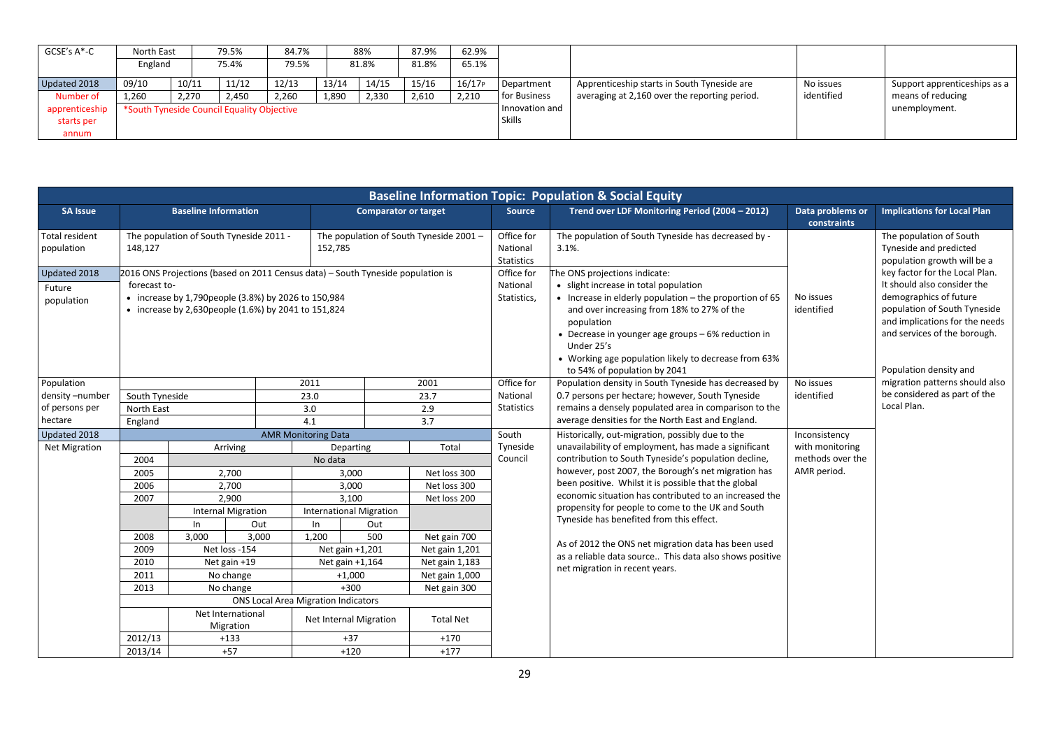| | | | | | | | | | | | | | |
|---|---|---|---|---|---|---|---|---|---|---|---|---|---|
| GCSE's A*-C | North East | | 79.5% | 84.7% | 88% | | 87.9% | 62.9% | | | | | |
| | England | | 75.4% | 79.5% | 81.8% | | 81.8% | 65.1% | | | | | |
| Updated 2018 | 09/10 | 10/11 | 11/12 | 12/13 | 13/14 | 14/15 | 15/16 | 16/17P | Department for Business Innovation and Skills | Apprenticeship starts in South Tyneside are averaging at 2,160 over the reporting period. | | No issues identified | Support apprenticeships as a means of reducing unemployment. |
| Number of apprenticeship starts per annum | 1,260 | 2,270 | 2,450 | 2,260 | 1,890 | 2,330 | 2,610 | 2,210 | | | | | |
| | *South Tyneside Council Equality Objective | | | | | | | | | | | | |

## Baseline Information Topic: Population & Social Equity

| SA Issue | Baseline Information | Comparator or target | Source | Trend over LDF Monitoring Period (2004 – 2012) | Data problems or constraints | Implications for Local Plan |
|---|---|---|---|---|---|---|
| Total resident population | The population of South Tyneside 2011 - 148,127 | The population of South Tyneside 2001 – 152,785 | Office for National Statistics | The population of South Tyneside has decreased by -3.1%. | | The population of South Tyneside and predicted population growth will be a key factor for the Local Plan. It should also consider the demographics of future population of South Tyneside and implications for the needs and services of the borough. |
| Updated 2018 Future population | 2016 ONS Projections (based on 2011 Census data) – South Tyneside population is forecast to-<br>• increase by 1,790people (3.8%) by 2026 to 150,984<br>• increase by 2,630people (1.6%) by 2041 to 151,824 | | Office for National Statistics, | The ONS projections indicate:<br>• slight increase in total population<br>• Increase in elderly population – the proportion of 65 and over increasing from 18% to 27% of the population<br>• Decrease in younger age groups – 6% reduction in Under 25's<br>• Working age population likely to decrease from 63% to 54% of population by 2041 | No issues identified | |
| Population density –number of persons per hectare | (see density table below) | | Office for National Statistics | Population density in South Tyneside has decreased by 0.7 persons per hectare; however, South Tyneside remains a densely populated area in comparison to the average densities for the North East and England. | No issues identified | Population density and migration patterns should also be considered as part of the Local Plan. |
| Updated 2018 Net Migration | (see AMR Monitoring Data table below) | | South Tyneside Council | Historically, out-migration, possibly due to the unavailability of employment, has made a significant contribution to South Tyneside's population decline, however, post 2007, the Borough's net migration has been positive. Whilst it is possible that the global economic situation has contributed to an increased the propensity for people to come to the UK and South Tyneside has benefited from this effect.<br><br>As of 2012 the ONS net migration data has been used as a reliable data source.. This data also shows positive net migration in recent years. | Inconsistency with monitoring methods over the AMR period. | |

Population density – number of persons per hectare:

| | 2011 | 2001 |
|---|---|---|
| South Tyneside | 23.0 | 23.7 |
| North East | 3.0 | 2.9 |
| England | 4.1 | 3.7 |

AMR Monitoring Data:

| | Arriving | | Departing | | Total |
|---|---|---|---|---|---|
| 2004 | No data | | | | |
| 2005 | 2,700 | | 3,000 | | Net loss 300 |
| 2006 | 2,700 | | 3,000 | | Net loss 300 |
| 2007 | 2,900 | | 3,100 | | Net loss 200 |
| | Internal Migration | | International Migration | | |
| | In | Out | In | Out | |
| 2008 | 3,000 | 3,000 | 1,200 | 500 | Net gain 700 |
| 2009 | Net loss -154 | | Net gain +1,201 | | Net gain 1,201 |
| 2010 | Net gain +19 | | Net gain +1,164 | | Net gain 1,183 |
| 2011 | No change | | +1,000 | | Net gain 1,000 |
| 2013 | No change | | +300 | | Net gain 300 |

ONS Local Area Migration Indicators:

| | Net International Migration | Net Internal Migration | Total Net |
|---|---|---|---|
| 2012/13 | +133 | +37 | +170 |
| 2013/14 | +57 | +120 | +177 |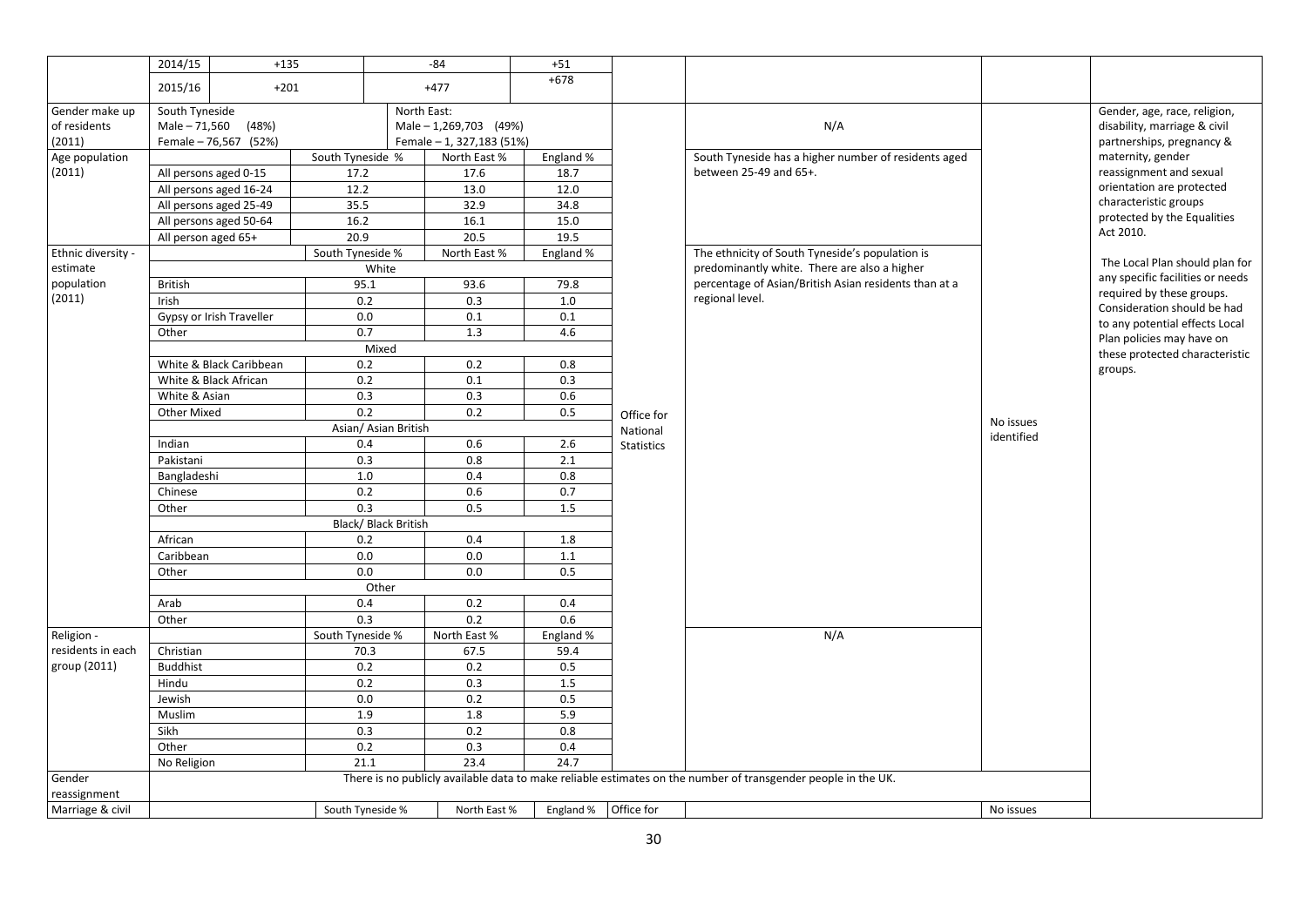| | | | | | | | | |
|---|---|---|---|---|---|---|---|---|
| | 2014/15 | +135 | -84 | +51 | | | | |
| | 2015/16 | +201 | +477 | +678 | | | | |
| Gender make up of residents (2011) | South Tyneside<br>Male – 71,560 (48%)<br>Female – 76,567 (52%) | | North East:<br>Male – 1,269,703 (49%)<br>Female – 1, 327,183 (51%) | | Office for National Statistics | N/A | No issues identified | Gender, age, race, religion, disability, marriage & civil partnerships, pregnancy & maternity, gender reassignment and sexual orientation are protected characteristic groups protected by the Equalities Act 2010.<br><br>The Local Plan should plan for any specific facilities or needs required by these groups. Consideration should be had to any potential effects Local Plan policies may have on these protected characteristic groups. |
| Age population (2011) | | South Tyneside % | North East % | England % | | South Tyneside has a higher number of residents aged between 25-49 and 65+. | | |
| | All persons aged 0-15 | 17.2 | 17.6 | 18.7 | | | | |
| | All persons aged 16-24 | 12.2 | 13.0 | 12.0 | | | | |
| | All persons aged 25-49 | 35.5 | 32.9 | 34.8 | | | | |
| | All persons aged 50-64 | 16.2 | 16.1 | 15.0 | | | | |
| | All person aged 65+ | 20.9 | 20.5 | 19.5 | | | | |
| Ethnic diversity - estimate population (2011) | | South Tyneside % | North East % | England % | | The ethnicity of South Tyneside's population is predominantly white. There are also a higher percentage of Asian/British Asian residents than at a regional level. | | |
| | | White | | | | | | |
| | British | 95.1 | 93.6 | 79.8 | | | | |
| | Irish | 0.2 | 0.3 | 1.0 | | | | |
| | Gypsy or Irish Traveller | 0.0 | 0.1 | 0.1 | | | | |
| | Other | 0.7 | 1.3 | 4.6 | | | | |
| | | Mixed | | | | | | |
| | White & Black Caribbean | 0.2 | 0.2 | 0.8 | | | | |
| | White & Black African | 0.2 | 0.1 | 0.3 | | | | |
| | White & Asian | 0.3 | 0.3 | 0.6 | | | | |
| | Other Mixed | 0.2 | 0.2 | 0.5 | | | | |
| | | Asian/ Asian British | | | | | | |
| | Indian | 0.4 | 0.6 | 2.6 | | | | |
| | Pakistani | 0.3 | 0.8 | 2.1 | | | | |
| | Bangladeshi | 1.0 | 0.4 | 0.8 | | | | |
| | Chinese | 0.2 | 0.6 | 0.7 | | | | |
| | Other | 0.3 | 0.5 | 1.5 | | | | |
| | | Black/ Black British | | | | | | |
| | African | 0.2 | 0.4 | 1.8 | | | | |
| | Caribbean | 0.0 | 0.0 | 1.1 | | | | |
| | Other | 0.0 | 0.0 | 0.5 | | | | |
| | | Other | | | | | | |
| | Arab | 0.4 | 0.2 | 0.4 | | | | |
| | Other | 0.3 | 0.2 | 0.6 | | | | |
| Religion - residents in each group (2011) | | South Tyneside % | North East % | England % | | N/A | | |
| | Christian | 70.3 | 67.5 | 59.4 | | | | |
| | Buddhist | 0.2 | 0.2 | 0.5 | | | | |
| | Hindu | 0.2 | 0.3 | 1.5 | | | | |
| | Jewish | 0.0 | 0.2 | 0.5 | | | | |
| | Muslim | 1.9 | 1.8 | 5.9 | | | | |
| | Sikh | 0.3 | 0.2 | 0.8 | | | | |
| | Other | 0.2 | 0.3 | 0.4 | | | | |
| | No Religion | 21.1 | 23.4 | 24.7 | | | | |
| Gender reassignment | There is no publicly available data to make reliable estimates on the number of transgender people in the UK. | | | | | | | |
| Marriage & civil | | South Tyneside % | North East % | England % | Office for | | No issues | |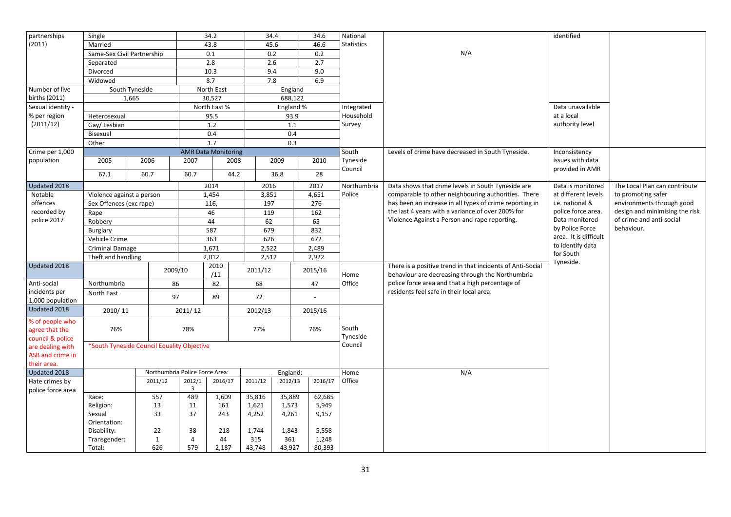| | | | | | | | | | |
|---|---|---|---|---|---|---|---|---|---|
| partnerships (2011) | Single | 34.2 | 34.4 | 34.6 | National Statistics | N/A | identified | |
| | Married | 43.8 | 45.6 | 46.6 | | | | |
| | Same-Sex Civil Partnership | 0.1 | 0.2 | 0.2 | | | | |
| | Separated | 2.8 | 2.6 | 2.7 | | | | |
| | Divorced | 10.3 | 9.4 | 9.0 | | | | |
| | Widowed | 8.7 | 7.8 | 6.9 | | | | |
| Number of live births (2011) | South Tyneside 1,665 | North East 30,527 | England 688,122 | | | | | |
| Sexual identity - % per region (2011/12) | | North East % | England % | | Integrated Household Survey | | Data unavailable at a local authority level | |
| | Heterosexual | 95.5 | 93.9 | | | | | |
| | Gay/ Lesbian | 1.2 | 1.1 | | | | | |
| | Bisexual | 0.4 | 0.4 | | | | | |
| | Other | 1.7 | 0.3 | | | | | |

| | | | | | | | | | |
|---|---|---|---|---|---|---|---|---|---|
| Crime per 1,000 population | AMR Data Monitoring | | | | | | South Tyneside Council | Levels of crime have decreased in South Tyneside. | Inconsistency issues with data provided in AMR |
| | 2005 | 2006 | 2007 | 2008 | 2009 | 2010 | | | |
| | 67.1 | 60.7 | 60.7 | 44.2 | 36.8 | 28 | | | |

| | | | | | | | | |
|---|---|---|---|---|---|---|---|---|
| Updated 2018 | | 2014 | 2016 | 2017 | Northumbria Police | Data shows that crime levels in South Tyneside are comparable to other neighbouring authorities. There has been an increase in all types of crime reporting in the last 4 years with a variance of over 200% for Violence Against a Person and rape reporting. | Data is monitored at different levels i.e. national & police force area. Data monitored by Police Force area. It is difficult to identify data for South Tyneside. | The Local Plan can contribute to promoting safer environments through good design and minimising the risk of crime and anti-social behaviour. |
| Notable offences recorded by police 2017 | Violence against a person | 1,454 | 3,851 | 4,651 | | | | |
| | Sex Offences (exc rape) | 116, | 197 | 276 | | | | |
| | Rape | 46 | 119 | 162 | | | | |
| | Robbery | 44 | 62 | 65 | | | | |
| | Burglary | 587 | 679 | 832 | | | | |
| | Vehicle Crime | 363 | 626 | 672 | | | | |
| | Criminal Damage | 1,671 | 2,522 | 2,489 | | | | |
| | Theft and handling | 2,012 | 2,512 | 2,922 | | | | |

| | | | | | | | |
|---|---|---|---|---|---|---|---|
| Updated 2018 | | 2009/10 | 2010 /11 | 2011/12 | 2015/16 | Home Office | There is a positive trend in that incidents of Anti-Social behaviour are decreasing through the Northumbria police force area and that a high percentage of residents feel safe in their local area. |
| Anti-social incidents per 1,000 population | Northumbria | 86 | 82 | 68 | 47 | | |
| | North East | 97 | 89 | 72 | - | | |
| Updated 2018 | 2010/ 11 | 2011/ 12 | | 2012/13 | 2015/16 | | |
| % of people who agree that the council & police are dealing with ASB and crime in their area. | 76% | 78% | | 77% | 76% | South Tyneside Council | |
| | *South Tyneside Council Equality Objective | | | | | | |

| | | | | | | | | | |
|---|---|---|---|---|---|---|---|---|---|
| Updated 2018 | | Northumbria Police Force Area: | | | England: | | | Home Office | N/A |
| Hate crimes by police force area | | 2011/12 | 2012/13 | 2016/17 | 2011/12 | 2012/13 | 2016/17 | | |
| | Race: | 557 | 489 | 1,609 | 35,816 | 35,889 | 62,685 | | |
| | Religion: | 13 | 11 | 161 | 1,621 | 1,573 | 5,949 | | |
| | Sexual Orientation: | 33 | 37 | 243 | 4,252 | 4,261 | 9,157 | | |
| | Disability: | 22 | 38 | 218 | 1,744 | 1,843 | 5,558 | | |
| | Transgender: | 1 | 4 | 44 | 315 | 361 | 1,248 | | |
| | Total: | 626 | 579 | 2,187 | 43,748 | 43,927 | 80,393 | | |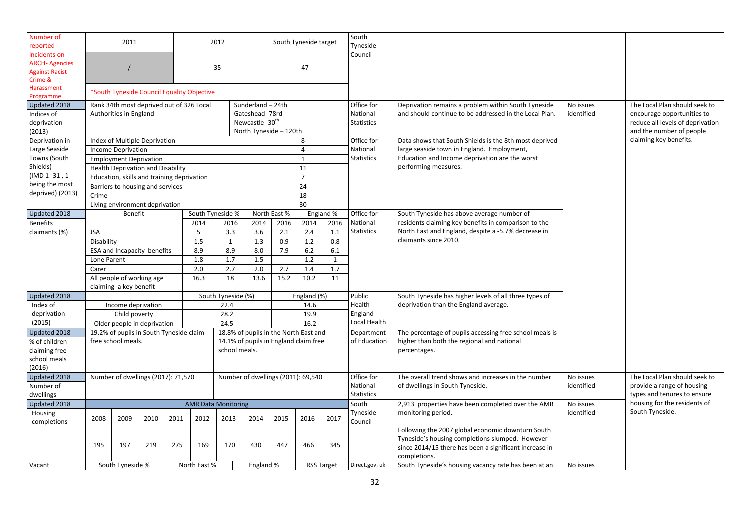| | | | | | |
|---|---|---|---|---|---|
| Number of reported incidents on ARCH- Agencies Against Racist Crime & Harassment Programme | 2011: / ; 2012: 35 ; South Tyneside target: 47<br>*South Tyneside Council Equality Objective | South Tyneside Council | | | |
| Updated 2018<br>Indices of deprivation (2013) | Rank 34th most deprived out of 326 Local Authorities in England<br>Sunderland – 24th<br>Gateshead- 78rd<br>Newcastle- 30th<br>North Tyneside – 120th | Office for National Statistics | Deprivation remains a problem within South Tyneside and should continue to be addressed in the Local Plan. | No issues identified | The Local Plan should seek to encourage opportunities to reduce all levels of deprivation and the number of people claiming key benefits. |
| Deprivation in Large Seaside Towns (South Shields) (IMD 1 -31 , 1 being the most deprived) (2013) | Index of Multiple Deprivation: 8<br>Income Deprivation: 4<br>Employment Deprivation: 1<br>Health Deprivation and Disability: 11<br>Education, skills and training deprivation: 7<br>Barriers to housing and services: 24<br>Crime: 18<br>Living environment deprivation: 30 | Office for National Statistics | Data shows that South Shields is the 8th most deprived large seaside town in England. Employment, Education and Income deprivation are the worst performing measures. | | |
| Updated 2018<br>Benefits claimants (%) | Benefit / South Tyneside % (2014, 2016) / North East % (2014, 2016) / England % (2014, 2016)<br>JSA: 5, 3.3 / 3.6, 2.1 / 2.4, 1.1<br>Disability: 1.5, 1 / 1.3, 0.9 / 1.2, 0.8<br>ESA and Incapacity benefits: 8.9, 8.9 / 8.0, 7.9 / 6.2, 6.1<br>Lone Parent: 1.8, 1.7 / 1.5, – / 1.2, 1<br>Carer: 2.0, 2.7 / 2.0, 2.7 / 1.4, 1.7<br>All people of working age claiming a key benefit: 16.3, 18 / 13.6, 15.2 / 10.2, 11 | Office for National Statistics | South Tyneside has above average number of residents claiming key benefits in comparison to the North East and England, despite a -5.7% decrease in claimants since 2010. | | |
| Updated 2018<br>Index of deprivation (2015) | South Tyneside (%) / England (%)<br>Income deprivation: 22.4 / 14.6<br>Child poverty: 28.2 / 19.9<br>Older people in deprivation: 24.5 / 16.2 | Public Health England - Local Health | South Tyneside has higher levels of all three types of deprivation than the England average. | | |
| Updated 2018<br>% of children claiming free school meals (2016) | 19.2% of pupils in South Tyneside claim free school meals.<br>18.8% of pupils in the North East and 14.1% of pupils in England claim free school meals. | Department of Education | The percentage of pupils accessing free school meals is higher than both the regional and national percentages. | | |
| Updated 2018<br>Number of dwellings | Number of dwellings (2017): 71,570<br>Number of dwellings (2011): 69,540 | Office for National Statistics | The overall trend shows and increases in the number of dwellings in South Tyneside. | No issues identified | The Local Plan should seek to provide a range of housing types and tenures to ensure housing for the residents of South Tyneside. |
| Updated 2018<br>Housing completions | AMR Data Monitoring<br>2008: 195; 2009: 197; 2010: 219; 2011: 275; 2012: 169; 2013: 170; 2014: 430; 2015: 447; 2016: 466; 2017: 345 | South Tyneside Council | 2,913 properties have been completed over the AMR monitoring period.<br><br>Following the 2007 global economic downturn South Tyneside's housing completions slumped. However since 2014/15 there has been a significant increase in completions. | No issues identified | |
| Vacant | South Tyneside % / North East % / England % / RSS Target | Direct.gov. uk | South Tyneside's housing vacancy rate has been at an | No issues | |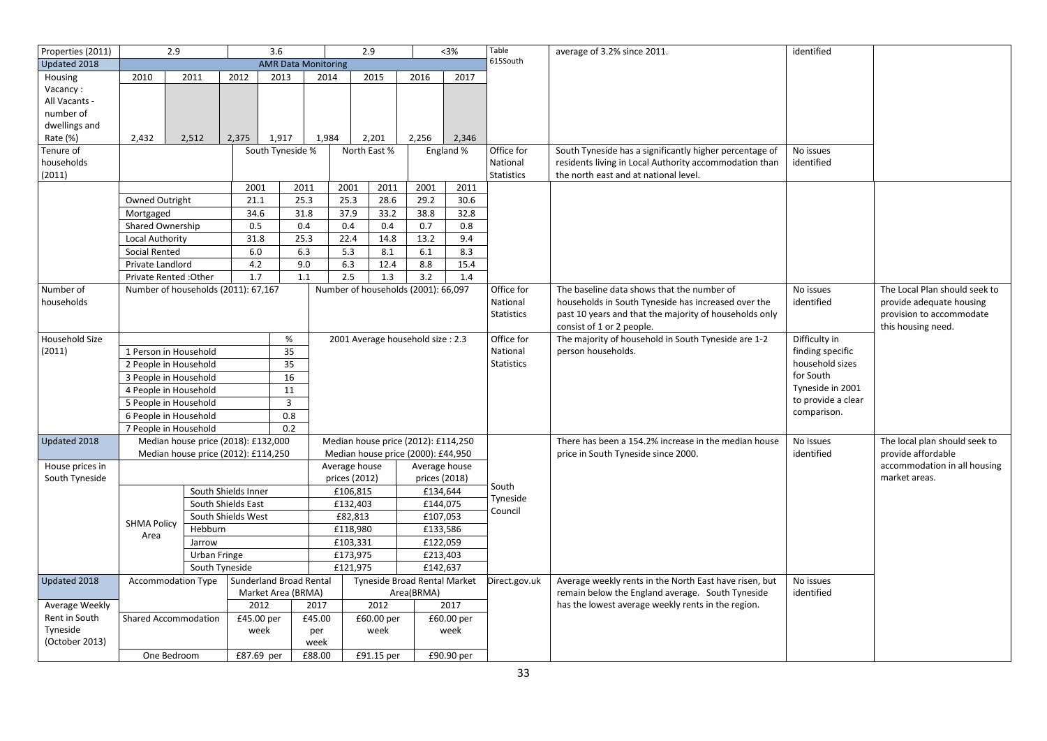| Indicator | Data | | | | | | | | Source | Comment | Issues | Implications for Local Plan |
|---|---|---|---|---|---|---|---|---|---|---|---|---|
| Properties (2011) | 2.9 | | 3.6 | | 2.9 | | <3% | | Table 615South | average of 3.2% since 2011. | identified | |
| Updated 2018 | AMR Data Monitoring | | | | | | | | | | | |
| Housing Vacancy : All Vacants - number of dwellings and Rate (%) | 2010 | 2011 | 2012 | 2013 | 2014 | 2015 | 2016 | 2017 | | | | |
| | 2,432 | 2,512 | 2,375 | 1,917 | 1,984 | 2,201 | 2,256 | 2,346 | | | | |
| Tenure of households (2011) | | | South Tyneside % | | North East % | | England % | | Office for National Statistics | South Tyneside has a significantly higher percentage of residents living in Local Authority accommodation than the north east and at national level. | No issues identified | |
| | | | 2001 | 2011 | 2001 | 2011 | 2001 | 2011 | | | | |
| | Owned Outright | | 21.1 | 25.3 | 25.3 | 28.6 | 29.2 | 30.6 | | | | |
| | Mortgaged | | 34.6 | 31.8 | 37.9 | 33.2 | 38.8 | 32.8 | | | | |
| | Shared Ownership | | 0.5 | 0.4 | 0.4 | 0.4 | 0.7 | 0.8 | | | | |
| | Local Authority | | 31.8 | 25.3 | 22.4 | 14.8 | 13.2 | 9.4 | | | | |
| | Social Rented | | 6.0 | 6.3 | 5.3 | 8.1 | 6.1 | 8.3 | | | | |
| | Private Landlord | | 4.2 | 9.0 | 6.3 | 12.4 | 8.8 | 15.4 | | | | |
| | Private Rented :Other | | 1.7 | 1.1 | 2.5 | 1.3 | 3.2 | 1.4 | | | | |
| Number of households | Number of households (2011): 67,167 | | | | Number of households (2001): 66,097 | | | | Office for National Statistics | The baseline data shows that the number of households in South Tyneside has increased over the past 10 years and that the majority of households only consist of 1 or 2 people. | No issues identified | The Local Plan should seek to provide adequate housing provision to accommodate this housing need. |
| Household Size (2011) | | | | % | 2001 Average household size : 2.3 | | | | Office for National Statistics | The majority of household in South Tyneside are 1-2 person households. | Difficulty in finding specific household sizes for South Tyneside in 2001 to provide a clear comparison. | |
| | 1 Person in Household | | | 35 | | | | | | | | |
| | 2 People in Household | | | 35 | | | | | | | | |
| | 3 People in Household | | | 16 | | | | | | | | |
| | 4 People in Household | | | 11 | | | | | | | | |
| | 5 People in Household | | | 3 | | | | | | | | |
| | 6 People in Household | | | 0.8 | | | | | | | | |
| | 7 People in Household | | | 0.2 | | | | | | | | |
| Updated 2018 | Median house price (2018): £132,000<br>Median house price (2012): £114,250 | | | | Median house price (2012): £114,250<br>Median house price (2000): £44,950 | | | | | There has been a 154.2% increase in the median house price in South Tyneside since 2000. | No issues identified | The local plan should seek to provide affordable accommodation in all housing market areas. |
| House prices in South Tyneside | | | | | Average house prices (2012) | | Average house prices (2018) | | South Tyneside Council | | | |
| | SHMA Policy Area | South Shields Inner | | | £106,815 | | £134,644 | | | | | |
| | | South Shields East | | | £132,403 | | £144,075 | | | | | |
| | | South Shields West | | | £82,813 | | £107,053 | | | | | |
| | | Hebburn | | | £118,980 | | £133,586 | | | | | |
| | | Jarrow | | | £103,331 | | £122,059 | | | | | |
| | | Urban Fringe | | | £173,975 | | £213,403 | | | | | |
| | | South Tyneside | | | £121,975 | | £142,637 | | | | | |
| Updated 2018 | Accommodation Type | | Sunderland Broad Rental Market Area (BRMA) | | Tyneside Broad Rental Market Area(BRMA) | | | | Direct.gov.uk | Average weekly rents in the North East have risen, but remain below the England average. South Tyneside has the lowest average weekly rents in the region. | No issues identified | |
| Average Weekly Rent in South Tyneside (October 2013) | | | 2012 | 2017 | 2012 | | 2017 | | | | | |
| | Shared Accommodation | | £45.00 per week | £45.00 per week | £60.00 per week | | £60.00 per week | | | | | |
| | One Bedroom | | £87.69 per | £88.00 | £91.15 per | | £90.90 per | | | | | |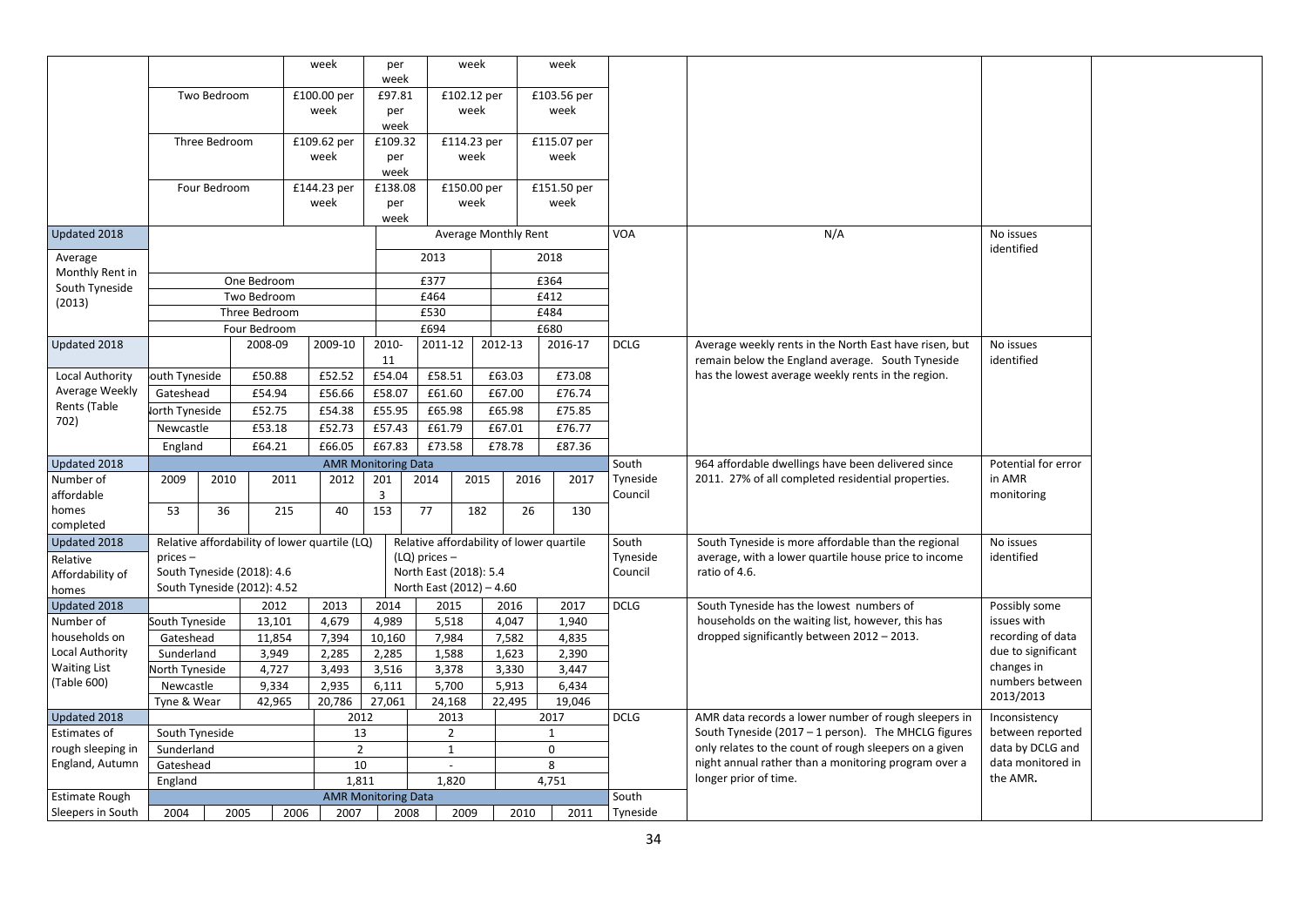| | | | | | |
|---|---|---|---|---|---|
| | week | per week | week | week | | | |
| | Two Bedroom | £100.00 per week | £97.81 per week | £102.12 per week | £103.56 per week | | | |
| | Three Bedroom | £109.62 per week | £109.32 per week | £114.23 per week | £115.07 per week | | | |
| | Four Bedroom | £144.23 per week | £138.08 per week | £150.00 per week | £151.50 per week | | | |

| Indicator | Data | Source | Commentary | Issues |
|---|---|---|---|---|
| Updated 2018<br>Average Monthly Rent in South Tyneside (2013) | **Average Monthly Rent**<br>(2013 / 2018)<br>One Bedroom: £377 / £364<br>Two Bedroom: £464 / £412<br>Three Bedroom: £530 / £484<br>Four Bedroom: £694 / £680 | VOA | N/A | No issues identified |
| Updated 2018<br>Local Authority Average Weekly Rents (Table 702) | (2008-09 / 2009-10 / 2010-11 / 2011-12 / 2012-13 / 2016-17)<br>South Tyneside: £50.88 / £52.52 / £54.04 / £58.51 / £63.03 / £73.08<br>Gateshead: £54.94 / £56.66 / £58.07 / £61.60 / £67.00 / £76.74<br>North Tyneside: £52.75 / £54.38 / £55.95 / £65.98 / £65.98 / £75.85<br>Newcastle: £53.18 / £52.73 / £57.43 / £61.79 / £67.01 / £76.77<br>England: £64.21 / £66.05 / £67.83 / £73.58 / £78.78 / £87.36 | DCLG | Average weekly rents in the North East have risen, but remain below the England average. South Tyneside has the lowest average weekly rents in the region. | No issues identified |
| Updated 2018<br>Number of affordable homes completed | **AMR Monitoring Data**<br>2009: 53; 2010: 36; 2011: 215; 2012: 40; 2013: 153; 2014: 77; 2015: 182; 2016: 26; 2017: 130 | South Tyneside Council | 964 affordable dwellings have been delivered since 2011. 27% of all completed residential properties. | Potential for error in AMR monitoring |
| Updated 2018<br>Relative Affordability of homes | Relative affordability of lower quartile (LQ) prices –<br>South Tyneside (2018): 4.6<br>South Tyneside (2012): 4.52<br>Relative affordability of lower quartile (LQ) prices –<br>North East (2018): 5.4<br>North East (2012) – 4.60 | South Tyneside Council | South Tyneside is more affordable than the regional average, with a lower quartile house price to income ratio of 4.6. | No issues identified |
| Updated 2018<br>Number of households on Local Authority Waiting List (Table 600) | (2012 / 2013 / 2014 / 2015 / 2016 / 2017)<br>South Tyneside: 13,101 / 4,679 / 4,989 / 5,518 / 4,047 / 1,940<br>Gateshead: 11,854 / 7,394 / 10,160 / 7,984 / 7,582 / 4,835<br>Sunderland: 3,949 / 2,285 / 2,285 / 1,588 / 1,623 / 2,390<br>North Tyneside: 4,727 / 3,493 / 3,516 / 3,378 / 3,330 / 3,447<br>Newcastle: 9,334 / 2,935 / 6,111 / 5,700 / 5,913 / 6,434<br>Tyne & Wear: 42,965 / 20,786 / 27,061 / 24,168 / 22,495 / 19,046 | DCLG | South Tyneside has the lowest numbers of households on the waiting list, however, this has dropped significantly between 2012 – 2013. | Possibly some issues with recording of data due to significant changes in numbers between 2013/2013 |
| Updated 2018<br>Estimates of rough sleeping in England, Autumn | (2012 / 2013 / 2017)<br>South Tyneside: 13 / 2 / 1<br>Sunderland: 2 / 1 / 0<br>Gateshead: 10 / - / 8<br>England: 1,811 / 1,820 / 4,751 | DCLG | AMR data records a lower number of rough sleepers in South Tyneside (2017 – 1 person). The MHCLG figures only relates to the count of rough sleepers on a given night annual rather than a monitoring program over a longer prior of time. | Inconsistency between reported data by DCLG and data monitored in the AMR. |
| Estimate Rough Sleepers in South | **AMR Monitoring Data**<br>2004 / 2005 / 2006 / 2007 / 2008 / 2009 / 2010 / 2011 | South Tyneside | | |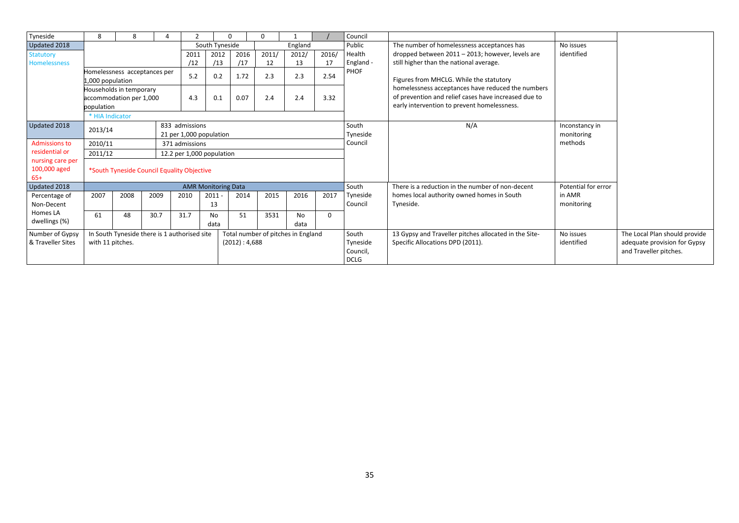| | | | | | | | | | | | | | |
|---|---|---|---|---|---|---|---|---|---|---|---|---|---|
| Tyneside | 8 | 8 | 4 | 2 | | 0 | 0 | 1 | / | Council | | | |
| Updated 2018<br>Statutory Homelessness | | | | South Tyneside | | | England | | | Public Health England - PHOF | The number of homelessness acceptances has dropped between 2011 – 2013; however, levels are still higher than the national average.<br><br>Figures from MHCLG. While the statutory homelessness acceptances have reduced the numbers of prevention and relief cases have increased due to early intervention to prevent homelessness. | No issues identified | |
| | | | | 2011/12 | 2012/13 | 2016/17 | 2011/12 | 2012/13 | 2016/17 | | | | |
| | Homelessness acceptances per 1,000 population | | | 5.2 | 0.2 | 1.72 | 2.3 | 2.3 | 2.54 | | | | |
| | Households in temporary accommodation per 1,000 population | | | 4.3 | 0.1 | 0.07 | 2.4 | 2.4 | 3.32 | | | | |
| | * HIA Indicator | | | | | | | | | | | | |
| Updated 2018<br>Admissions to residential or nursing care per 100,000 aged 65+ | 2013/14 | | | 833 admissions<br>21 per 1,000 population | | | | | | South Tyneside Council | N/A | Inconstancy in monitoring methods | |
| | 2010/11 | | | 371 admissions | | | | | | | | | |
| | 2011/12 | | | 12.2 per 1,000 population | | | | | | | | | |
| | *South Tyneside Council Equality Objective | | | | | | | | | | | | |
| Updated 2018 | AMR Monitoring Data | | | | | | | | | South Tyneside Council | There is a reduction in the number of non-decent homes local authority owned homes in South Tyneside. | Potential for error in AMR monitoring | |
| Percentage of Non-Decent Homes LA dwellings (%) | 2007 | 2008 | 2009 | 2010 | 2011 - 13 | 2014 | 2015 | 2016 | 2017 | | | | |
| | 61 | 48 | 30.7 | 31.7 | No data | 51 | 3531 | No data | 0 | | | | |
| Number of Gypsy & Traveller Sites | In South Tyneside there is 1 authorised site with 11 pitches. | | | | | Total number of pitches in England (2012) : 4,688 | | | | South Tyneside Council, DCLG | 13 Gypsy and Traveller pitches allocated in the Site-Specific Allocations DPD (2011). | No issues identified | The Local Plan should provide adequate provision for Gypsy and Traveller pitches. |